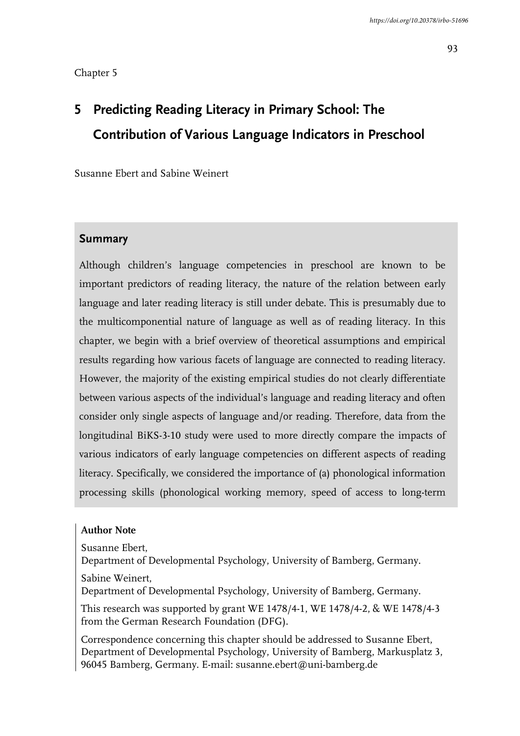Chapter 5

# 5 Predicting Reading Literacy in Primary School: The Contribution of Various Language Indicators in Preschool

Susanne Ebert and Sabine Weinert

## Summary

Although children's language competencies in preschool are known to be important predictors of reading literacy, the nature of the relation between early language and later reading literacy is still under debate. This is presumably due to the multicomponential nature of language as well as of reading literacy. In this chapter, we begin with a brief overview of theoretical assumptions and empirical results regarding how various facets of language are connected to reading literacy. However, the majority of the existing empirical studies do not clearly differentiate between various aspects of the individual's language and reading literacy and often consider only single aspects of language and/or reading. Therefore, data from the longitudinal BiKS-3-10 study were used to more directly compare the impacts of various indicators of early language competencies on different aspects of reading literacy. Specifically, we considered the importance of (a) phonological information processing skills (phonological working memory, speed of access to long-term

**Author Note**

Susanne Ebert,
Department of Developmental Psychology, University of Bamberg, Germany.

Sabine Weinert,
Department of Developmental Psychology, University of Bamberg, Germany.

This research was supported by grant WE 1478/4-1, WE 1478/4-2, & WE 1478/4-3 from the German Research Foundation (DFG).

Correspondence concerning this chapter should be addressed to Susanne Ebert, Department of Developmental Psychology, University of Bamberg, Markusplatz 3, 96045 Bamberg, Germany. E-mail: susanne.ebert@uni-bamberg.de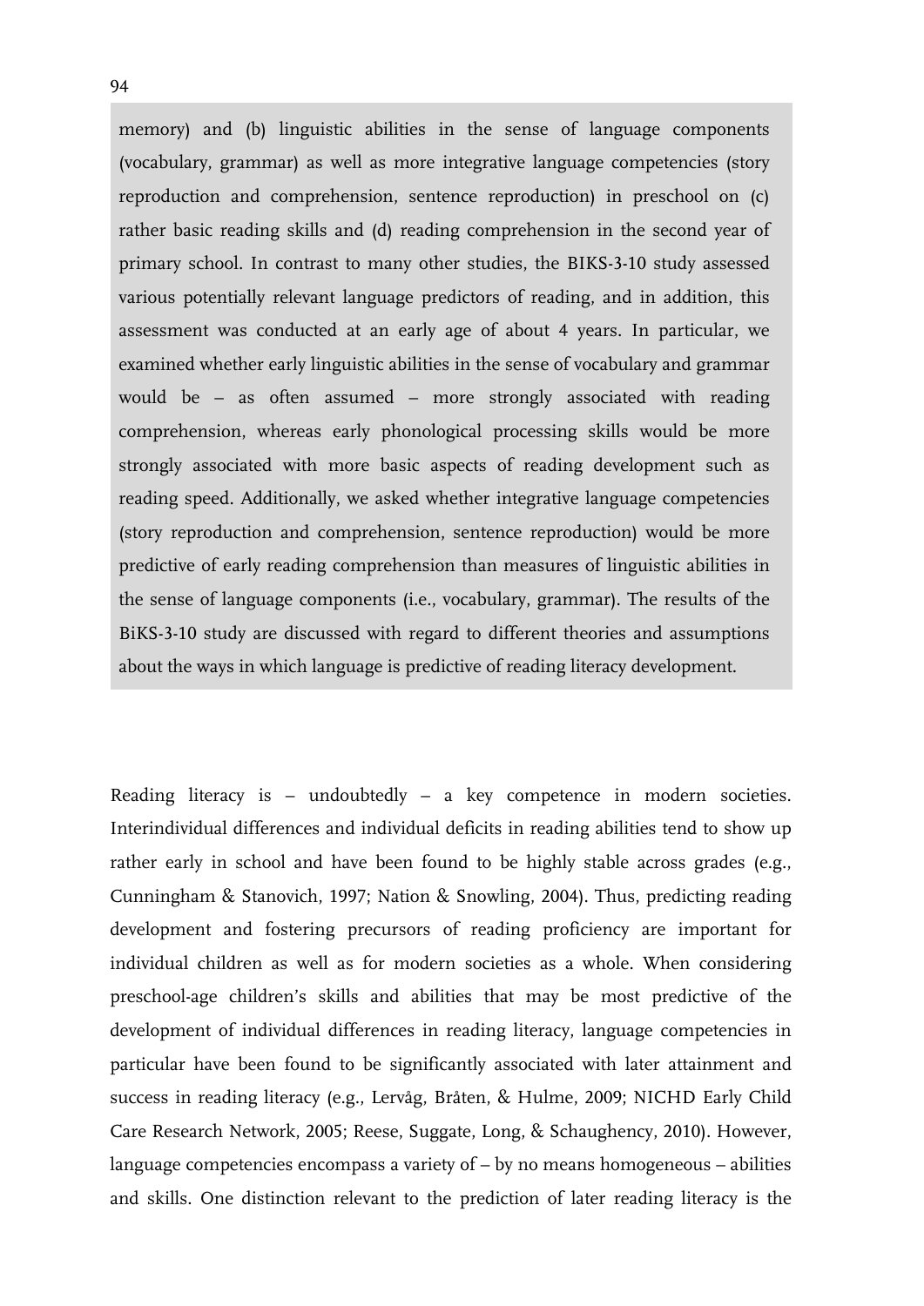memory) and (b) linguistic abilities in the sense of language components (vocabulary, grammar) as well as more integrative language competencies (story reproduction and comprehension, sentence reproduction) in preschool on (c) rather basic reading skills and (d) reading comprehension in the second year of primary school. In contrast to many other studies, the BIKS-3-10 study assessed various potentially relevant language predictors of reading, and in addition, this assessment was conducted at an early age of about 4 years. In particular, we examined whether early linguistic abilities in the sense of vocabulary and grammar would be – as often assumed – more strongly associated with reading comprehension, whereas early phonological processing skills would be more strongly associated with more basic aspects of reading development such as reading speed. Additionally, we asked whether integrative language competencies (story reproduction and comprehension, sentence reproduction) would be more predictive of early reading comprehension than measures of linguistic abilities in the sense of language components (i.e., vocabulary, grammar). The results of the BiKS-3-10 study are discussed with regard to different theories and assumptions about the ways in which language is predictive of reading literacy development.

Reading literacy is – undoubtedly – a key competence in modern societies. Interindividual differences and individual deficits in reading abilities tend to show up rather early in school and have been found to be highly stable across grades (e.g., Cunningham & Stanovich, 1997; Nation & Snowling, 2004). Thus, predicting reading development and fostering precursors of reading proficiency are important for individual children as well as for modern societies as a whole. When considering preschool-age children's skills and abilities that may be most predictive of the development of individual differences in reading literacy, language competencies in particular have been found to be significantly associated with later attainment and success in reading literacy (e.g., Lervåg, Bråten, & Hulme, 2009; NICHD Early Child Care Research Network, 2005; Reese, Suggate, Long, & Schaughency, 2010). However, language competencies encompass a variety of – by no means homogeneous – abilities and skills. One distinction relevant to the prediction of later reading literacy is the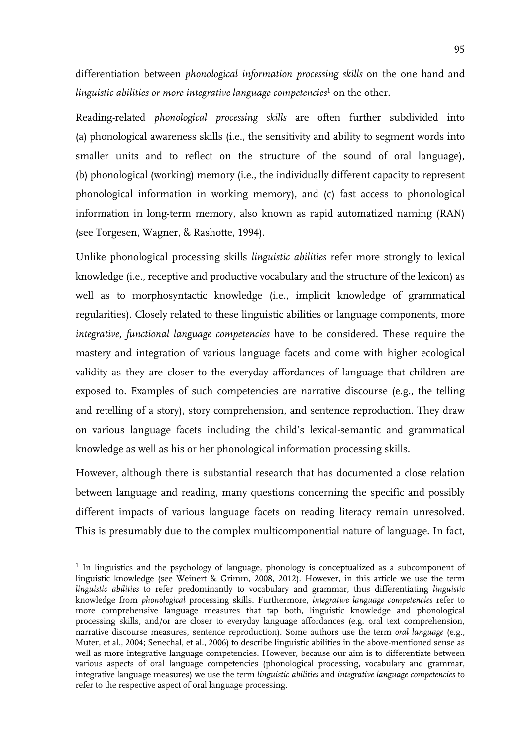differentiation between *phonological information processing skills* on the one hand and *linguistic abilities or more integrative language competencies*[1] on the other.

Reading-related *phonological processing skills* are often further subdivided into (a) phonological awareness skills (i.e., the sensitivity and ability to segment words into smaller units and to reflect on the structure of the sound of oral language), (b) phonological (working) memory (i.e., the individually different capacity to represent phonological information in working memory), and (c) fast access to phonological information in long-term memory, also known as rapid automatized naming (RAN) (see Torgesen, Wagner, & Rashotte, 1994).

Unlike phonological processing skills *linguistic abilities* refer more strongly to lexical knowledge (i.e., receptive and productive vocabulary and the structure of the lexicon) as well as to morphosyntactic knowledge (i.e., implicit knowledge of grammatical regularities). Closely related to these linguistic abilities or language components, more *integrative, functional language competencies* have to be considered. These require the mastery and integration of various language facets and come with higher ecological validity as they are closer to the everyday affordances of language that children are exposed to. Examples of such competencies are narrative discourse (e.g., the telling and retelling of a story), story comprehension, and sentence reproduction. They draw on various language facets including the child's lexical-semantic and grammatical knowledge as well as his or her phonological information processing skills.

However, although there is substantial research that has documented a close relation between language and reading, many questions concerning the specific and possibly different impacts of various language facets on reading literacy remain unresolved. This is presumably due to the complex multicomponential nature of language. In fact,

---

[1] In linguistics and the psychology of language, phonology is conceptualized as a subcomponent of linguistic knowledge (see Weinert & Grimm, 2008, 2012). However, in this article we use the term *linguistic abilities* to refer predominantly to vocabulary and grammar, thus differentiating *linguistic* knowledge from *phonological* processing skills. Furthermore, *integrative language competencies* refer to more comprehensive language measures that tap both, linguistic knowledge and phonological processing skills, and/or are closer to everyday language affordances (e.g. oral text comprehension, narrative discourse measures, sentence reproduction). Some authors use the term *oral language* (e.g., Muter, et al., 2004; Senechal, et al., 2006) to describe linguistic abilities in the above-mentioned sense as well as more integrative language competencies. However, because our aim is to differentiate between various aspects of oral language competencies (phonological processing, vocabulary and grammar, integrative language measures) we use the term *linguistic abilities* and *integrative language competencies* to refer to the respective aspect of oral language processing.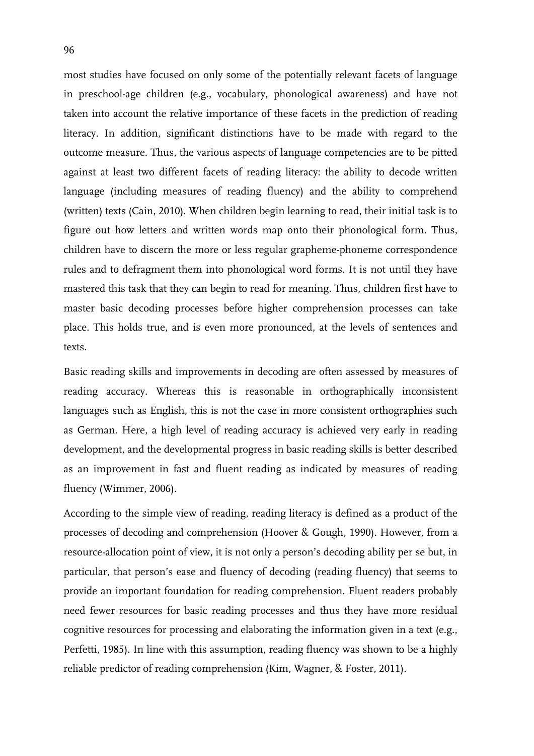most studies have focused on only some of the potentially relevant facets of language in preschool-age children (e.g., vocabulary, phonological awareness) and have not taken into account the relative importance of these facets in the prediction of reading literacy. In addition, significant distinctions have to be made with regard to the outcome measure. Thus, the various aspects of language competencies are to be pitted against at least two different facets of reading literacy: the ability to decode written language (including measures of reading fluency) and the ability to comprehend (written) texts (Cain, 2010). When children begin learning to read, their initial task is to figure out how letters and written words map onto their phonological form. Thus, children have to discern the more or less regular grapheme-phoneme correspondence rules and to defragment them into phonological word forms. It is not until they have mastered this task that they can begin to read for meaning. Thus, children first have to master basic decoding processes before higher comprehension processes can take place. This holds true, and is even more pronounced, at the levels of sentences and texts.

Basic reading skills and improvements in decoding are often assessed by measures of reading accuracy. Whereas this is reasonable in orthographically inconsistent languages such as English, this is not the case in more consistent orthographies such as German. Here, a high level of reading accuracy is achieved very early in reading development, and the developmental progress in basic reading skills is better described as an improvement in fast and fluent reading as indicated by measures of reading fluency (Wimmer, 2006).

According to the simple view of reading, reading literacy is defined as a product of the processes of decoding and comprehension (Hoover & Gough, 1990). However, from a resource-allocation point of view, it is not only a person's decoding ability per se but, in particular, that person's ease and fluency of decoding (reading fluency) that seems to provide an important foundation for reading comprehension. Fluent readers probably need fewer resources for basic reading processes and thus they have more residual cognitive resources for processing and elaborating the information given in a text (e.g., Perfetti, 1985). In line with this assumption, reading fluency was shown to be a highly reliable predictor of reading comprehension (Kim, Wagner, & Foster, 2011).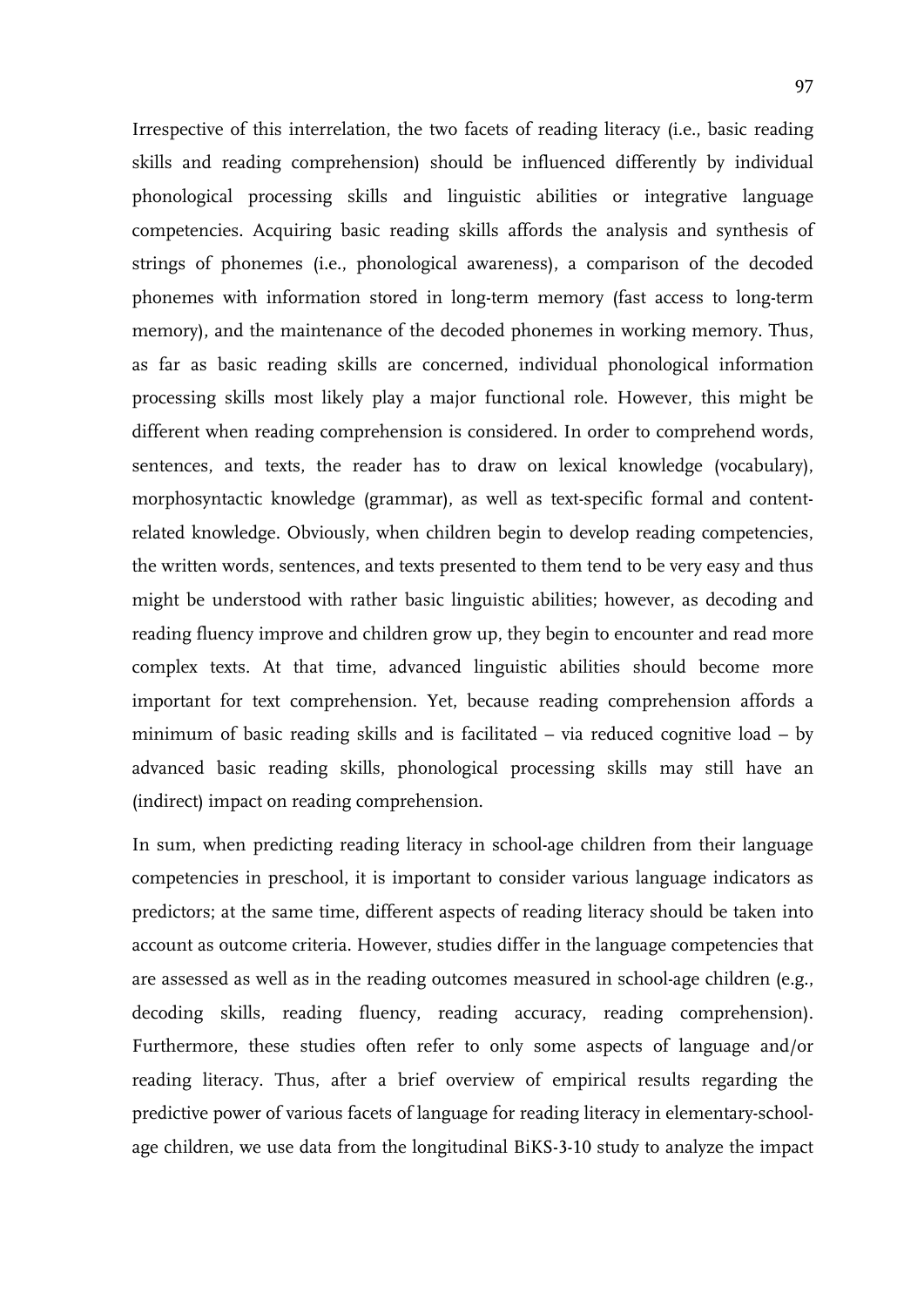Irrespective of this interrelation, the two facets of reading literacy (i.e., basic reading skills and reading comprehension) should be influenced differently by individual phonological processing skills and linguistic abilities or integrative language competencies. Acquiring basic reading skills affords the analysis and synthesis of strings of phonemes (i.e., phonological awareness), a comparison of the decoded phonemes with information stored in long-term memory (fast access to long-term memory), and the maintenance of the decoded phonemes in working memory. Thus, as far as basic reading skills are concerned, individual phonological information processing skills most likely play a major functional role. However, this might be different when reading comprehension is considered. In order to comprehend words, sentences, and texts, the reader has to draw on lexical knowledge (vocabulary), morphosyntactic knowledge (grammar), as well as text-specific formal and content-related knowledge. Obviously, when children begin to develop reading competencies, the written words, sentences, and texts presented to them tend to be very easy and thus might be understood with rather basic linguistic abilities; however, as decoding and reading fluency improve and children grow up, they begin to encounter and read more complex texts. At that time, advanced linguistic abilities should become more important for text comprehension. Yet, because reading comprehension affords a minimum of basic reading skills and is facilitated – via reduced cognitive load – by advanced basic reading skills, phonological processing skills may still have an (indirect) impact on reading comprehension.

In sum, when predicting reading literacy in school-age children from their language competencies in preschool, it is important to consider various language indicators as predictors; at the same time, different aspects of reading literacy should be taken into account as outcome criteria. However, studies differ in the language competencies that are assessed as well as in the reading outcomes measured in school-age children (e.g., decoding skills, reading fluency, reading accuracy, reading comprehension). Furthermore, these studies often refer to only some aspects of language and/or reading literacy. Thus, after a brief overview of empirical results regarding the predictive power of various facets of language for reading literacy in elementary-school-age children, we use data from the longitudinal BiKS-3-10 study to analyze the impact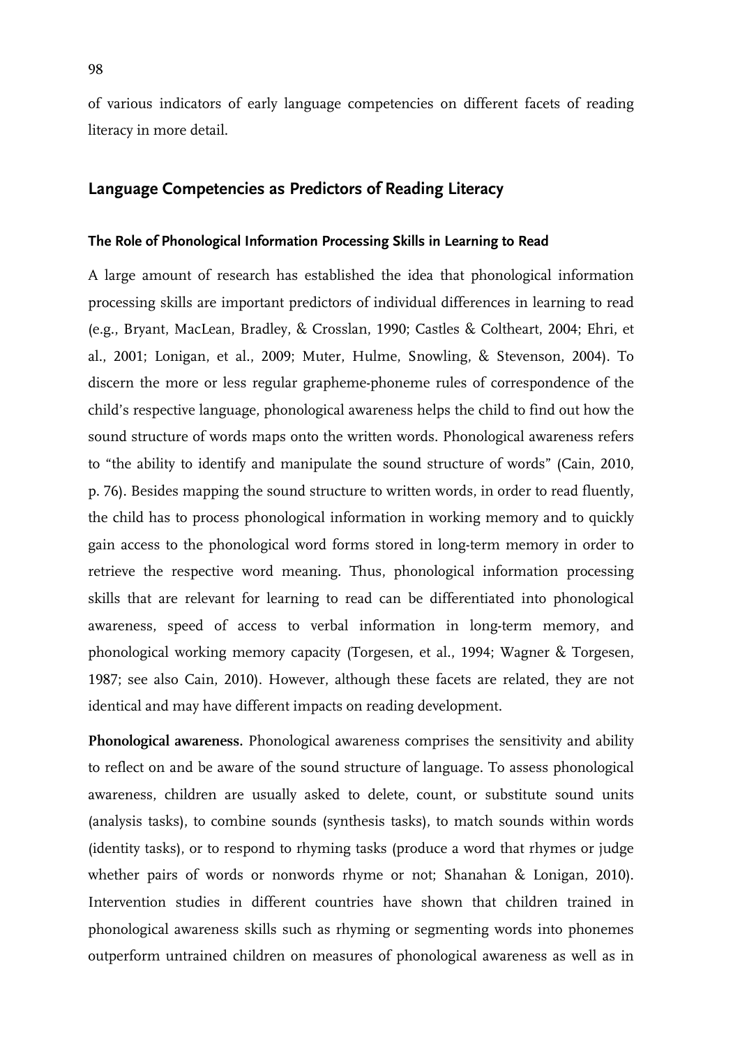of various indicators of early language competencies on different facets of reading literacy in more detail.

## Language Competencies as Predictors of Reading Literacy

### The Role of Phonological Information Processing Skills in Learning to Read

A large amount of research has established the idea that phonological information processing skills are important predictors of individual differences in learning to read (e.g., Bryant, MacLean, Bradley, & Crosslan, 1990; Castles & Coltheart, 2004; Ehri, et al., 2001; Lonigan, et al., 2009; Muter, Hulme, Snowling, & Stevenson, 2004). To discern the more or less regular grapheme-phoneme rules of correspondence of the child's respective language, phonological awareness helps the child to find out how the sound structure of words maps onto the written words. Phonological awareness refers to "the ability to identify and manipulate the sound structure of words" (Cain, 2010, p. 76). Besides mapping the sound structure to written words, in order to read fluently, the child has to process phonological information in working memory and to quickly gain access to the phonological word forms stored in long-term memory in order to retrieve the respective word meaning. Thus, phonological information processing skills that are relevant for learning to read can be differentiated into phonological awareness, speed of access to verbal information in long-term memory, and phonological working memory capacity (Torgesen, et al., 1994; Wagner & Torgesen, 1987; see also Cain, 2010). However, although these facets are related, they are not identical and may have different impacts on reading development.

**Phonological awareness.** Phonological awareness comprises the sensitivity and ability to reflect on and be aware of the sound structure of language. To assess phonological awareness, children are usually asked to delete, count, or substitute sound units (analysis tasks), to combine sounds (synthesis tasks), to match sounds within words (identity tasks), or to respond to rhyming tasks (produce a word that rhymes or judge whether pairs of words or nonwords rhyme or not; Shanahan & Lonigan, 2010). Intervention studies in different countries have shown that children trained in phonological awareness skills such as rhyming or segmenting words into phonemes outperform untrained children on measures of phonological awareness as well as in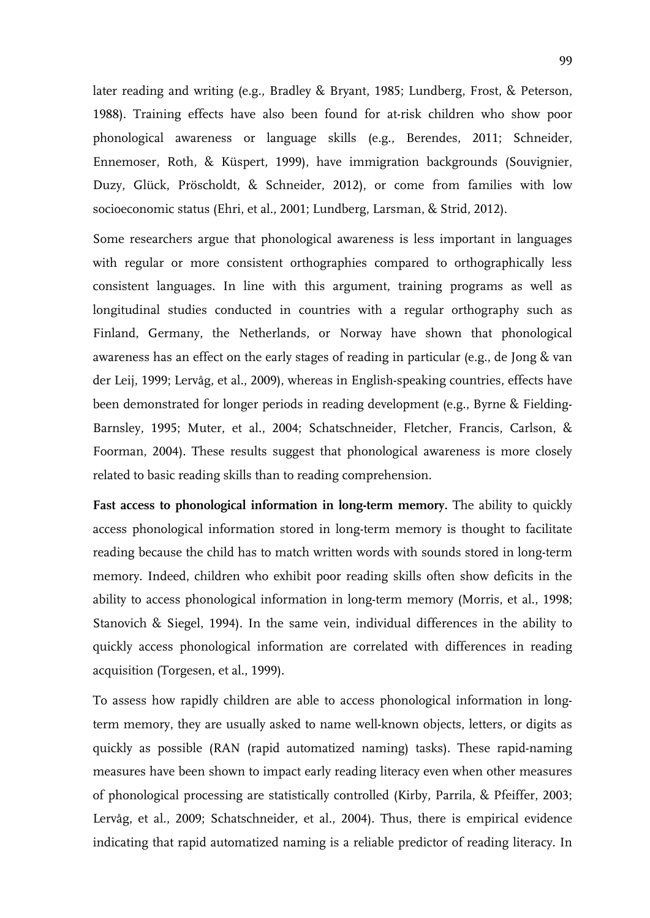later reading and writing (e.g., Bradley & Bryant, 1985; Lundberg, Frost, & Peterson, 1988). Training effects have also been found for at-risk children who show poor phonological awareness or language skills (e.g., Berendes, 2011; Schneider, Ennemoser, Roth, & Küspert, 1999), have immigration backgrounds (Souvignier, Duzy, Glück, Pröscholdt, & Schneider, 2012), or come from families with low socioeconomic status (Ehri, et al., 2001; Lundberg, Larsman, & Strid, 2012).

Some researchers argue that phonological awareness is less important in languages with regular or more consistent orthographies compared to orthographically less consistent languages. In line with this argument, training programs as well as longitudinal studies conducted in countries with a regular orthography such as Finland, Germany, the Netherlands, or Norway have shown that phonological awareness has an effect on the early stages of reading in particular (e.g., de Jong & van der Leij, 1999; Lervåg, et al., 2009), whereas in English-speaking countries, effects have been demonstrated for longer periods in reading development (e.g., Byrne & Fielding-Barnsley, 1995; Muter, et al., 2004; Schatschneider, Fletcher, Francis, Carlson, & Foorman, 2004). These results suggest that phonological awareness is more closely related to basic reading skills than to reading comprehension.

**Fast access to phonological information in long-term memory.** The ability to quickly access phonological information stored in long-term memory is thought to facilitate reading because the child has to match written words with sounds stored in long-term memory. Indeed, children who exhibit poor reading skills often show deficits in the ability to access phonological information in long-term memory (Morris, et al., 1998; Stanovich & Siegel, 1994). In the same vein, individual differences in the ability to quickly access phonological information are correlated with differences in reading acquisition (Torgesen, et al., 1999).

To assess how rapidly children are able to access phonological information in long-term memory, they are usually asked to name well-known objects, letters, or digits as quickly as possible (RAN (rapid automatized naming) tasks). These rapid-naming measures have been shown to impact early reading literacy even when other measures of phonological processing are statistically controlled (Kirby, Parrila, & Pfeiffer, 2003; Lervåg, et al., 2009; Schatschneider, et al., 2004). Thus, there is empirical evidence indicating that rapid automatized naming is a reliable predictor of reading literacy. In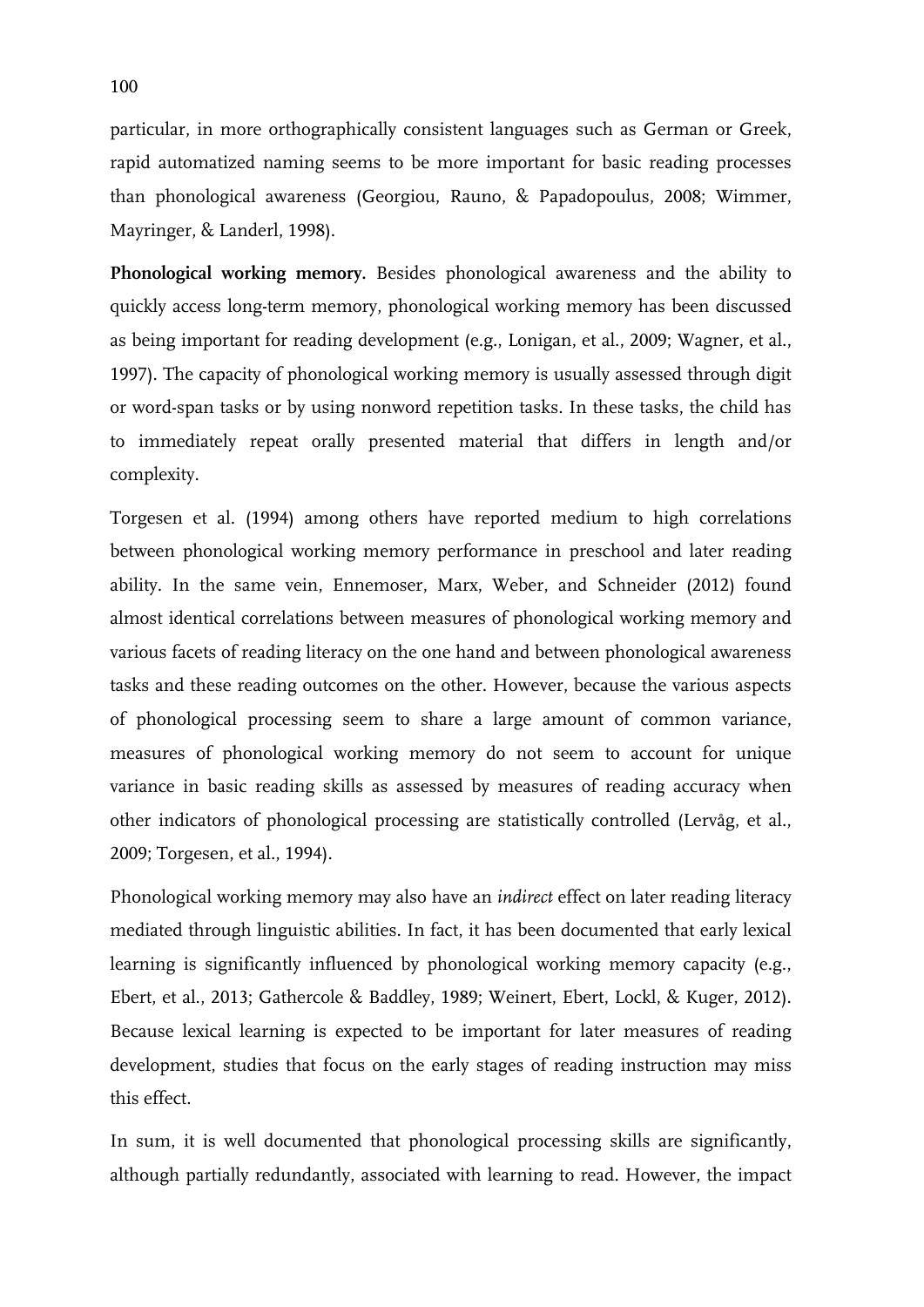particular, in more orthographically consistent languages such as German or Greek, rapid automatized naming seems to be more important for basic reading processes than phonological awareness (Georgiou, Rauno, & Papadopoulus, 2008; Wimmer, Mayringer, & Landerl, 1998).

**Phonological working memory.** Besides phonological awareness and the ability to quickly access long-term memory, phonological working memory has been discussed as being important for reading development (e.g., Lonigan, et al., 2009; Wagner, et al., 1997). The capacity of phonological working memory is usually assessed through digit or word-span tasks or by using nonword repetition tasks. In these tasks, the child has to immediately repeat orally presented material that differs in length and/or complexity.

Torgesen et al. (1994) among others have reported medium to high correlations between phonological working memory performance in preschool and later reading ability. In the same vein, Ennemoser, Marx, Weber, and Schneider (2012) found almost identical correlations between measures of phonological working memory and various facets of reading literacy on the one hand and between phonological awareness tasks and these reading outcomes on the other. However, because the various aspects of phonological processing seem to share a large amount of common variance, measures of phonological working memory do not seem to account for unique variance in basic reading skills as assessed by measures of reading accuracy when other indicators of phonological processing are statistically controlled (Lervåg, et al., 2009; Torgesen, et al., 1994).

Phonological working memory may also have an *indirect* effect on later reading literacy mediated through linguistic abilities. In fact, it has been documented that early lexical learning is significantly influenced by phonological working memory capacity (e.g., Ebert, et al., 2013; Gathercole & Baddley, 1989; Weinert, Ebert, Lockl, & Kuger, 2012). Because lexical learning is expected to be important for later measures of reading development, studies that focus on the early stages of reading instruction may miss this effect.

In sum, it is well documented that phonological processing skills are significantly, although partially redundantly, associated with learning to read. However, the impact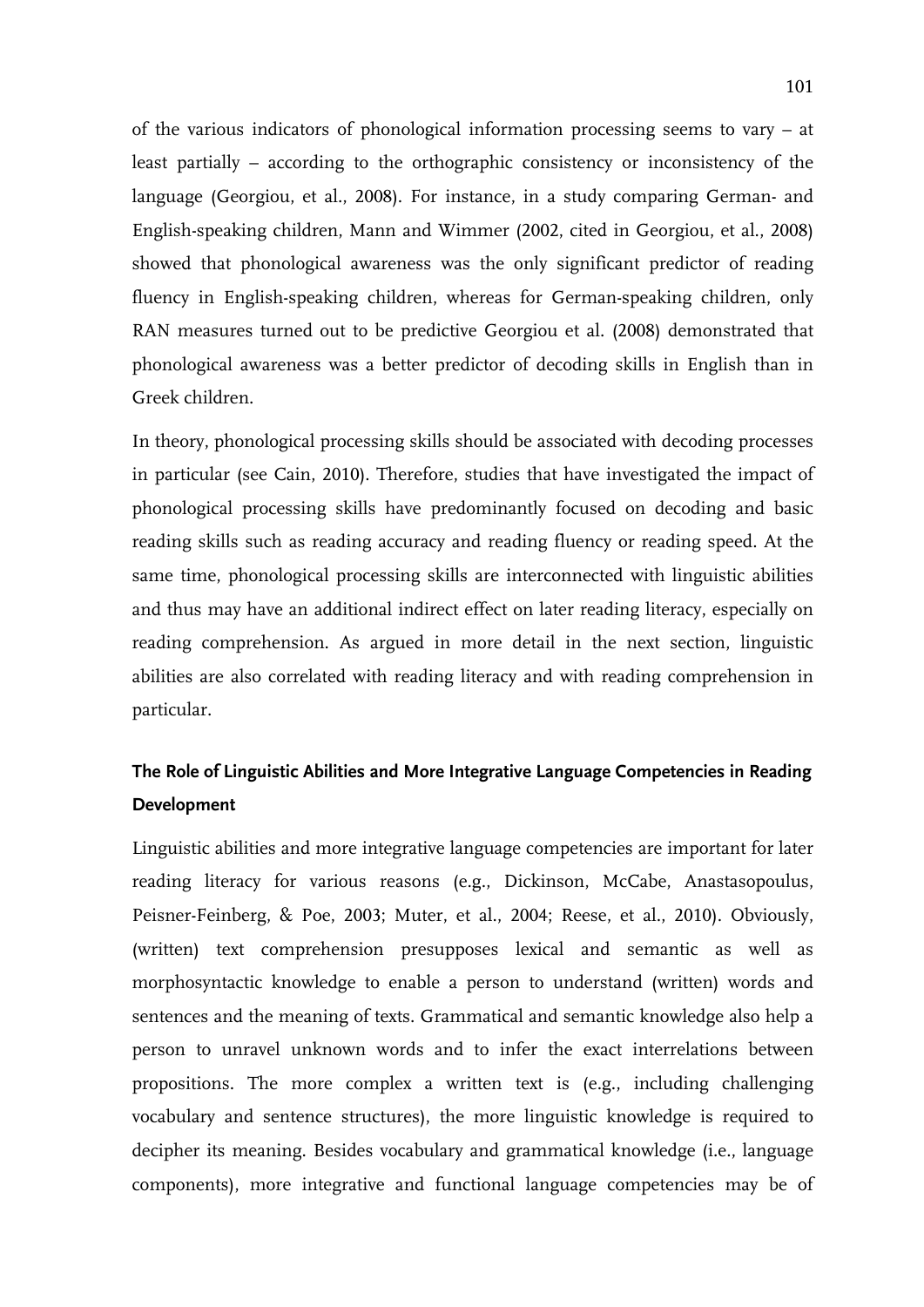of the various indicators of phonological information processing seems to vary – at least partially – according to the orthographic consistency or inconsistency of the language (Georgiou, et al., 2008). For instance, in a study comparing German- and English-speaking children, Mann and Wimmer (2002, cited in Georgiou, et al., 2008) showed that phonological awareness was the only significant predictor of reading fluency in English-speaking children, whereas for German-speaking children, only RAN measures turned out to be predictive Georgiou et al. (2008) demonstrated that phonological awareness was a better predictor of decoding skills in English than in Greek children.

In theory, phonological processing skills should be associated with decoding processes in particular (see Cain, 2010). Therefore, studies that have investigated the impact of phonological processing skills have predominantly focused on decoding and basic reading skills such as reading accuracy and reading fluency or reading speed. At the same time, phonological processing skills are interconnected with linguistic abilities and thus may have an additional indirect effect on later reading literacy, especially on reading comprehension. As argued in more detail in the next section, linguistic abilities are also correlated with reading literacy and with reading comprehension in particular.

## The Role of Linguistic Abilities and More Integrative Language Competencies in Reading Development

Linguistic abilities and more integrative language competencies are important for later reading literacy for various reasons (e.g., Dickinson, McCabe, Anastasopoulus, Peisner-Feinberg, & Poe, 2003; Muter, et al., 2004; Reese, et al., 2010). Obviously, (written) text comprehension presupposes lexical and semantic as well as morphosyntactic knowledge to enable a person to understand (written) words and sentences and the meaning of texts. Grammatical and semantic knowledge also help a person to unravel unknown words and to infer the exact interrelations between propositions. The more complex a written text is (e.g., including challenging vocabulary and sentence structures), the more linguistic knowledge is required to decipher its meaning. Besides vocabulary and grammatical knowledge (i.e., language components), more integrative and functional language competencies may be of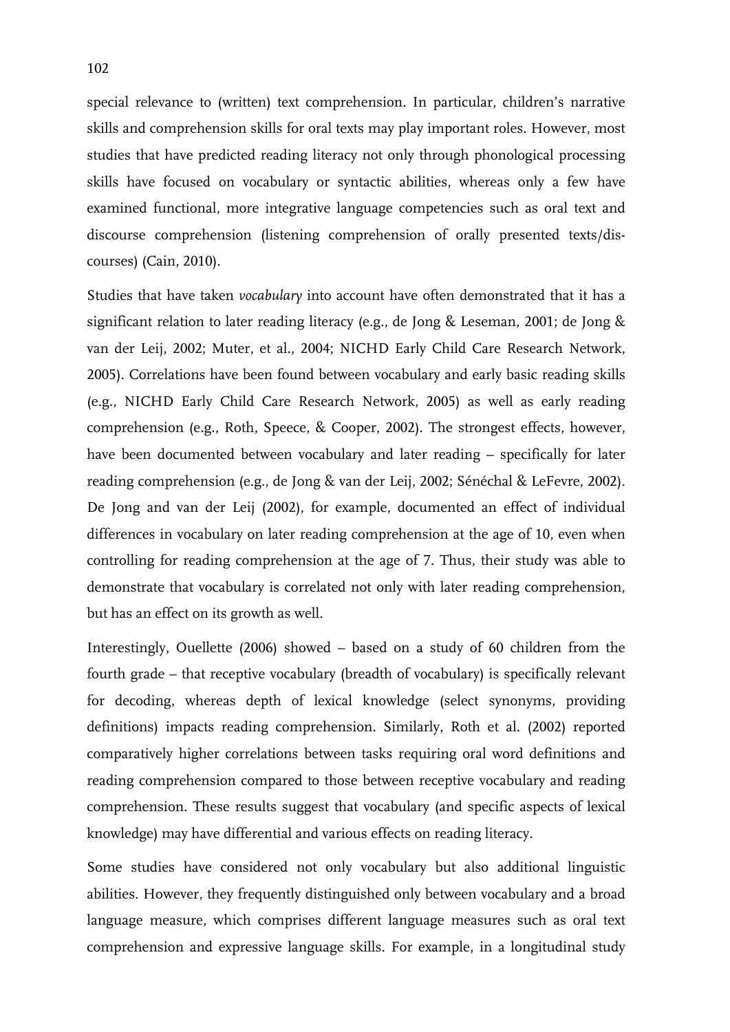special relevance to (written) text comprehension. In particular, children's narrative skills and comprehension skills for oral texts may play important roles. However, most studies that have predicted reading literacy not only through phonological processing skills have focused on vocabulary or syntactic abilities, whereas only a few have examined functional, more integrative language competencies such as oral text and discourse comprehension (listening comprehension of orally presented texts/discourses) (Cain, 2010).

Studies that have taken *vocabulary* into account have often demonstrated that it has a significant relation to later reading literacy (e.g., de Jong & Leseman, 2001; de Jong & van der Leij, 2002; Muter, et al., 2004; NICHD Early Child Care Research Network, 2005). Correlations have been found between vocabulary and early basic reading skills (e.g., NICHD Early Child Care Research Network, 2005) as well as early reading comprehension (e.g., Roth, Speece, & Cooper, 2002). The strongest effects, however, have been documented between vocabulary and later reading – specifically for later reading comprehension (e.g., de Jong & van der Leij, 2002; Sénéchal & LeFevre, 2002). De Jong and van der Leij (2002), for example, documented an effect of individual differences in vocabulary on later reading comprehension at the age of 10, even when controlling for reading comprehension at the age of 7. Thus, their study was able to demonstrate that vocabulary is correlated not only with later reading comprehension, but has an effect on its growth as well.

Interestingly, Ouellette (2006) showed – based on a study of 60 children from the fourth grade – that receptive vocabulary (breadth of vocabulary) is specifically relevant for decoding, whereas depth of lexical knowledge (select synonyms, providing definitions) impacts reading comprehension. Similarly, Roth et al. (2002) reported comparatively higher correlations between tasks requiring oral word definitions and reading comprehension compared to those between receptive vocabulary and reading comprehension. These results suggest that vocabulary (and specific aspects of lexical knowledge) may have differential and various effects on reading literacy.

Some studies have considered not only vocabulary but also additional linguistic abilities. However, they frequently distinguished only between vocabulary and a broad language measure, which comprises different language measures such as oral text comprehension and expressive language skills. For example, in a longitudinal study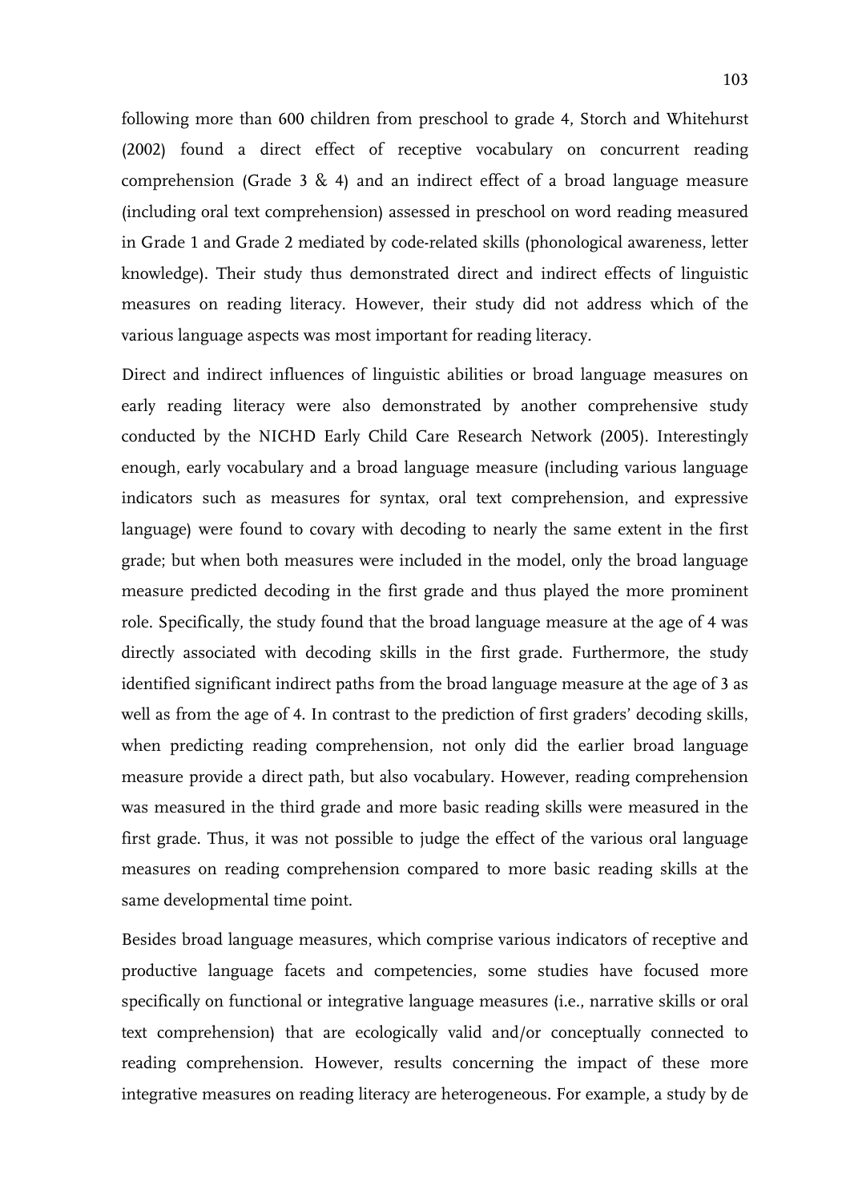following more than 600 children from preschool to grade 4, Storch and Whitehurst (2002) found a direct effect of receptive vocabulary on concurrent reading comprehension (Grade 3 & 4) and an indirect effect of a broad language measure (including oral text comprehension) assessed in preschool on word reading measured in Grade 1 and Grade 2 mediated by code-related skills (phonological awareness, letter knowledge). Their study thus demonstrated direct and indirect effects of linguistic measures on reading literacy. However, their study did not address which of the various language aspects was most important for reading literacy.

Direct and indirect influences of linguistic abilities or broad language measures on early reading literacy were also demonstrated by another comprehensive study conducted by the NICHD Early Child Care Research Network (2005). Interestingly enough, early vocabulary and a broad language measure (including various language indicators such as measures for syntax, oral text comprehension, and expressive language) were found to covary with decoding to nearly the same extent in the first grade; but when both measures were included in the model, only the broad language measure predicted decoding in the first grade and thus played the more prominent role. Specifically, the study found that the broad language measure at the age of 4 was directly associated with decoding skills in the first grade. Furthermore, the study identified significant indirect paths from the broad language measure at the age of 3 as well as from the age of 4. In contrast to the prediction of first graders' decoding skills, when predicting reading comprehension, not only did the earlier broad language measure provide a direct path, but also vocabulary. However, reading comprehension was measured in the third grade and more basic reading skills were measured in the first grade. Thus, it was not possible to judge the effect of the various oral language measures on reading comprehension compared to more basic reading skills at the same developmental time point.

Besides broad language measures, which comprise various indicators of receptive and productive language facets and competencies, some studies have focused more specifically on functional or integrative language measures (i.e., narrative skills or oral text comprehension) that are ecologically valid and/or conceptually connected to reading comprehension. However, results concerning the impact of these more integrative measures on reading literacy are heterogeneous. For example, a study by de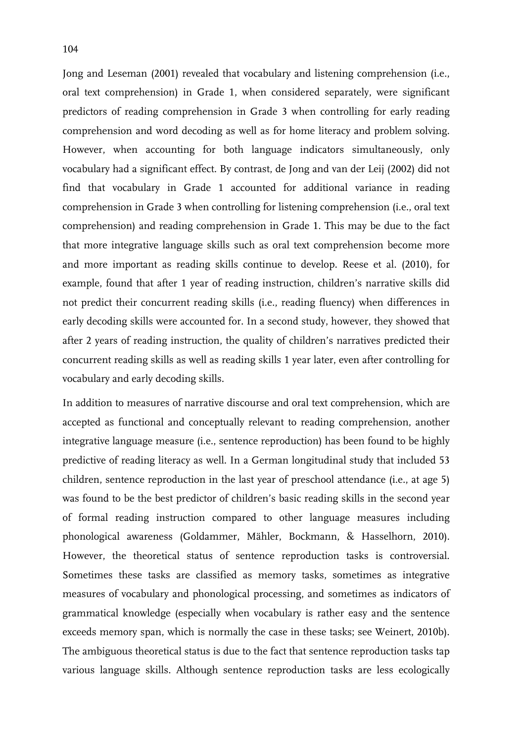Jong and Leseman (2001) revealed that vocabulary and listening comprehension (i.e., oral text comprehension) in Grade 1, when considered separately, were significant predictors of reading comprehension in Grade 3 when controlling for early reading comprehension and word decoding as well as for home literacy and problem solving. However, when accounting for both language indicators simultaneously, only vocabulary had a significant effect. By contrast, de Jong and van der Leij (2002) did not find that vocabulary in Grade 1 accounted for additional variance in reading comprehension in Grade 3 when controlling for listening comprehension (i.e., oral text comprehension) and reading comprehension in Grade 1. This may be due to the fact that more integrative language skills such as oral text comprehension become more and more important as reading skills continue to develop. Reese et al. (2010), for example, found that after 1 year of reading instruction, children's narrative skills did not predict their concurrent reading skills (i.e., reading fluency) when differences in early decoding skills were accounted for. In a second study, however, they showed that after 2 years of reading instruction, the quality of children's narratives predicted their concurrent reading skills as well as reading skills 1 year later, even after controlling for vocabulary and early decoding skills.

In addition to measures of narrative discourse and oral text comprehension, which are accepted as functional and conceptually relevant to reading comprehension, another integrative language measure (i.e., sentence reproduction) has been found to be highly predictive of reading literacy as well. In a German longitudinal study that included 53 children, sentence reproduction in the last year of preschool attendance (i.e., at age 5) was found to be the best predictor of children's basic reading skills in the second year of formal reading instruction compared to other language measures including phonological awareness (Goldammer, Mähler, Bockmann, & Hasselhorn, 2010). However, the theoretical status of sentence reproduction tasks is controversial. Sometimes these tasks are classified as memory tasks, sometimes as integrative measures of vocabulary and phonological processing, and sometimes as indicators of grammatical knowledge (especially when vocabulary is rather easy and the sentence exceeds memory span, which is normally the case in these tasks; see Weinert, 2010b). The ambiguous theoretical status is due to the fact that sentence reproduction tasks tap various language skills. Although sentence reproduction tasks are less ecologically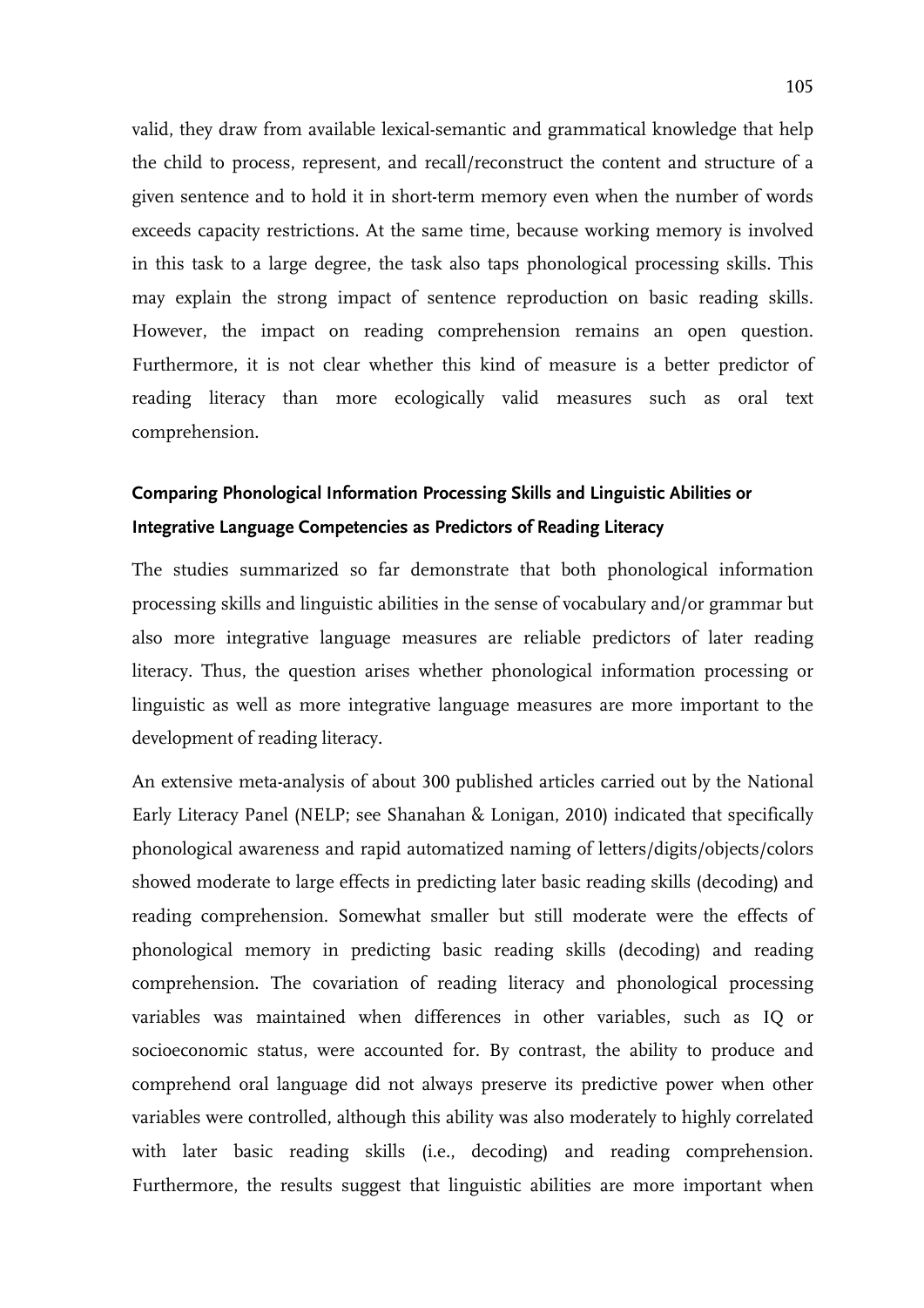valid, they draw from available lexical-semantic and grammatical knowledge that help the child to process, represent, and recall/reconstruct the content and structure of a given sentence and to hold it in short-term memory even when the number of words exceeds capacity restrictions. At the same time, because working memory is involved in this task to a large degree, the task also taps phonological processing skills. This may explain the strong impact of sentence reproduction on basic reading skills. However, the impact on reading comprehension remains an open question. Furthermore, it is not clear whether this kind of measure is a better predictor of reading literacy than more ecologically valid measures such as oral text comprehension.

### Comparing Phonological Information Processing Skills and Linguistic Abilities or Integrative Language Competencies as Predictors of Reading Literacy

The studies summarized so far demonstrate that both phonological information processing skills and linguistic abilities in the sense of vocabulary and/or grammar but also more integrative language measures are reliable predictors of later reading literacy. Thus, the question arises whether phonological information processing or linguistic as well as more integrative language measures are more important to the development of reading literacy.

An extensive meta-analysis of about 300 published articles carried out by the National Early Literacy Panel (NELP; see Shanahan & Lonigan, 2010) indicated that specifically phonological awareness and rapid automatized naming of letters/digits/objects/colors showed moderate to large effects in predicting later basic reading skills (decoding) and reading comprehension. Somewhat smaller but still moderate were the effects of phonological memory in predicting basic reading skills (decoding) and reading comprehension. The covariation of reading literacy and phonological processing variables was maintained when differences in other variables, such as IQ or socioeconomic status, were accounted for. By contrast, the ability to produce and comprehend oral language did not always preserve its predictive power when other variables were controlled, although this ability was also moderately to highly correlated with later basic reading skills (i.e., decoding) and reading comprehension. Furthermore, the results suggest that linguistic abilities are more important when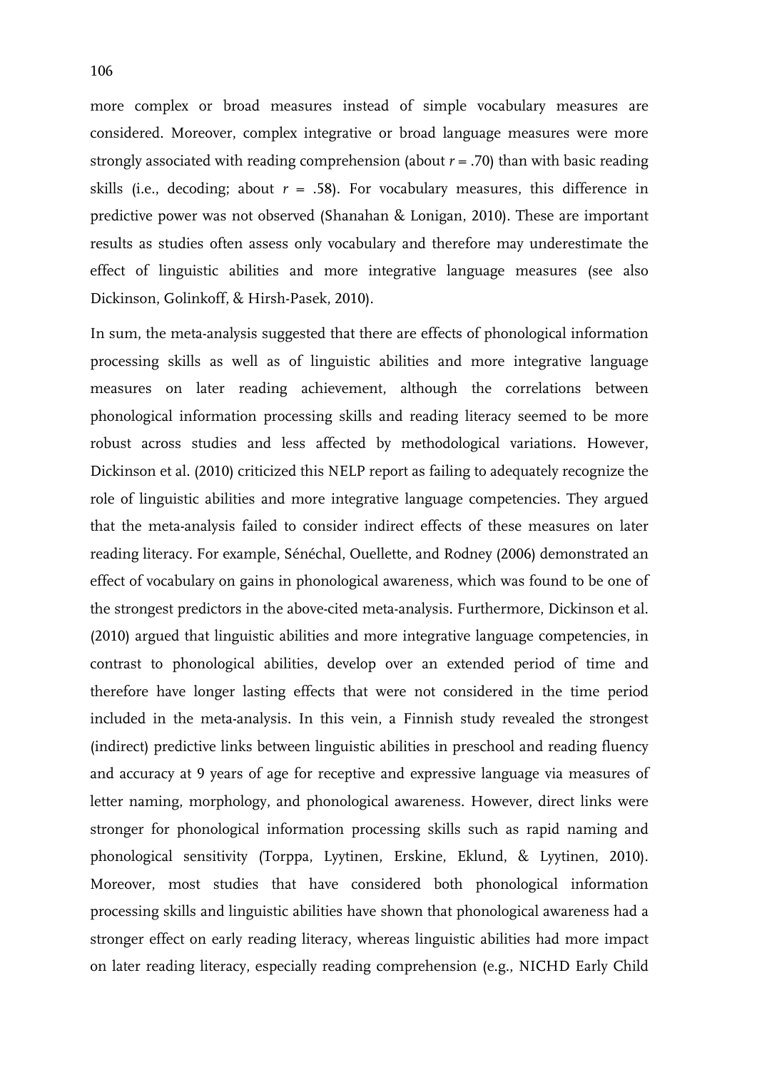more complex or broad measures instead of simple vocabulary measures are considered. Moreover, complex integrative or broad language measures were more strongly associated with reading comprehension (about $r = .70$) than with basic reading skills (i.e., decoding; about $r = .58$). For vocabulary measures, this difference in predictive power was not observed (Shanahan & Lonigan, 2010). These are important results as studies often assess only vocabulary and therefore may underestimate the effect of linguistic abilities and more integrative language measures (see also Dickinson, Golinkoff, & Hirsh-Pasek, 2010).

In sum, the meta-analysis suggested that there are effects of phonological information processing skills as well as of linguistic abilities and more integrative language measures on later reading achievement, although the correlations between phonological information processing skills and reading literacy seemed to be more robust across studies and less affected by methodological variations. However, Dickinson et al. (2010) criticized this NELP report as failing to adequately recognize the role of linguistic abilities and more integrative language competencies. They argued that the meta-analysis failed to consider indirect effects of these measures on later reading literacy. For example, Sénéchal, Ouellette, and Rodney (2006) demonstrated an effect of vocabulary on gains in phonological awareness, which was found to be one of the strongest predictors in the above-cited meta-analysis. Furthermore, Dickinson et al. (2010) argued that linguistic abilities and more integrative language competencies, in contrast to phonological abilities, develop over an extended period of time and therefore have longer lasting effects that were not considered in the time period included in the meta-analysis. In this vein, a Finnish study revealed the strongest (indirect) predictive links between linguistic abilities in preschool and reading fluency and accuracy at 9 years of age for receptive and expressive language via measures of letter naming, morphology, and phonological awareness. However, direct links were stronger for phonological information processing skills such as rapid naming and phonological sensitivity (Torppa, Lyytinen, Erskine, Eklund, & Lyytinen, 2010). Moreover, most studies that have considered both phonological information processing skills and linguistic abilities have shown that phonological awareness had a stronger effect on early reading literacy, whereas linguistic abilities had more impact on later reading literacy, especially reading comprehension (e.g., NICHD Early Child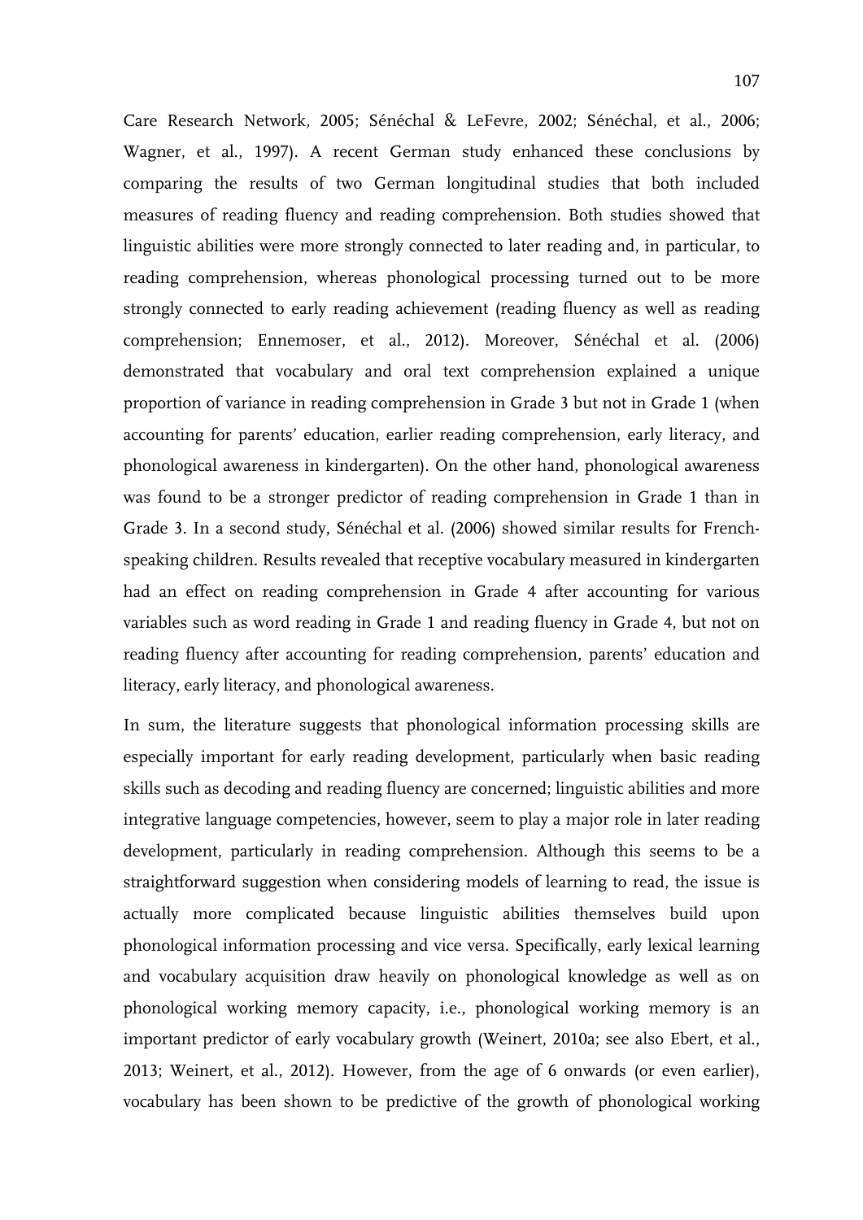Care Research Network, 2005; Sénéchal & LeFevre, 2002; Sénéchal, et al., 2006; Wagner, et al., 1997). A recent German study enhanced these conclusions by comparing the results of two German longitudinal studies that both included measures of reading fluency and reading comprehension. Both studies showed that linguistic abilities were more strongly connected to later reading and, in particular, to reading comprehension, whereas phonological processing turned out to be more strongly connected to early reading achievement (reading fluency as well as reading comprehension; Ennemoser, et al., 2012). Moreover, Sénéchal et al. (2006) demonstrated that vocabulary and oral text comprehension explained a unique proportion of variance in reading comprehension in Grade 3 but not in Grade 1 (when accounting for parents' education, earlier reading comprehension, early literacy, and phonological awareness in kindergarten). On the other hand, phonological awareness was found to be a stronger predictor of reading comprehension in Grade 1 than in Grade 3. In a second study, Sénéchal et al. (2006) showed similar results for French-speaking children. Results revealed that receptive vocabulary measured in kindergarten had an effect on reading comprehension in Grade 4 after accounting for various variables such as word reading in Grade 1 and reading fluency in Grade 4, but not on reading fluency after accounting for reading comprehension, parents' education and literacy, early literacy, and phonological awareness.

In sum, the literature suggests that phonological information processing skills are especially important for early reading development, particularly when basic reading skills such as decoding and reading fluency are concerned; linguistic abilities and more integrative language competencies, however, seem to play a major role in later reading development, particularly in reading comprehension. Although this seems to be a straightforward suggestion when considering models of learning to read, the issue is actually more complicated because linguistic abilities themselves build upon phonological information processing and vice versa. Specifically, early lexical learning and vocabulary acquisition draw heavily on phonological knowledge as well as on phonological working memory capacity, i.e., phonological working memory is an important predictor of early vocabulary growth (Weinert, 2010a; see also Ebert, et al., 2013; Weinert, et al., 2012). However, from the age of 6 onwards (or even earlier), vocabulary has been shown to be predictive of the growth of phonological working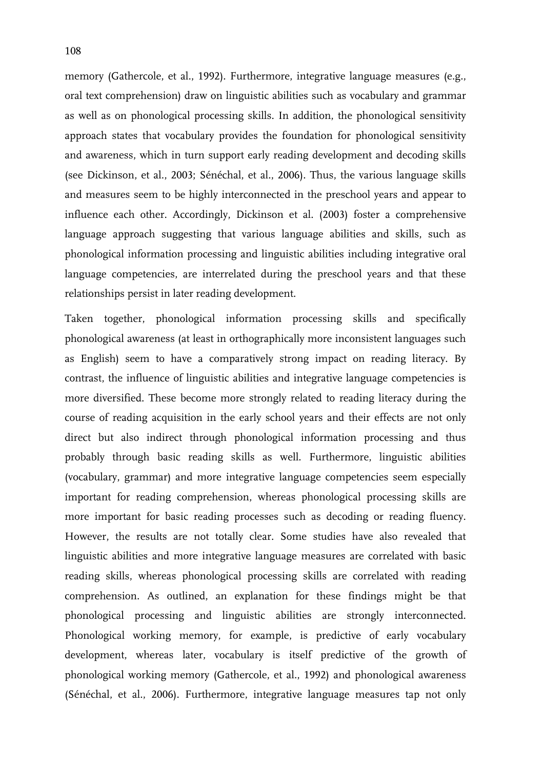memory (Gathercole, et al., 1992). Furthermore, integrative language measures (e.g., oral text comprehension) draw on linguistic abilities such as vocabulary and grammar as well as on phonological processing skills. In addition, the phonological sensitivity approach states that vocabulary provides the foundation for phonological sensitivity and awareness, which in turn support early reading development and decoding skills (see Dickinson, et al., 2003; Sénéchal, et al., 2006). Thus, the various language skills and measures seem to be highly interconnected in the preschool years and appear to influence each other. Accordingly, Dickinson et al. (2003) foster a comprehensive language approach suggesting that various language abilities and skills, such as phonological information processing and linguistic abilities including integrative oral language competencies, are interrelated during the preschool years and that these relationships persist in later reading development.

Taken together, phonological information processing skills and specifically phonological awareness (at least in orthographically more inconsistent languages such as English) seem to have a comparatively strong impact on reading literacy. By contrast, the influence of linguistic abilities and integrative language competencies is more diversified. These become more strongly related to reading literacy during the course of reading acquisition in the early school years and their effects are not only direct but also indirect through phonological information processing and thus probably through basic reading skills as well. Furthermore, linguistic abilities (vocabulary, grammar) and more integrative language competencies seem especially important for reading comprehension, whereas phonological processing skills are more important for basic reading processes such as decoding or reading fluency. However, the results are not totally clear. Some studies have also revealed that linguistic abilities and more integrative language measures are correlated with basic reading skills, whereas phonological processing skills are correlated with reading comprehension. As outlined, an explanation for these findings might be that phonological processing and linguistic abilities are strongly interconnected. Phonological working memory, for example, is predictive of early vocabulary development, whereas later, vocabulary is itself predictive of the growth of phonological working memory (Gathercole, et al., 1992) and phonological awareness (Sénéchal, et al., 2006). Furthermore, integrative language measures tap not only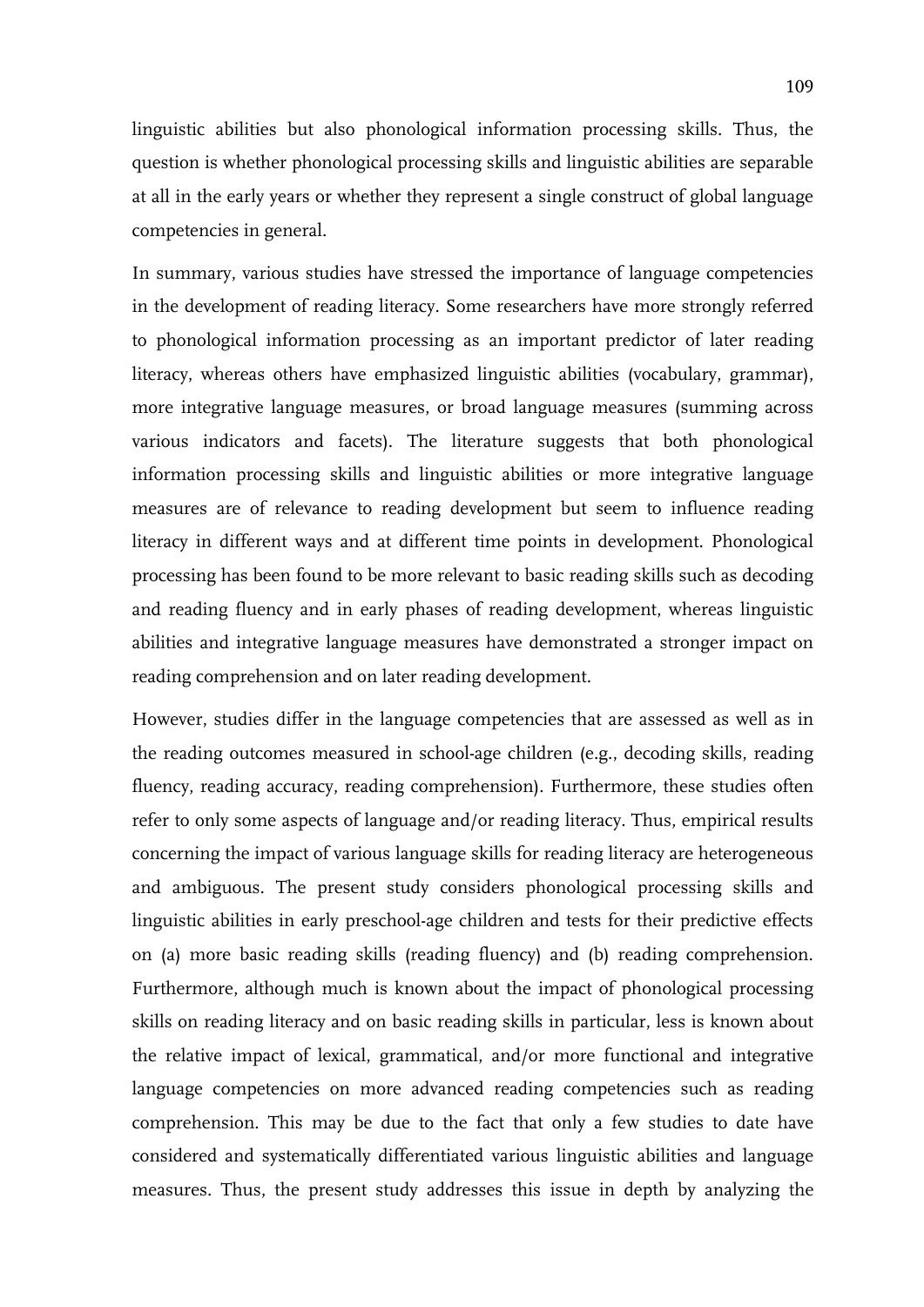linguistic abilities but also phonological information processing skills. Thus, the question is whether phonological processing skills and linguistic abilities are separable at all in the early years or whether they represent a single construct of global language competencies in general.

In summary, various studies have stressed the importance of language competencies in the development of reading literacy. Some researchers have more strongly referred to phonological information processing as an important predictor of later reading literacy, whereas others have emphasized linguistic abilities (vocabulary, grammar), more integrative language measures, or broad language measures (summing across various indicators and facets). The literature suggests that both phonological information processing skills and linguistic abilities or more integrative language measures are of relevance to reading development but seem to influence reading literacy in different ways and at different time points in development. Phonological processing has been found to be more relevant to basic reading skills such as decoding and reading fluency and in early phases of reading development, whereas linguistic abilities and integrative language measures have demonstrated a stronger impact on reading comprehension and on later reading development.

However, studies differ in the language competencies that are assessed as well as in the reading outcomes measured in school-age children (e.g., decoding skills, reading fluency, reading accuracy, reading comprehension). Furthermore, these studies often refer to only some aspects of language and/or reading literacy. Thus, empirical results concerning the impact of various language skills for reading literacy are heterogeneous and ambiguous. The present study considers phonological processing skills and linguistic abilities in early preschool-age children and tests for their predictive effects on (a) more basic reading skills (reading fluency) and (b) reading comprehension. Furthermore, although much is known about the impact of phonological processing skills on reading literacy and on basic reading skills in particular, less is known about the relative impact of lexical, grammatical, and/or more functional and integrative language competencies on more advanced reading competencies such as reading comprehension. This may be due to the fact that only a few studies to date have considered and systematically differentiated various linguistic abilities and language measures. Thus, the present study addresses this issue in depth by analyzing the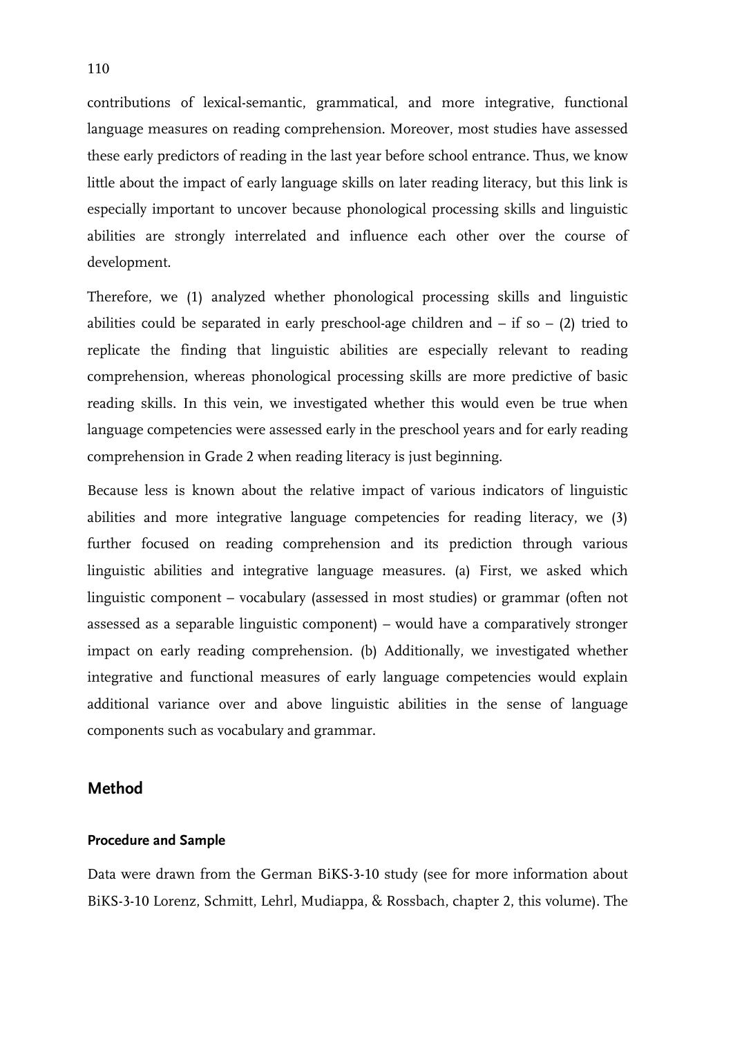contributions of lexical-semantic, grammatical, and more integrative, functional language measures on reading comprehension. Moreover, most studies have assessed these early predictors of reading in the last year before school entrance. Thus, we know little about the impact of early language skills on later reading literacy, but this link is especially important to uncover because phonological processing skills and linguistic abilities are strongly interrelated and influence each other over the course of development.

Therefore, we (1) analyzed whether phonological processing skills and linguistic abilities could be separated in early preschool-age children and – if so – (2) tried to replicate the finding that linguistic abilities are especially relevant to reading comprehension, whereas phonological processing skills are more predictive of basic reading skills. In this vein, we investigated whether this would even be true when language competencies were assessed early in the preschool years and for early reading comprehension in Grade 2 when reading literacy is just beginning.

Because less is known about the relative impact of various indicators of linguistic abilities and more integrative language competencies for reading literacy, we (3) further focused on reading comprehension and its prediction through various linguistic abilities and integrative language measures. (a) First, we asked which linguistic component – vocabulary (assessed in most studies) or grammar (often not assessed as a separable linguistic component) – would have a comparatively stronger impact on early reading comprehension. (b) Additionally, we investigated whether integrative and functional measures of early language competencies would explain additional variance over and above linguistic abilities in the sense of language components such as vocabulary and grammar.

## Method

### Procedure and Sample

Data were drawn from the German BiKS-3-10 study (see for more information about BiKS-3-10 Lorenz, Schmitt, Lehrl, Mudiappa, & Rossbach, chapter 2, this volume). The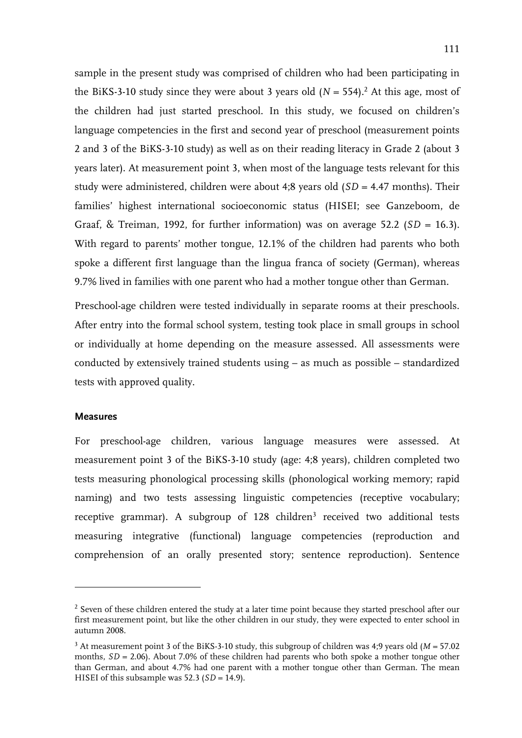sample in the present study was comprised of children who had been participating in the BiKS-3-10 study since they were about 3 years old ($N$ = 554).[2] At this age, most of the children had just started preschool. In this study, we focused on children's language competencies in the first and second year of preschool (measurement points 2 and 3 of the BiKS-3-10 study) as well as on their reading literacy in Grade 2 (about 3 years later). At measurement point 3, when most of the language tests relevant for this study were administered, children were about 4;8 years old ($SD$ = 4.47 months). Their families' highest international socioeconomic status (HISEI; see Ganzeboom, de Graaf, & Treiman, 1992, for further information) was on average 52.2 ($SD$ = 16.3). With regard to parents' mother tongue, 12.1% of the children had parents who both spoke a different first language than the lingua franca of society (German), whereas 9.7% lived in families with one parent who had a mother tongue other than German.

Preschool-age children were tested individually in separate rooms at their preschools. After entry into the formal school system, testing took place in small groups in school or individually at home depending on the measure assessed. All assessments were conducted by extensively trained students using – as much as possible – standardized tests with approved quality.

### Measures

For preschool-age children, various language measures were assessed. At measurement point 3 of the BiKS-3-10 study (age: 4;8 years), children completed two tests measuring phonological processing skills (phonological working memory; rapid naming) and two tests assessing linguistic competencies (receptive vocabulary; receptive grammar). A subgroup of 128 children[3] received two additional tests measuring integrative (functional) language competencies (reproduction and comprehension of an orally presented story; sentence reproduction). Sentence

---

[2] Seven of these children entered the study at a later time point because they started preschool after our first measurement point, but like the other children in our study, they were expected to enter school in autumn 2008.

[3] At measurement point 3 of the BiKS-3-10 study, this subgroup of children was 4;9 years old ($M$ = 57.02 months, $SD$ = 2.06). About 7.0% of these children had parents who both spoke a mother tongue other than German, and about 4.7% had one parent with a mother tongue other than German. The mean HISEI of this subsample was 52.3 ($SD$ = 14.9).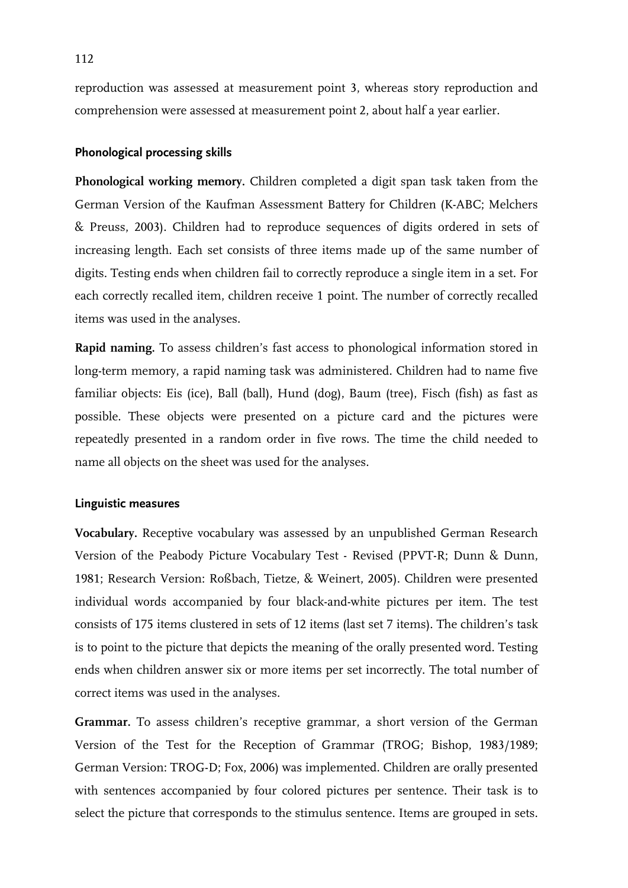reproduction was assessed at measurement point 3, whereas story reproduction and comprehension were assessed at measurement point 2, about half a year earlier.

### Phonological processing skills

**Phonological working memory.** Children completed a digit span task taken from the German Version of the Kaufman Assessment Battery for Children (K-ABC; Melchers & Preuss, 2003). Children had to reproduce sequences of digits ordered in sets of increasing length. Each set consists of three items made up of the same number of digits. Testing ends when children fail to correctly reproduce a single item in a set. For each correctly recalled item, children receive 1 point. The number of correctly recalled items was used in the analyses.

**Rapid naming.** To assess children's fast access to phonological information stored in long-term memory, a rapid naming task was administered. Children had to name five familiar objects: Eis (ice), Ball (ball), Hund (dog), Baum (tree), Fisch (fish) as fast as possible. These objects were presented on a picture card and the pictures were repeatedly presented in a random order in five rows. The time the child needed to name all objects on the sheet was used for the analyses.

### Linguistic measures

**Vocabulary.** Receptive vocabulary was assessed by an unpublished German Research Version of the Peabody Picture Vocabulary Test - Revised (PPVT-R; Dunn & Dunn, 1981; Research Version: Roßbach, Tietze, & Weinert, 2005). Children were presented individual words accompanied by four black-and-white pictures per item. The test consists of 175 items clustered in sets of 12 items (last set 7 items). The children's task is to point to the picture that depicts the meaning of the orally presented word. Testing ends when children answer six or more items per set incorrectly. The total number of correct items was used in the analyses.

**Grammar.** To assess children's receptive grammar, a short version of the German Version of the Test for the Reception of Grammar (TROG; Bishop, 1983/1989; German Version: TROG-D; Fox, 2006) was implemented. Children are orally presented with sentences accompanied by four colored pictures per sentence. Their task is to select the picture that corresponds to the stimulus sentence. Items are grouped in sets.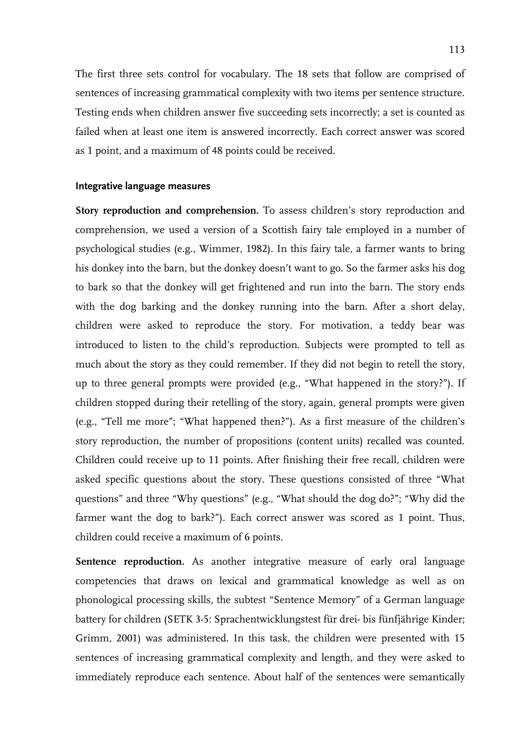The first three sets control for vocabulary. The 18 sets that follow are comprised of sentences of increasing grammatical complexity with two items per sentence structure. Testing ends when children answer five succeeding sets incorrectly; a set is counted as failed when at least one item is answered incorrectly. Each correct answer was scored as 1 point, and a maximum of 48 points could be received.

#### Integrative language measures

**Story reproduction and comprehension.** To assess children's story reproduction and comprehension, we used a version of a Scottish fairy tale employed in a number of psychological studies (e.g., Wimmer, 1982). In this fairy tale, a farmer wants to bring his donkey into the barn, but the donkey doesn't want to go. So the farmer asks his dog to bark so that the donkey will get frightened and run into the barn. The story ends with the dog barking and the donkey running into the barn. After a short delay, children were asked to reproduce the story. For motivation, a teddy bear was introduced to listen to the child's reproduction. Subjects were prompted to tell as much about the story as they could remember. If they did not begin to retell the story, up to three general prompts were provided (e.g., "What happened in the story?"). If children stopped during their retelling of the story, again, general prompts were given (e.g., "Tell me more"; "What happened then?"). As a first measure of the children's story reproduction, the number of propositions (content units) recalled was counted. Children could receive up to 11 points. After finishing their free recall, children were asked specific questions about the story. These questions consisted of three "What questions" and three "Why questions" (e.g., "What should the dog do?"; "Why did the farmer want the dog to bark?"). Each correct answer was scored as 1 point. Thus, children could receive a maximum of 6 points.

**Sentence reproduction.** As another integrative measure of early oral language competencies that draws on lexical and grammatical knowledge as well as on phonological processing skills, the subtest "Sentence Memory" of a German language battery for children (SETK 3-5: Sprachentwicklungstest für drei- bis fünfjährige Kinder; Grimm, 2001) was administered. In this task, the children were presented with 15 sentences of increasing grammatical complexity and length, and they were asked to immediately reproduce each sentence. About half of the sentences were semantically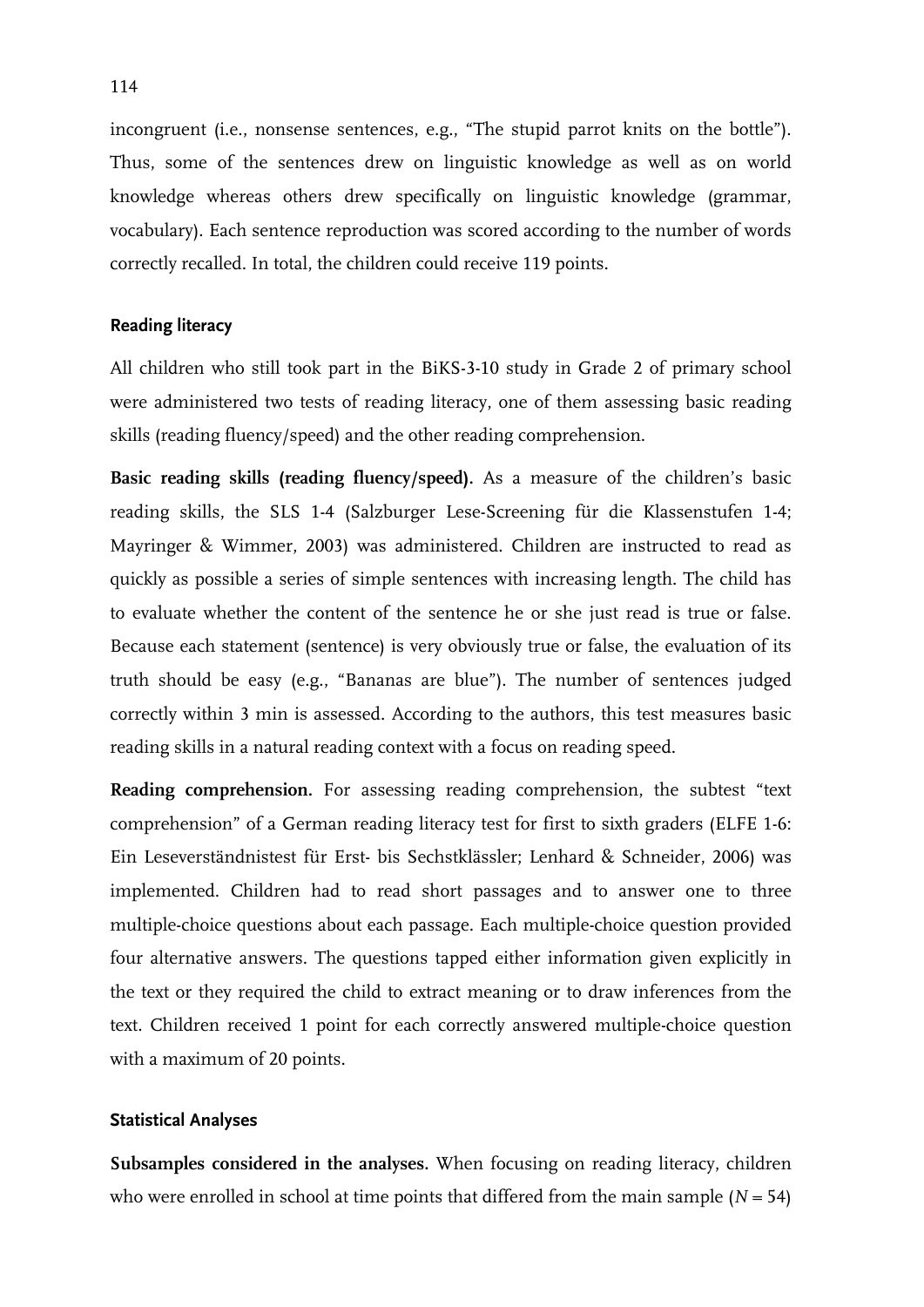incongruent (i.e., nonsense sentences, e.g., "The stupid parrot knits on the bottle"). Thus, some of the sentences drew on linguistic knowledge as well as on world knowledge whereas others drew specifically on linguistic knowledge (grammar, vocabulary). Each sentence reproduction was scored according to the number of words correctly recalled. In total, the children could receive 119 points.

#### Reading literacy

All children who still took part in the BiKS-3-10 study in Grade 2 of primary school were administered two tests of reading literacy, one of them assessing basic reading skills (reading fluency/speed) and the other reading comprehension.

**Basic reading skills (reading fluency/speed).** As a measure of the children's basic reading skills, the SLS 1-4 (Salzburger Lese-Screening für die Klassenstufen 1-4; Mayringer & Wimmer, 2003) was administered. Children are instructed to read as quickly as possible a series of simple sentences with increasing length. The child has to evaluate whether the content of the sentence he or she just read is true or false. Because each statement (sentence) is very obviously true or false, the evaluation of its truth should be easy (e.g., "Bananas are blue"). The number of sentences judged correctly within 3 min is assessed. According to the authors, this test measures basic reading skills in a natural reading context with a focus on reading speed.

**Reading comprehension.** For assessing reading comprehension, the subtest "text comprehension" of a German reading literacy test for first to sixth graders (ELFE 1-6: Ein Leseverständnistest für Erst- bis Sechstklässler; Lenhard & Schneider, 2006) was implemented. Children had to read short passages and to answer one to three multiple-choice questions about each passage. Each multiple-choice question provided four alternative answers. The questions tapped either information given explicitly in the text or they required the child to extract meaning or to draw inferences from the text. Children received 1 point for each correctly answered multiple-choice question with a maximum of 20 points.

### Statistical Analyses

**Subsamples considered in the analyses.** When focusing on reading literacy, children who were enrolled in school at time points that differed from the main sample ($N = 54$)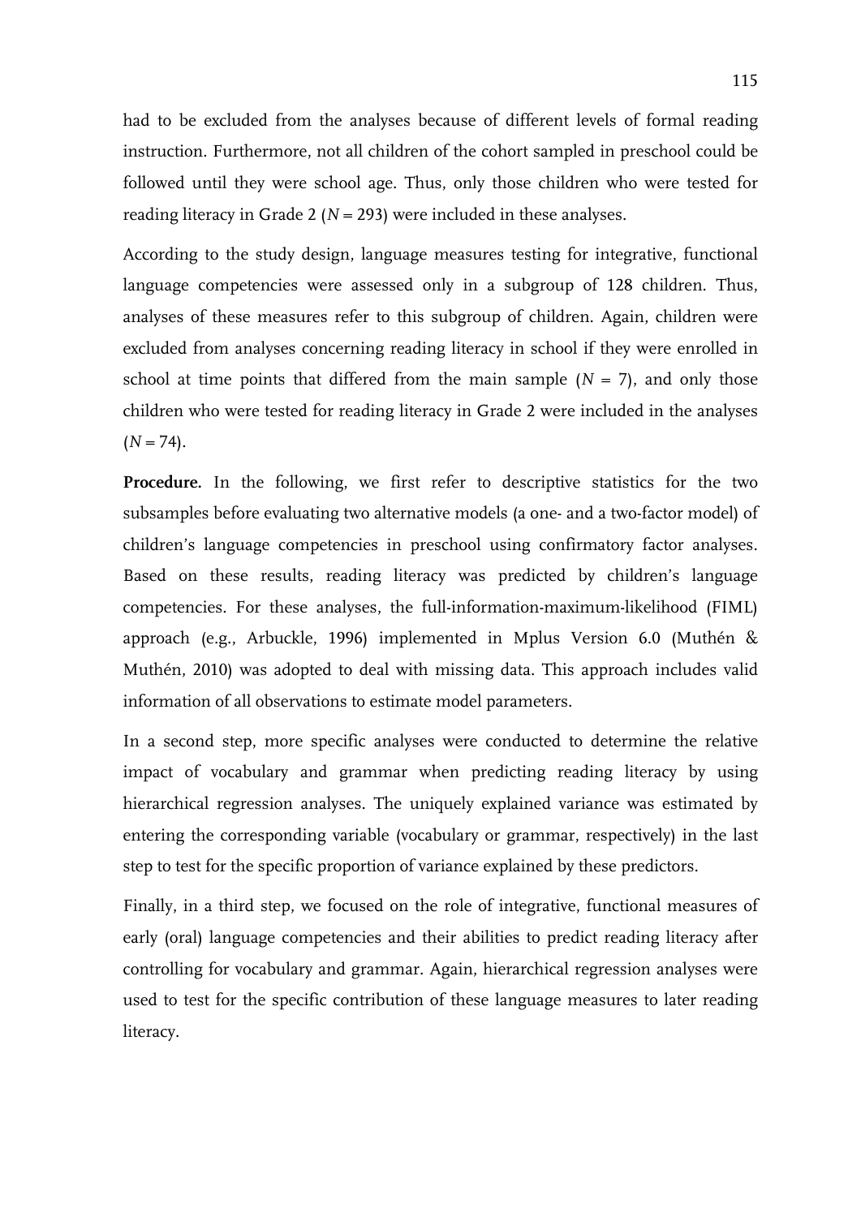had to be excluded from the analyses because of different levels of formal reading instruction. Furthermore, not all children of the cohort sampled in preschool could be followed until they were school age. Thus, only those children who were tested for reading literacy in Grade 2 ($N$ = 293) were included in these analyses.

According to the study design, language measures testing for integrative, functional language competencies were assessed only in a subgroup of 128 children. Thus, analyses of these measures refer to this subgroup of children. Again, children were excluded from analyses concerning reading literacy in school if they were enrolled in school at time points that differed from the main sample ($N$ = 7), and only those children who were tested for reading literacy in Grade 2 were included in the analyses ($N$ = 74).

**Procedure.** In the following, we first refer to descriptive statistics for the two subsamples before evaluating two alternative models (a one- and a two-factor model) of children's language competencies in preschool using confirmatory factor analyses. Based on these results, reading literacy was predicted by children's language competencies. For these analyses, the full-information-maximum-likelihood (FIML) approach (e.g., Arbuckle, 1996) implemented in Mplus Version 6.0 (Muthén & Muthén, 2010) was adopted to deal with missing data. This approach includes valid information of all observations to estimate model parameters.

In a second step, more specific analyses were conducted to determine the relative impact of vocabulary and grammar when predicting reading literacy by using hierarchical regression analyses. The uniquely explained variance was estimated by entering the corresponding variable (vocabulary or grammar, respectively) in the last step to test for the specific proportion of variance explained by these predictors.

Finally, in a third step, we focused on the role of integrative, functional measures of early (oral) language competencies and their abilities to predict reading literacy after controlling for vocabulary and grammar. Again, hierarchical regression analyses were used to test for the specific contribution of these language measures to later reading literacy.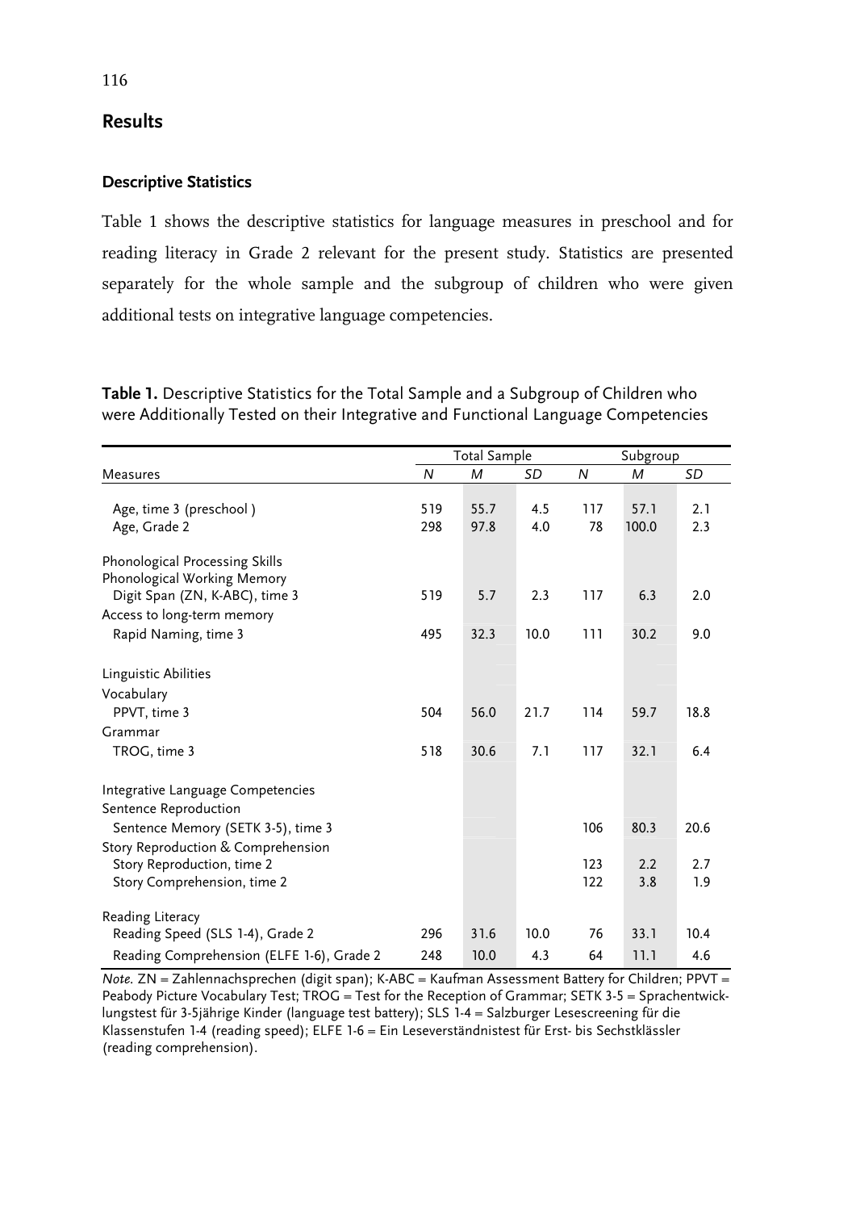## Results

### Descriptive Statistics

Table 1 shows the descriptive statistics for language measures in preschool and for reading literacy in Grade 2 relevant for the present study. Statistics are presented separately for the whole sample and the subgroup of children who were given additional tests on integrative language competencies.

**Table 1.** Descriptive Statistics for the Total Sample and a Subgroup of Children who were Additionally Tested on their Integrative and Functional Language Competencies

| | Total Sample | | | Subgroup | | |
|---|---|---|---|---|---|---|
| Measures | *N* | *M* | *SD* | *N* | *M* | *SD* |
| Age, time 3 (preschool ) | 519 | 55.7 | 4.5 | 117 | 57.1 | 2.1 |
| Age, Grade 2 | 298 | 97.8 | 4.0 | 78 | 100.0 | 2.3 |
| Phonological Processing Skills | | | | | | |
| Phonological Working Memory | | | | | | |
| Digit Span (ZN, K-ABC), time 3 | 519 | 5.7 | 2.3 | 117 | 6.3 | 2.0 |
| Access to long-term memory | | | | | | |
| Rapid Naming, time 3 | 495 | 32.3 | 10.0 | 111 | 30.2 | 9.0 |
| Linguistic Abilities | | | | | | |
| Vocabulary | | | | | | |
| PPVT, time 3 | 504 | 56.0 | 21.7 | 114 | 59.7 | 18.8 |
| Grammar | | | | | | |
| TROG, time 3 | 518 | 30.6 | 7.1 | 117 | 32.1 | 6.4 |
| Integrative Language Competencies | | | | | | |
| Sentence Reproduction | | | | | | |
| Sentence Memory (SETK 3-5), time 3 | | | | 106 | 80.3 | 20.6 |
| Story Reproduction & Comprehension | | | | | | |
| Story Reproduction, time 2 | | | | 123 | 2.2 | 2.7 |
| Story Comprehension, time 2 | | | | 122 | 3.8 | 1.9 |
| Reading Literacy | | | | | | |
| Reading Speed (SLS 1-4), Grade 2 | 296 | 31.6 | 10.0 | 76 | 33.1 | 10.4 |
| Reading Comprehension (ELFE 1-6), Grade 2 | 248 | 10.0 | 4.3 | 64 | 11.1 | 4.6 |

*Note.* ZN = Zahlennachsprechen (digit span); K-ABC = Kaufman Assessment Battery for Children; PPVT = Peabody Picture Vocabulary Test; TROG = Test for the Reception of Grammar; SETK 3-5 = Sprachentwicklungstest für 3-5jährige Kinder (language test battery); SLS 1-4 = Salzburger Lesescreening für die Klassenstufen 1-4 (reading speed); ELFE 1-6 = Ein Leseverständnistest für Erst- bis Sechstklässler (reading comprehension).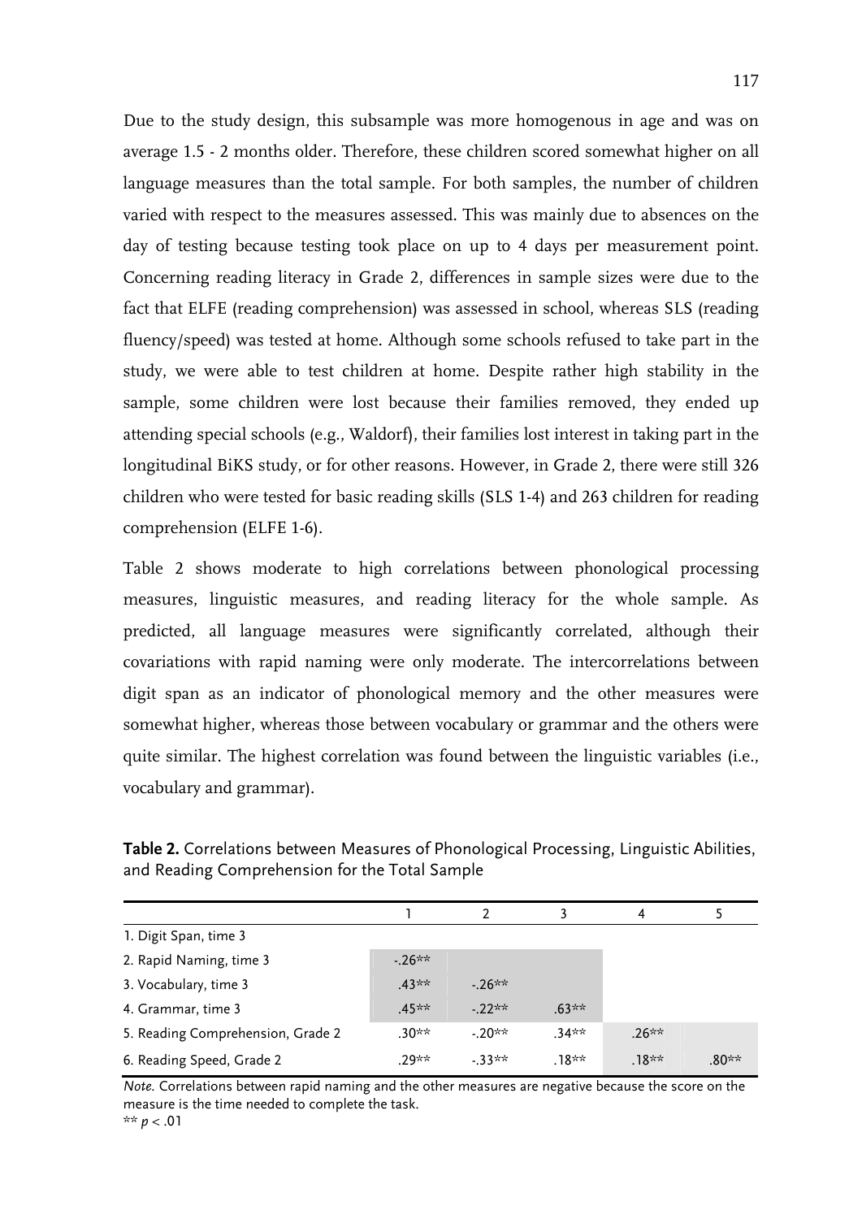Due to the study design, this subsample was more homogenous in age and was on average 1.5 - 2 months older. Therefore, these children scored somewhat higher on all language measures than the total sample. For both samples, the number of children varied with respect to the measures assessed. This was mainly due to absences on the day of testing because testing took place on up to 4 days per measurement point. Concerning reading literacy in Grade 2, differences in sample sizes were due to the fact that ELFE (reading comprehension) was assessed in school, whereas SLS (reading fluency/speed) was tested at home. Although some schools refused to take part in the study, we were able to test children at home. Despite rather high stability in the sample, some children were lost because their families removed, they ended up attending special schools (e.g., Waldorf), their families lost interest in taking part in the longitudinal BiKS study, or for other reasons. However, in Grade 2, there were still 326 children who were tested for basic reading skills (SLS 1-4) and 263 children for reading comprehension (ELFE 1-6).

Table 2 shows moderate to high correlations between phonological processing measures, linguistic measures, and reading literacy for the whole sample. As predicted, all language measures were significantly correlated, although their covariations with rapid naming were only moderate. The intercorrelations between digit span as an indicator of phonological memory and the other measures were somewhat higher, whereas those between vocabulary or grammar and the others were quite similar. The highest correlation was found between the linguistic variables (i.e., vocabulary and grammar).

**Table 2.** Correlations between Measures of Phonological Processing, Linguistic Abilities, and Reading Comprehension for the Total Sample

| | 1 | 2 | 3 | 4 | 5 |
|---|---|---|---|---|---|
| 1. Digit Span, time 3 | | | | | |
| 2. Rapid Naming, time 3 | -.26** | | | | |
| 3. Vocabulary, time 3 | .43** | -.26** | | | |
| 4. Grammar, time 3 | .45** | -.22** | .63** | | |
| 5. Reading Comprehension, Grade 2 | .30** | -.20** | .34** | .26** | |
| 6. Reading Speed, Grade 2 | .29** | -.33** | .18** | .18** | .80** |

*Note.* Correlations between rapid naming and the other measures are negative because the score on the measure is the time needed to complete the task.
** $p < .01$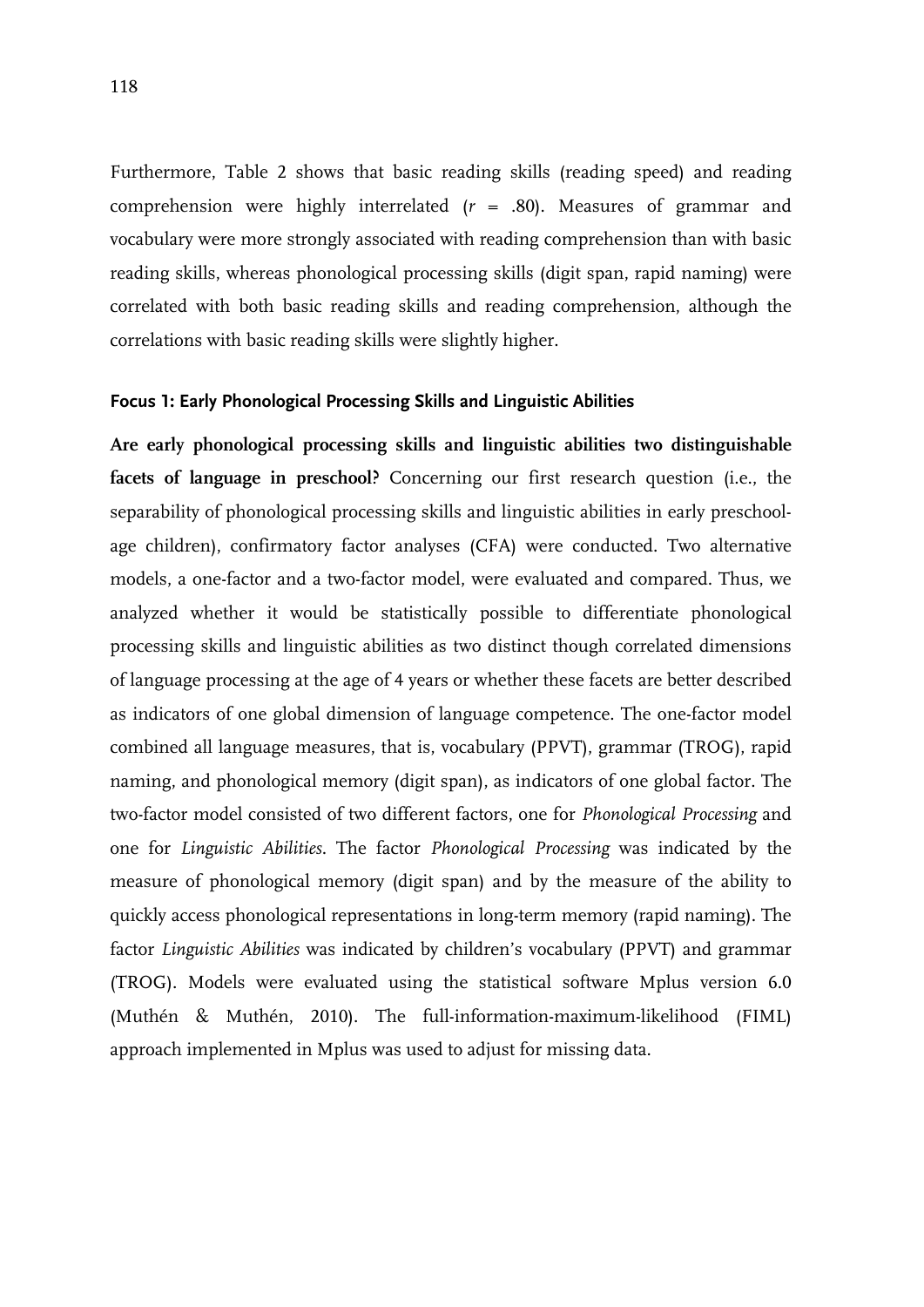Furthermore, Table 2 shows that basic reading skills (reading speed) and reading comprehension were highly interrelated ($r$ = .80). Measures of grammar and vocabulary were more strongly associated with reading comprehension than with basic reading skills, whereas phonological processing skills (digit span, rapid naming) were correlated with both basic reading skills and reading comprehension, although the correlations with basic reading skills were slightly higher.

### Focus 1: Early Phonological Processing Skills and Linguistic Abilities

**Are early phonological processing skills and linguistic abilities two distinguishable facets of language in preschool?** Concerning our first research question (i.e., the separability of phonological processing skills and linguistic abilities in early preschool-age children), confirmatory factor analyses (CFA) were conducted. Two alternative models, a one-factor and a two-factor model, were evaluated and compared. Thus, we analyzed whether it would be statistically possible to differentiate phonological processing skills and linguistic abilities as two distinct though correlated dimensions of language processing at the age of 4 years or whether these facets are better described as indicators of one global dimension of language competence. The one-factor model combined all language measures, that is, vocabulary (PPVT), grammar (TROG), rapid naming, and phonological memory (digit span), as indicators of one global factor. The two-factor model consisted of two different factors, one for *Phonological Processing* and one for *Linguistic Abilities*. The factor *Phonological Processing* was indicated by the measure of phonological memory (digit span) and by the measure of the ability to quickly access phonological representations in long-term memory (rapid naming). The factor *Linguistic Abilities* was indicated by children's vocabulary (PPVT) and grammar (TROG). Models were evaluated using the statistical software Mplus version 6.0 (Muthén & Muthén, 2010). The full-information-maximum-likelihood (FIML) approach implemented in Mplus was used to adjust for missing data.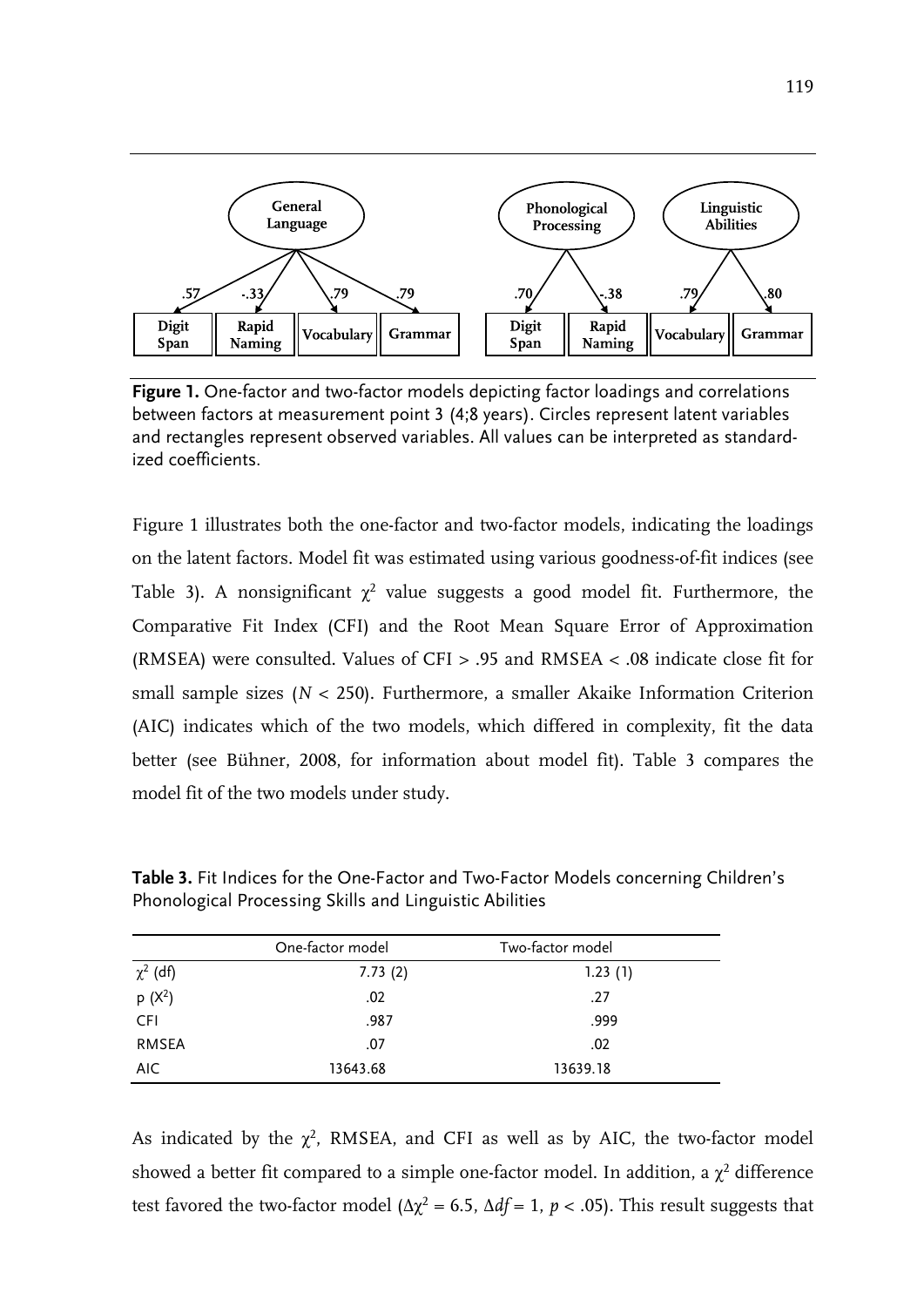**Figure 1.** One-factor and two-factor models depicting factor loadings and correlations between factors at measurement point 3 (4;8 years). Circles represent latent variables and rectangles represent observed variables. All values can be interpreted as standardized coefficients.

Figure 1 illustrates both the one-factor and two-factor models, indicating the loadings on the latent factors. Model fit was estimated using various goodness-of-fit indices (see Table 3). A nonsignificant $\chi^2$ value suggests a good model fit. Furthermore, the Comparative Fit Index (CFI) and the Root Mean Square Error of Approximation (RMSEA) were consulted. Values of CFI > .95 and RMSEA < .08 indicate close fit for small sample sizes ($N$ < 250). Furthermore, a smaller Akaike Information Criterion (AIC) indicates which of the two models, which differed in complexity, fit the data better (see Bühner, 2008, for information about model fit). Table 3 compares the model fit of the two models under study.

**Table 3.** Fit Indices for the One-Factor and Two-Factor Models concerning Children's Phonological Processing Skills and Linguistic Abilities

| | One-factor model | Two-factor model |
|---|---|---|
| $\chi^2$ (df) | 7.73 (2) | 1.23 (1) |
| p ($X^2$) | .02 | .27 |
| CFI | .987 | .999 |
| RMSEA | .07 | .02 |
| AIC | 13643.68 | 13639.18 |

As indicated by the $\chi^2$, RMSEA, and CFI as well as by AIC, the two-factor model showed a better fit compared to a simple one-factor model. In addition, a $\chi^2$ difference test favored the two-factor model ($\Delta\chi^2 = 6.5$, $\Delta df = 1$, $p < .05$). This result suggests that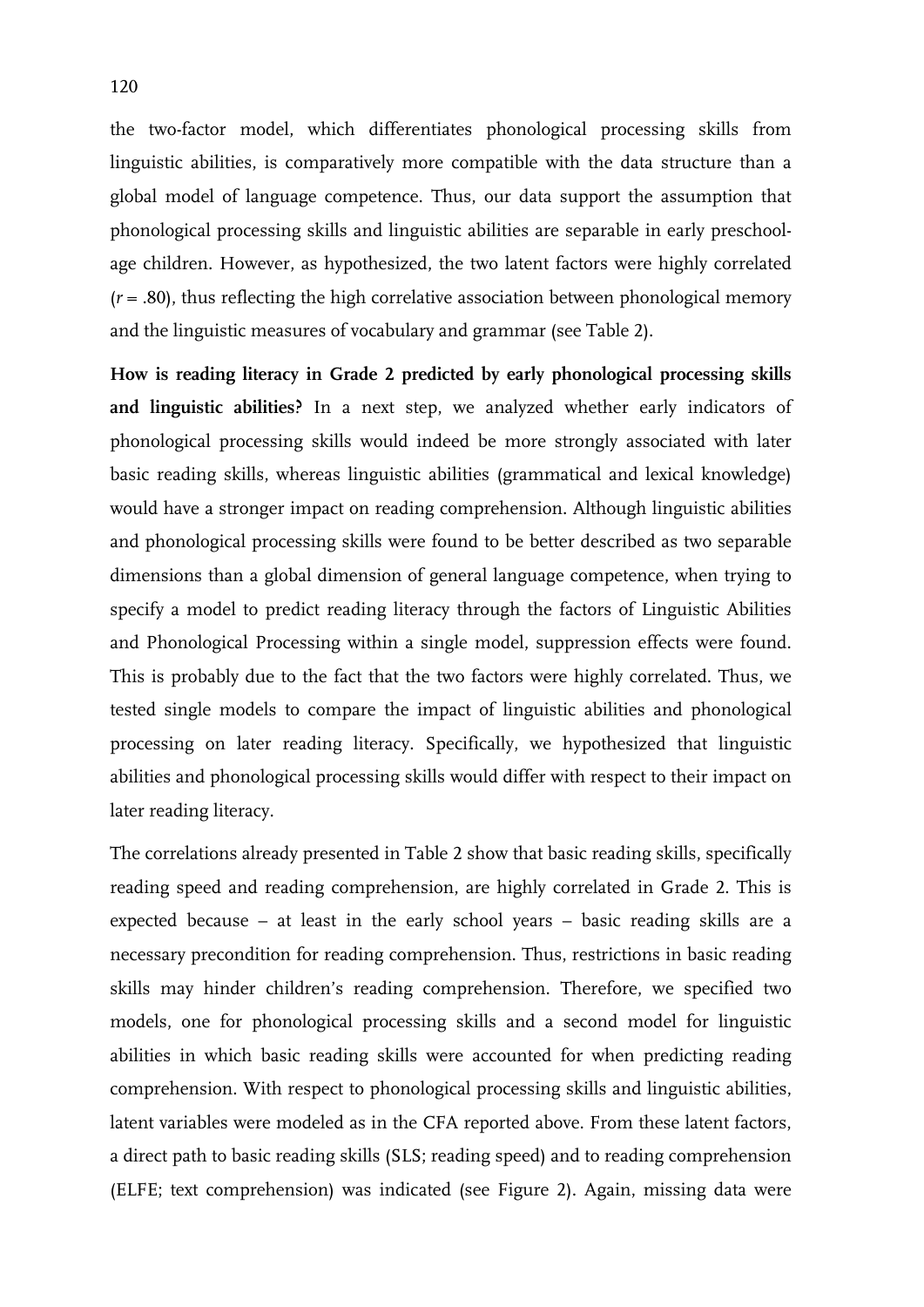the two-factor model, which differentiates phonological processing skills from linguistic abilities, is comparatively more compatible with the data structure than a global model of language competence. Thus, our data support the assumption that phonological processing skills and linguistic abilities are separable in early preschool-age children. However, as hypothesized, the two latent factors were highly correlated ($r = .80$), thus reflecting the high correlative association between phonological memory and the linguistic measures of vocabulary and grammar (see Table 2).

**How is reading literacy in Grade 2 predicted by early phonological processing skills and linguistic abilities?** In a next step, we analyzed whether early indicators of phonological processing skills would indeed be more strongly associated with later basic reading skills, whereas linguistic abilities (grammatical and lexical knowledge) would have a stronger impact on reading comprehension. Although linguistic abilities and phonological processing skills were found to be better described as two separable dimensions than a global dimension of general language competence, when trying to specify a model to predict reading literacy through the factors of Linguistic Abilities and Phonological Processing within a single model, suppression effects were found. This is probably due to the fact that the two factors were highly correlated. Thus, we tested single models to compare the impact of linguistic abilities and phonological processing on later reading literacy. Specifically, we hypothesized that linguistic abilities and phonological processing skills would differ with respect to their impact on later reading literacy.

The correlations already presented in Table 2 show that basic reading skills, specifically reading speed and reading comprehension, are highly correlated in Grade 2. This is expected because – at least in the early school years – basic reading skills are a necessary precondition for reading comprehension. Thus, restrictions in basic reading skills may hinder children's reading comprehension. Therefore, we specified two models, one for phonological processing skills and a second model for linguistic abilities in which basic reading skills were accounted for when predicting reading comprehension. With respect to phonological processing skills and linguistic abilities, latent variables were modeled as in the CFA reported above. From these latent factors, a direct path to basic reading skills (SLS; reading speed) and to reading comprehension (ELFE; text comprehension) was indicated (see Figure 2). Again, missing data were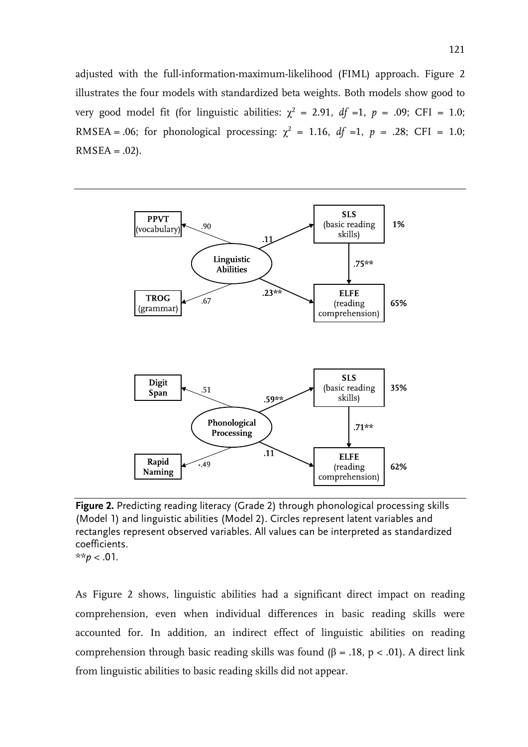adjusted with the full-information-maximum-likelihood (FIML) approach. Figure 2 illustrates the four models with standardized beta weights. Both models show good to very good model fit (for linguistic abilities: $\chi^2 = 2.91$, $df = 1$, $p = .09$; CFI = 1.0; RMSEA = .06; for phonological processing: $\chi^2 = 1.16$, $df = 1$, $p = .28$; CFI = 1.0; RMSEA = .02).

**Figure 2.** Predicting reading literacy (Grade 2) through phonological processing skills (Model 1) and linguistic abilities (Model 2). Circles represent latent variables and rectangles represent observed variables. All values can be interpreted as standardized coefficients.
$^{**}p < .01$.

As Figure 2 shows, linguistic abilities had a significant direct impact on reading comprehension, even when individual differences in basic reading skills were accounted for. In addition, an indirect effect of linguistic abilities on reading comprehension through basic reading skills was found ($\beta = .18$, $p < .01$). A direct link from linguistic abilities to basic reading skills did not appear.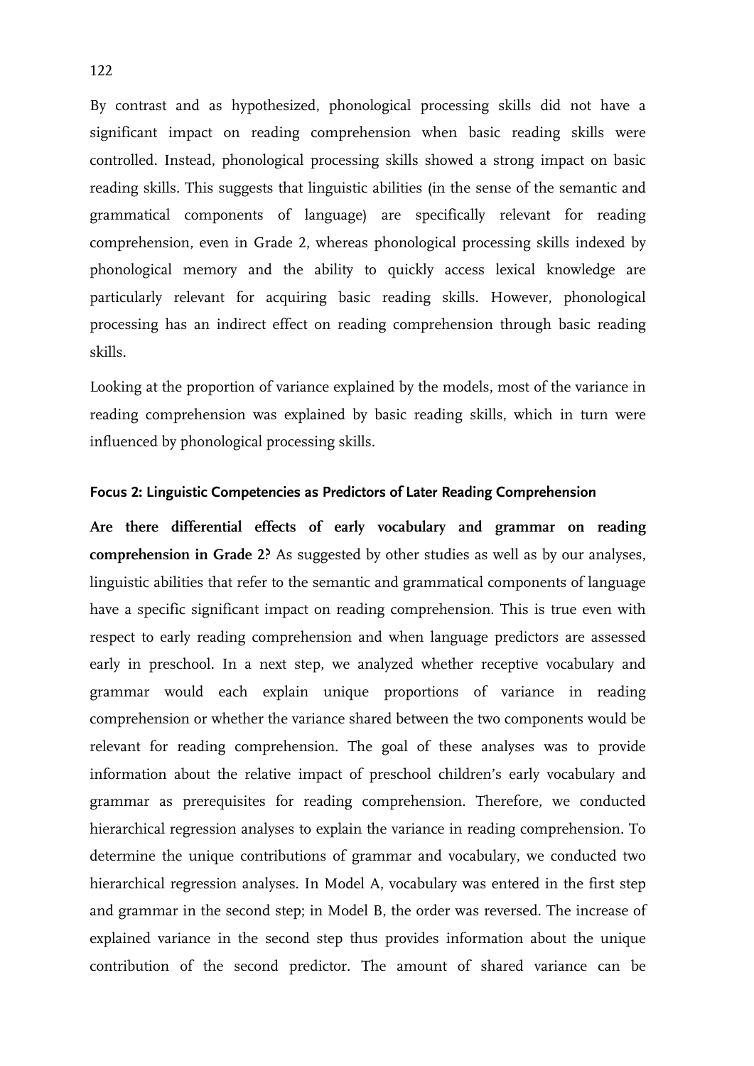By contrast and as hypothesized, phonological processing skills did not have a significant impact on reading comprehension when basic reading skills were controlled. Instead, phonological processing skills showed a strong impact on basic reading skills. This suggests that linguistic abilities (in the sense of the semantic and grammatical components of language) are specifically relevant for reading comprehension, even in Grade 2, whereas phonological processing skills indexed by phonological memory and the ability to quickly access lexical knowledge are particularly relevant for acquiring basic reading skills. However, phonological processing has an indirect effect on reading comprehension through basic reading skills.

Looking at the proportion of variance explained by the models, most of the variance in reading comprehension was explained by basic reading skills, which in turn were influenced by phonological processing skills.

### Focus 2: Linguistic Competencies as Predictors of Later Reading Comprehension

**Are there differential effects of early vocabulary and grammar on reading comprehension in Grade 2?** As suggested by other studies as well as by our analyses, linguistic abilities that refer to the semantic and grammatical components of language have a specific significant impact on reading comprehension. This is true even with respect to early reading comprehension and when language predictors are assessed early in preschool. In a next step, we analyzed whether receptive vocabulary and grammar would each explain unique proportions of variance in reading comprehension or whether the variance shared between the two components would be relevant for reading comprehension. The goal of these analyses was to provide information about the relative impact of preschool children's early vocabulary and grammar as prerequisites for reading comprehension. Therefore, we conducted hierarchical regression analyses to explain the variance in reading comprehension. To determine the unique contributions of grammar and vocabulary, we conducted two hierarchical regression analyses. In Model A, vocabulary was entered in the first step and grammar in the second step; in Model B, the order was reversed. The increase of explained variance in the second step thus provides information about the unique contribution of the second predictor. The amount of shared variance can be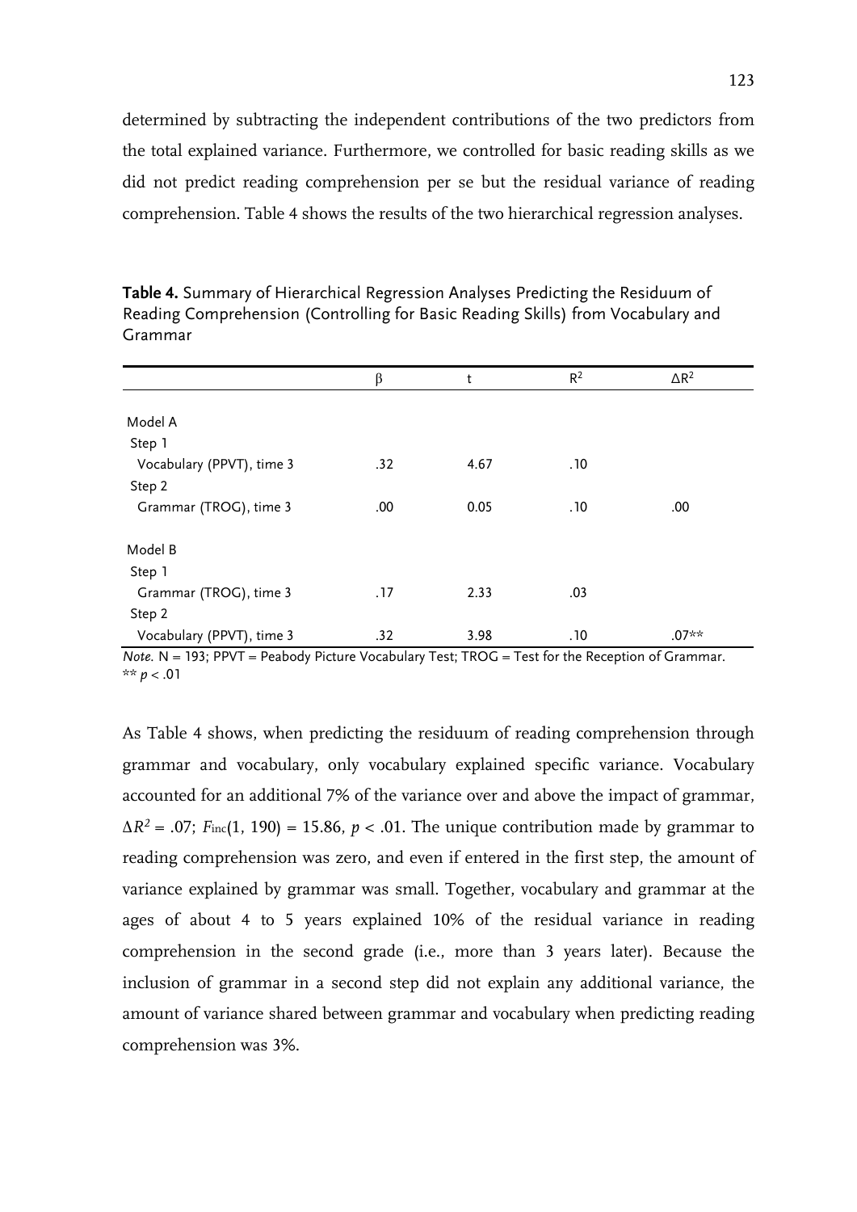determined by subtracting the independent contributions of the two predictors from the total explained variance. Furthermore, we controlled for basic reading skills as we did not predict reading comprehension per se but the residual variance of reading comprehension. Table 4 shows the results of the two hierarchical regression analyses.

**Table 4.** Summary of Hierarchical Regression Analyses Predicting the Residuum of Reading Comprehension (Controlling for Basic Reading Skills) from Vocabulary and Grammar

| | β | t | $R^2$ | $\Delta R^2$ |
|---|---|---|---|---|
| Model A | | | | |
| Step 1 | | | | |
| Vocabulary (PPVT), time 3 | .32 | 4.67 | .10 | |
| Step 2 | | | | |
| Grammar (TROG), time 3 | .00 | 0.05 | .10 | .00 |
| Model B | | | | |
| Step 1 | | | | |
| Grammar (TROG), time 3 | .17 | 2.33 | .03 | |
| Step 2 | | | | |
| Vocabulary (PPVT), time 3 | .32 | 3.98 | .10 | .07** |

*Note.* N = 193; PPVT = Peabody Picture Vocabulary Test; TROG = Test for the Reception of Grammar.
** $p < .01$

As Table 4 shows, when predicting the residuum of reading comprehension through grammar and vocabulary, only vocabulary explained specific variance. Vocabulary accounted for an additional 7% of the variance over and above the impact of grammar, $\Delta R^2 = .07$; $F_{inc}(1, 190) = 15.86$, $p < .01$. The unique contribution made by grammar to reading comprehension was zero, and even if entered in the first step, the amount of variance explained by grammar was small. Together, vocabulary and grammar at the ages of about 4 to 5 years explained 10% of the residual variance in reading comprehension in the second grade (i.e., more than 3 years later). Because the inclusion of grammar in a second step did not explain any additional variance, the amount of variance shared between grammar and vocabulary when predicting reading comprehension was 3%.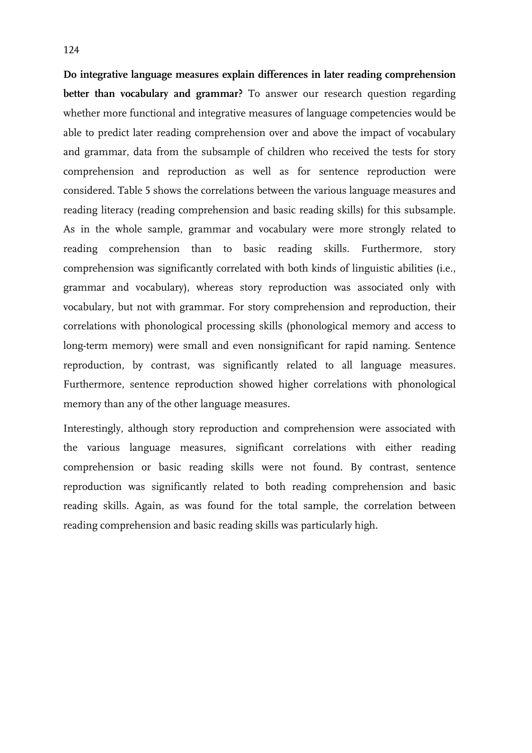**Do integrative language measures explain differences in later reading comprehension better than vocabulary and grammar?** To answer our research question regarding whether more functional and integrative measures of language competencies would be able to predict later reading comprehension over and above the impact of vocabulary and grammar, data from the subsample of children who received the tests for story comprehension and reproduction as well as for sentence reproduction were considered. Table 5 shows the correlations between the various language measures and reading literacy (reading comprehension and basic reading skills) for this subsample. As in the whole sample, grammar and vocabulary were more strongly related to reading comprehension than to basic reading skills. Furthermore, story comprehension was significantly correlated with both kinds of linguistic abilities (i.e., grammar and vocabulary), whereas story reproduction was associated only with vocabulary, but not with grammar. For story comprehension and reproduction, their correlations with phonological processing skills (phonological memory and access to long-term memory) were small and even nonsignificant for rapid naming. Sentence reproduction, by contrast, was significantly related to all language measures. Furthermore, sentence reproduction showed higher correlations with phonological memory than any of the other language measures.

Interestingly, although story reproduction and comprehension were associated with the various language measures, significant correlations with either reading comprehension or basic reading skills were not found. By contrast, sentence reproduction was significantly related to both reading comprehension and basic reading skills. Again, as was found for the total sample, the correlation between reading comprehension and basic reading skills was particularly high.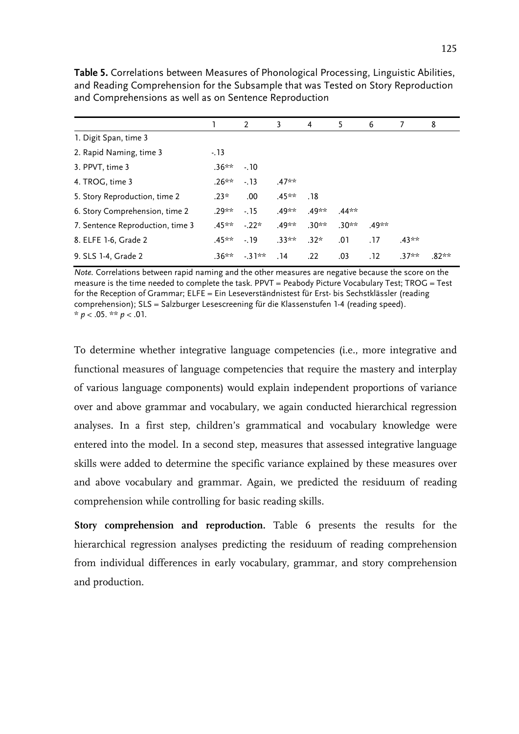**Table 5.** Correlations between Measures of Phonological Processing, Linguistic Abilities, and Reading Comprehension for the Subsample that was Tested on Story Reproduction and Comprehensions as well as on Sentence Reproduction

| | 1 | 2 | 3 | 4 | 5 | 6 | 7 | 8 |
|---|---|---|---|---|---|---|---|---|
| 1. Digit Span, time 3 | | | | | | | | |
| 2. Rapid Naming, time 3 | -.13 | | | | | | | |
| 3. PPVT, time 3 | .36** | -.10 | | | | | | |
| 4. TROG, time 3 | .26** | -.13 | .47** | | | | | |
| 5. Story Reproduction, time 2 | .23* | .00 | .45** | .18 | | | | |
| 6. Story Comprehension, time 2 | .29** | -.15 | .49** | .49** | .44** | | | |
| 7. Sentence Reproduction, time 3 | .45** | -.22* | .49** | .30** | .30** | .49** | | |
| 8. ELFE 1-6, Grade 2 | .45** | -.19 | .33** | .32* | .01 | .17 | .43** | |
| 9. SLS 1-4, Grade 2 | .36** | -.31** | .14 | .22 | .03 | .12 | .37** | .82** |

*Note.* Correlations between rapid naming and the other measures are negative because the score on the measure is the time needed to complete the task. PPVT = Peabody Picture Vocabulary Test; TROG = Test for the Reception of Grammar; ELFE = Ein Leseverständnistest für Erst- bis Sechstklässler (reading comprehension); SLS = Salzburger Lesescreening für die Klassenstufen 1-4 (reading speed).
* $p < .05$. ** $p < .01$.

To determine whether integrative language competencies (i.e., more integrative and functional measures of language competencies that require the mastery and interplay of various language components) would explain independent proportions of variance over and above grammar and vocabulary, we again conducted hierarchical regression analyses. In a first step, children's grammatical and vocabulary knowledge were entered into the model. In a second step, measures that assessed integrative language skills were added to determine the specific variance explained by these measures over and above vocabulary and grammar. Again, we predicted the residuum of reading comprehension while controlling for basic reading skills.

**Story comprehension and reproduction.** Table 6 presents the results for the hierarchical regression analyses predicting the residuum of reading comprehension from individual differences in early vocabulary, grammar, and story comprehension and production.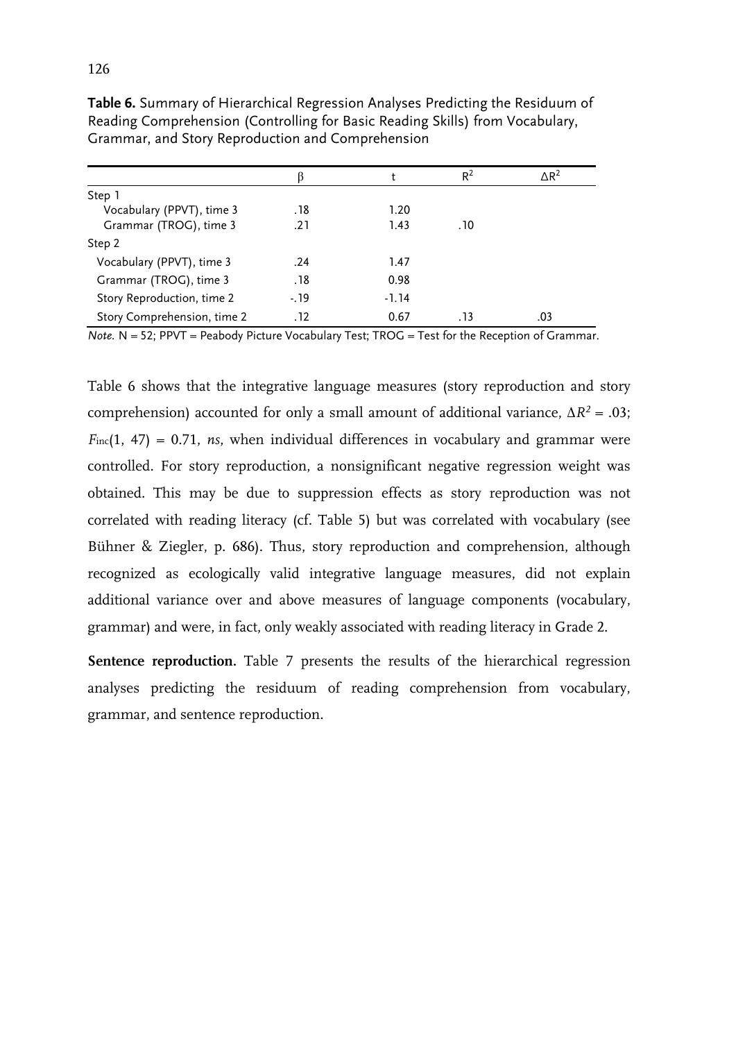**Table 6.** Summary of Hierarchical Regression Analyses Predicting the Residuum of Reading Comprehension (Controlling for Basic Reading Skills) from Vocabulary, Grammar, and Story Reproduction and Comprehension

| | β | t | $R^2$ | $\Delta R^2$ |
|---|---|---|---|---|
| Step 1 | | | | |
| Vocabulary (PPVT), time 3 | .18 | 1.20 | | |
| Grammar (TROG), time 3 | .21 | 1.43 | .10 | |
| Step 2 | | | | |
| Vocabulary (PPVT), time 3 | .24 | 1.47 | | |
| Grammar (TROG), time 3 | .18 | 0.98 | | |
| Story Reproduction, time 2 | -.19 | -1.14 | | |
| Story Comprehension, time 2 | .12 | 0.67 | .13 | .03 |

*Note.* N = 52; PPVT = Peabody Picture Vocabulary Test; TROG = Test for the Reception of Grammar.

Table 6 shows that the integrative language measures (story reproduction and story comprehension) accounted for only a small amount of additional variance, $\Delta R^2 = .03$; $F_{inc}(1, 47) = 0.71$, *ns*, when individual differences in vocabulary and grammar were controlled. For story reproduction, a nonsignificant negative regression weight was obtained. This may be due to suppression effects as story reproduction was not correlated with reading literacy (cf. Table 5) but was correlated with vocabulary (see Bühner & Ziegler, p. 686). Thus, story reproduction and comprehension, although recognized as ecologically valid integrative language measures, did not explain additional variance over and above measures of language components (vocabulary, grammar) and were, in fact, only weakly associated with reading literacy in Grade 2.

**Sentence reproduction.** Table 7 presents the results of the hierarchical regression analyses predicting the residuum of reading comprehension from vocabulary, grammar, and sentence reproduction.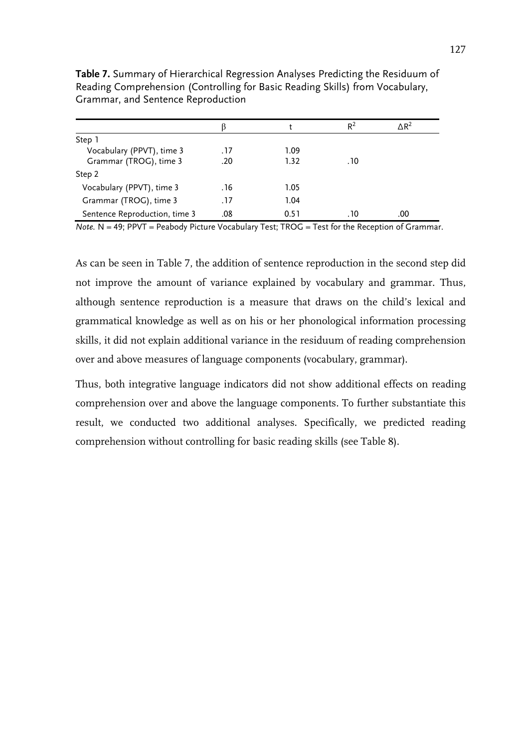**Table 7.** Summary of Hierarchical Regression Analyses Predicting the Residuum of Reading Comprehension (Controlling for Basic Reading Skills) from Vocabulary, Grammar, and Sentence Reproduction

| | β | t | $R^2$ | $\Delta R^2$ |
|---|---|---|---|---|
| Step 1 | | | | |
| Vocabulary (PPVT), time 3 | .17 | 1.09 | | |
| Grammar (TROG), time 3 | .20 | 1.32 | .10 | |
| Step 2 | | | | |
| Vocabulary (PPVT), time 3 | .16 | 1.05 | | |
| Grammar (TROG), time 3 | .17 | 1.04 | | |
| Sentence Reproduction, time 3 | .08 | 0.51 | .10 | .00 |

*Note.* N = 49; PPVT = Peabody Picture Vocabulary Test; TROG = Test for the Reception of Grammar.

As can be seen in Table 7, the addition of sentence reproduction in the second step did not improve the amount of variance explained by vocabulary and grammar. Thus, although sentence reproduction is a measure that draws on the child's lexical and grammatical knowledge as well as on his or her phonological information processing skills, it did not explain additional variance in the residuum of reading comprehension over and above measures of language components (vocabulary, grammar).

Thus, both integrative language indicators did not show additional effects on reading comprehension over and above the language components. To further substantiate this result, we conducted two additional analyses. Specifically, we predicted reading comprehension without controlling for basic reading skills (see Table 8).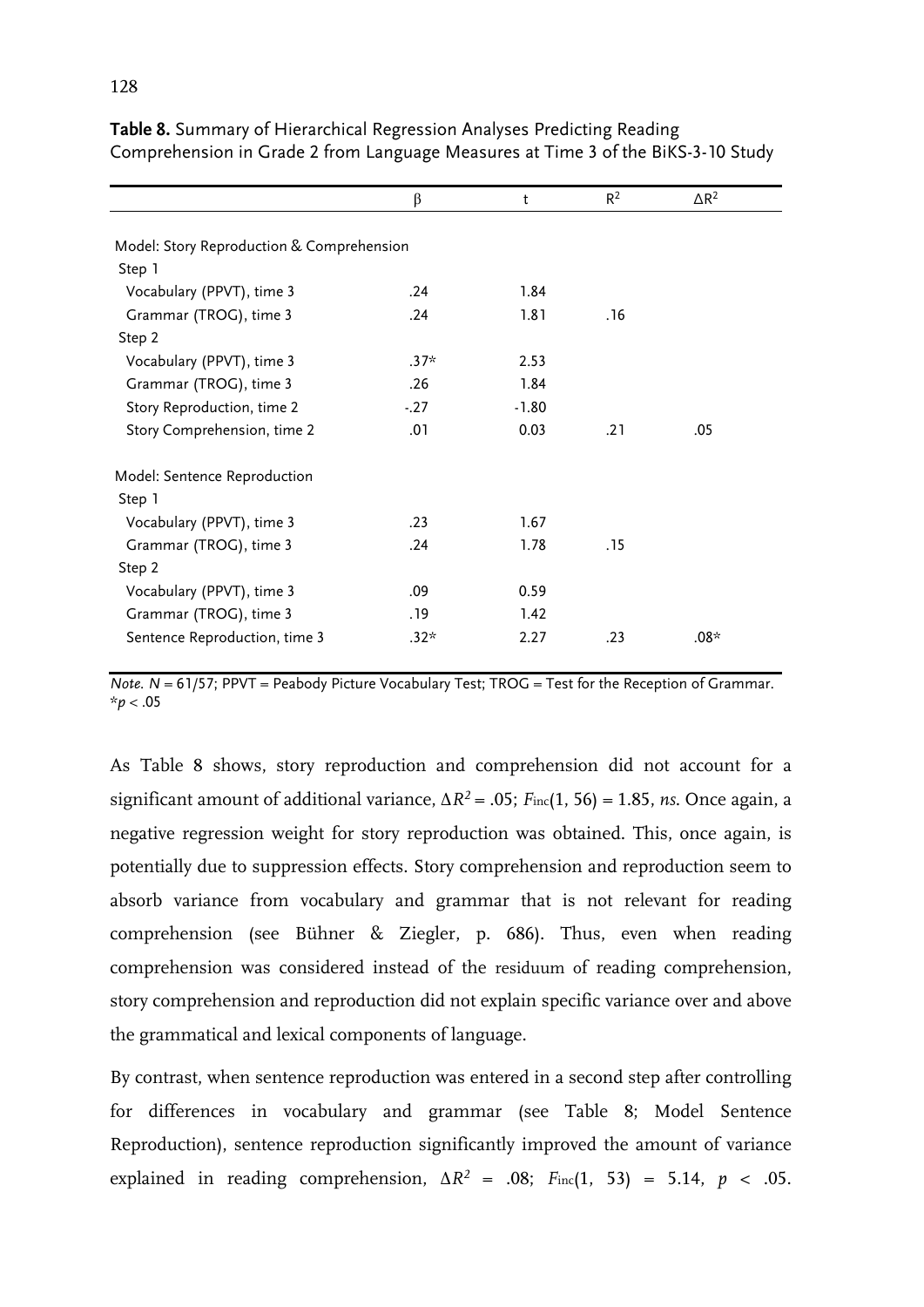**Table 8.** Summary of Hierarchical Regression Analyses Predicting Reading Comprehension in Grade 2 from Language Measures at Time 3 of the BiKS-3-10 Study

| | β | t | $R^2$ | $\Delta R^2$ |
|---|---|---|---|---|
| Model: Story Reproduction & Comprehension | | | | |
| Step 1 | | | | |
| Vocabulary (PPVT), time 3 | .24 | 1.84 | | |
| Grammar (TROG), time 3 | .24 | 1.81 | .16 | |
| Step 2 | | | | |
| Vocabulary (PPVT), time 3 | .37* | 2.53 | | |
| Grammar (TROG), time 3 | .26 | 1.84 | | |
| Story Reproduction, time 2 | -.27 | -1.80 | | |
| Story Comprehension, time 2 | .01 | 0.03 | .21 | .05 |
| Model: Sentence Reproduction | | | | |
| Step 1 | | | | |
| Vocabulary (PPVT), time 3 | .23 | 1.67 | | |
| Grammar (TROG), time 3 | .24 | 1.78 | .15 | |
| Step 2 | | | | |
| Vocabulary (PPVT), time 3 | .09 | 0.59 | | |
| Grammar (TROG), time 3 | .19 | 1.42 | | |
| Sentence Reproduction, time 3 | .32* | 2.27 | .23 | .08* |

*Note.* $N$ = 61/57; PPVT = Peabody Picture Vocabulary Test; TROG = Test for the Reception of Grammar. \*$p < .05$

As Table 8 shows, story reproduction and comprehension did not account for a significant amount of additional variance, $\Delta R^2 = .05$; $F_{\text{inc}}(1, 56) = 1.85$, *ns*. Once again, a negative regression weight for story reproduction was obtained. This, once again, is potentially due to suppression effects. Story comprehension and reproduction seem to absorb variance from vocabulary and grammar that is not relevant for reading comprehension (see Bühner & Ziegler, p. 686). Thus, even when reading comprehension was considered instead of the residuum of reading comprehension, story comprehension and reproduction did not explain specific variance over and above the grammatical and lexical components of language.

By contrast, when sentence reproduction was entered in a second step after controlling for differences in vocabulary and grammar (see Table 8; Model Sentence Reproduction), sentence reproduction significantly improved the amount of variance explained in reading comprehension, $\Delta R^2 = .08$; $F_{\text{inc}}(1, 53) = 5.14$, $p < .05$.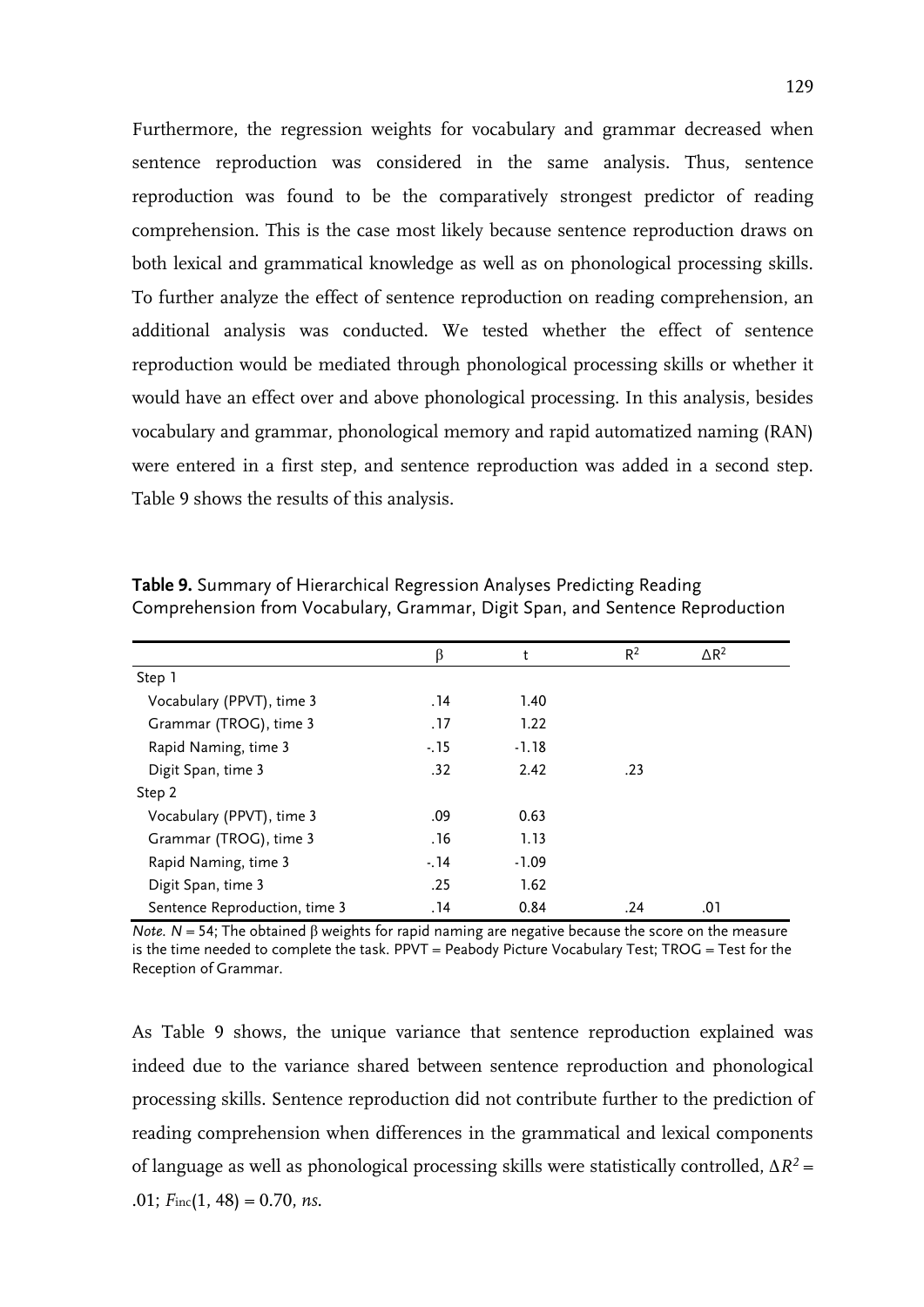Furthermore, the regression weights for vocabulary and grammar decreased when sentence reproduction was considered in the same analysis. Thus, sentence reproduction was found to be the comparatively strongest predictor of reading comprehension. This is the case most likely because sentence reproduction draws on both lexical and grammatical knowledge as well as on phonological processing skills. To further analyze the effect of sentence reproduction on reading comprehension, an additional analysis was conducted. We tested whether the effect of sentence reproduction would be mediated through phonological processing skills or whether it would have an effect over and above phonological processing. In this analysis, besides vocabulary and grammar, phonological memory and rapid automatized naming (RAN) were entered in a first step, and sentence reproduction was added in a second step. Table 9 shows the results of this analysis.

**Table 9.** Summary of Hierarchical Regression Analyses Predicting Reading Comprehension from Vocabulary, Grammar, Digit Span, and Sentence Reproduction

| | β | t | $R^2$ | $\Delta R^2$ |
|---|---|---|---|---|
| Step 1 | | | | |
| Vocabulary (PPVT), time 3 | .14 | 1.40 | | |
| Grammar (TROG), time 3 | .17 | 1.22 | | |
| Rapid Naming, time 3 | -.15 | -1.18 | | |
| Digit Span, time 3 | .32 | 2.42 | .23 | |
| Step 2 | | | | |
| Vocabulary (PPVT), time 3 | .09 | 0.63 | | |
| Grammar (TROG), time 3 | .16 | 1.13 | | |
| Rapid Naming, time 3 | -.14 | -1.09 | | |
| Digit Span, time 3 | .25 | 1.62 | | |
| Sentence Reproduction, time 3 | .14 | 0.84 | .24 | .01 |

*Note.* $N = 54$; The obtained β weights for rapid naming are negative because the score on the measure is the time needed to complete the task. PPVT = Peabody Picture Vocabulary Test; TROG = Test for the Reception of Grammar.

As Table 9 shows, the unique variance that sentence reproduction explained was indeed due to the variance shared between sentence reproduction and phonological processing skills. Sentence reproduction did not contribute further to the prediction of reading comprehension when differences in the grammatical and lexical components of language as well as phonological processing skills were statistically controlled, $\Delta R^2 = .01$; $F_{inc}(1, 48) = 0.70$, *ns*.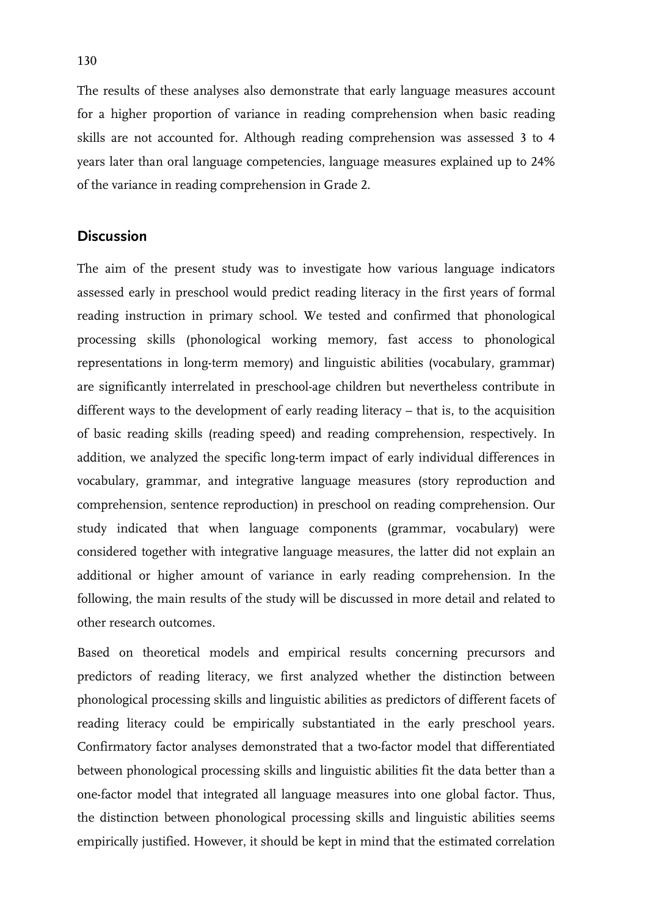The results of these analyses also demonstrate that early language measures account for a higher proportion of variance in reading comprehension when basic reading skills are not accounted for. Although reading comprehension was assessed 3 to 4 years later than oral language competencies, language measures explained up to 24% of the variance in reading comprehension in Grade 2.

## Discussion

The aim of the present study was to investigate how various language indicators assessed early in preschool would predict reading literacy in the first years of formal reading instruction in primary school. We tested and confirmed that phonological processing skills (phonological working memory, fast access to phonological representations in long-term memory) and linguistic abilities (vocabulary, grammar) are significantly interrelated in preschool-age children but nevertheless contribute in different ways to the development of early reading literacy – that is, to the acquisition of basic reading skills (reading speed) and reading comprehension, respectively. In addition, we analyzed the specific long-term impact of early individual differences in vocabulary, grammar, and integrative language measures (story reproduction and comprehension, sentence reproduction) in preschool on reading comprehension. Our study indicated that when language components (grammar, vocabulary) were considered together with integrative language measures, the latter did not explain an additional or higher amount of variance in early reading comprehension. In the following, the main results of the study will be discussed in more detail and related to other research outcomes.

Based on theoretical models and empirical results concerning precursors and predictors of reading literacy, we first analyzed whether the distinction between phonological processing skills and linguistic abilities as predictors of different facets of reading literacy could be empirically substantiated in the early preschool years. Confirmatory factor analyses demonstrated that a two-factor model that differentiated between phonological processing skills and linguistic abilities fit the data better than a one-factor model that integrated all language measures into one global factor. Thus, the distinction between phonological processing skills and linguistic abilities seems empirically justified. However, it should be kept in mind that the estimated correlation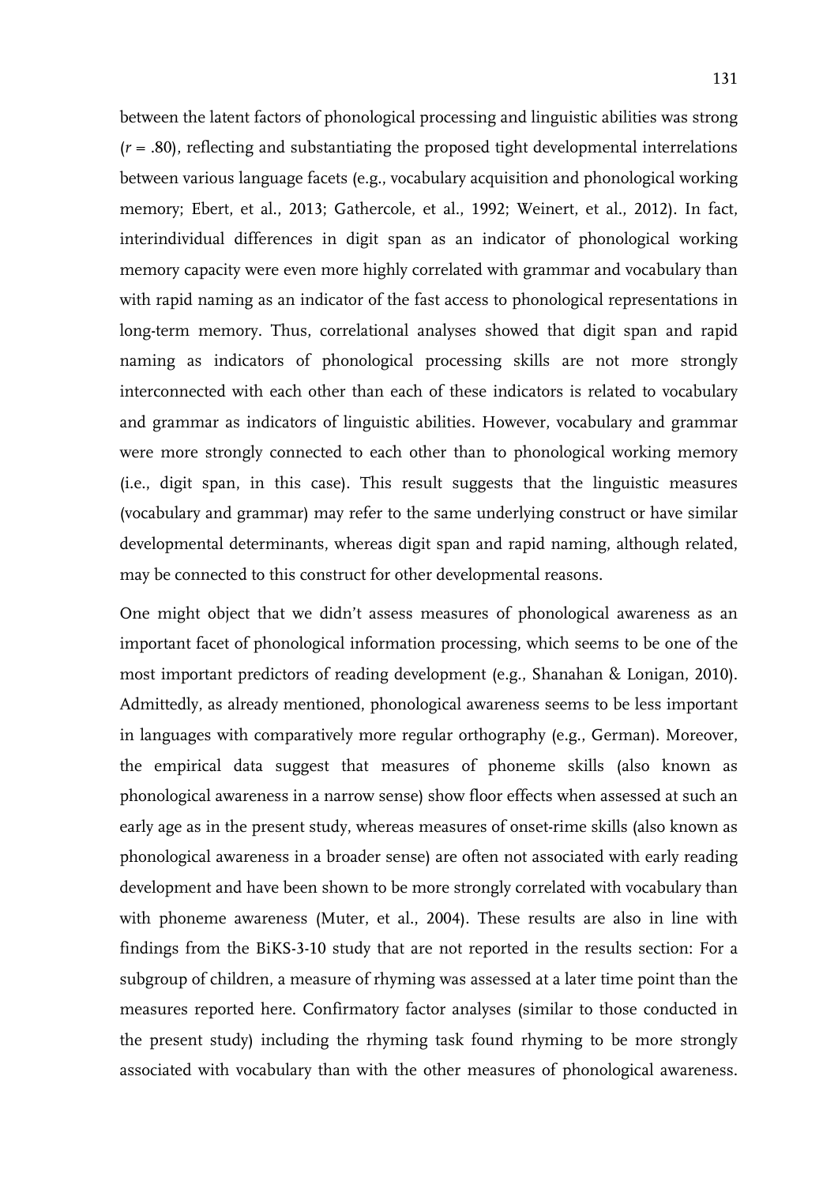between the latent factors of phonological processing and linguistic abilities was strong ($r$ = .80), reflecting and substantiating the proposed tight developmental interrelations between various language facets (e.g., vocabulary acquisition and phonological working memory; Ebert, et al., 2013; Gathercole, et al., 1992; Weinert, et al., 2012). In fact, interindividual differences in digit span as an indicator of phonological working memory capacity were even more highly correlated with grammar and vocabulary than with rapid naming as an indicator of the fast access to phonological representations in long-term memory. Thus, correlational analyses showed that digit span and rapid naming as indicators of phonological processing skills are not more strongly interconnected with each other than each of these indicators is related to vocabulary and grammar as indicators of linguistic abilities. However, vocabulary and grammar were more strongly connected to each other than to phonological working memory (i.e., digit span, in this case). This result suggests that the linguistic measures (vocabulary and grammar) may refer to the same underlying construct or have similar developmental determinants, whereas digit span and rapid naming, although related, may be connected to this construct for other developmental reasons.

One might object that we didn't assess measures of phonological awareness as an important facet of phonological information processing, which seems to be one of the most important predictors of reading development (e.g., Shanahan & Lonigan, 2010). Admittedly, as already mentioned, phonological awareness seems to be less important in languages with comparatively more regular orthography (e.g., German). Moreover, the empirical data suggest that measures of phoneme skills (also known as phonological awareness in a narrow sense) show floor effects when assessed at such an early age as in the present study, whereas measures of onset-rime skills (also known as phonological awareness in a broader sense) are often not associated with early reading development and have been shown to be more strongly correlated with vocabulary than with phoneme awareness (Muter, et al., 2004). These results are also in line with findings from the BiKS-3-10 study that are not reported in the results section: For a subgroup of children, a measure of rhyming was assessed at a later time point than the measures reported here. Confirmatory factor analyses (similar to those conducted in the present study) including the rhyming task found rhyming to be more strongly associated with vocabulary than with the other measures of phonological awareness.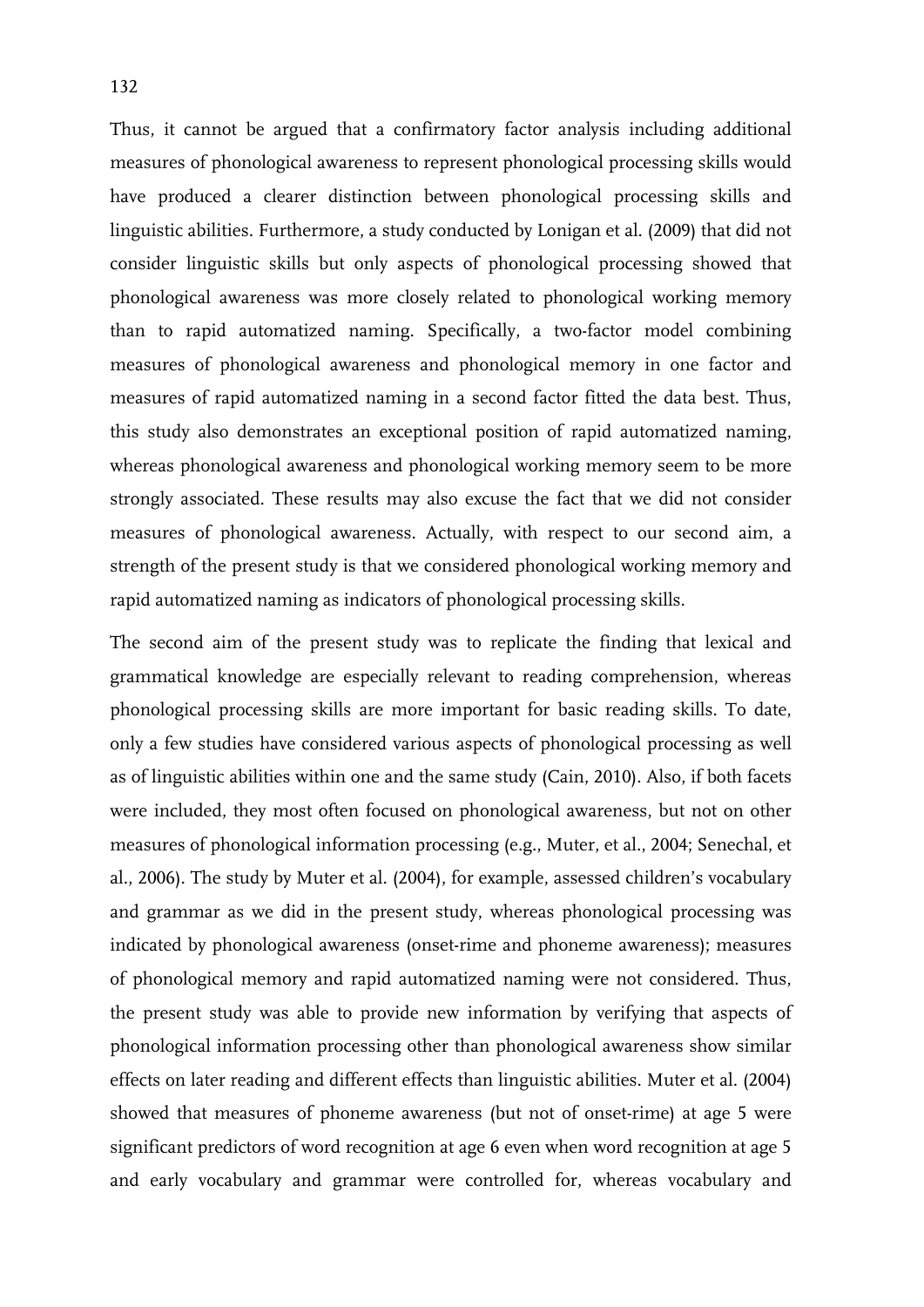Thus, it cannot be argued that a confirmatory factor analysis including additional measures of phonological awareness to represent phonological processing skills would have produced a clearer distinction between phonological processing skills and linguistic abilities. Furthermore, a study conducted by Lonigan et al. (2009) that did not consider linguistic skills but only aspects of phonological processing showed that phonological awareness was more closely related to phonological working memory than to rapid automatized naming. Specifically, a two-factor model combining measures of phonological awareness and phonological memory in one factor and measures of rapid automatized naming in a second factor fitted the data best. Thus, this study also demonstrates an exceptional position of rapid automatized naming, whereas phonological awareness and phonological working memory seem to be more strongly associated. These results may also excuse the fact that we did not consider measures of phonological awareness. Actually, with respect to our second aim, a strength of the present study is that we considered phonological working memory and rapid automatized naming as indicators of phonological processing skills.

The second aim of the present study was to replicate the finding that lexical and grammatical knowledge are especially relevant to reading comprehension, whereas phonological processing skills are more important for basic reading skills. To date, only a few studies have considered various aspects of phonological processing as well as of linguistic abilities within one and the same study (Cain, 2010). Also, if both facets were included, they most often focused on phonological awareness, but not on other measures of phonological information processing (e.g., Muter, et al., 2004; Senechal, et al., 2006). The study by Muter et al. (2004), for example, assessed children's vocabulary and grammar as we did in the present study, whereas phonological processing was indicated by phonological awareness (onset-rime and phoneme awareness); measures of phonological memory and rapid automatized naming were not considered. Thus, the present study was able to provide new information by verifying that aspects of phonological information processing other than phonological awareness show similar effects on later reading and different effects than linguistic abilities. Muter et al. (2004) showed that measures of phoneme awareness (but not of onset-rime) at age 5 were significant predictors of word recognition at age 6 even when word recognition at age 5 and early vocabulary and grammar were controlled for, whereas vocabulary and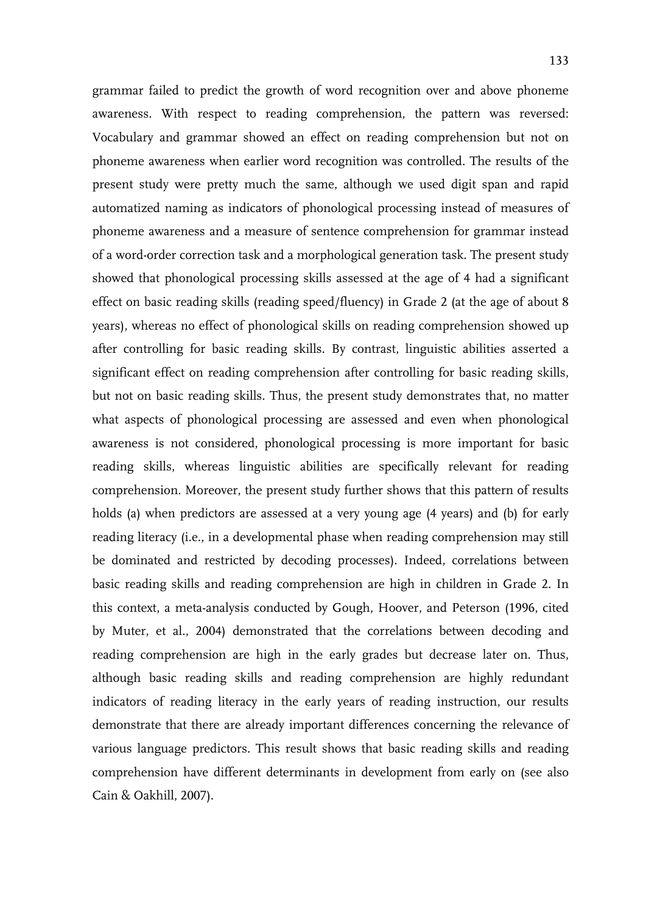grammar failed to predict the growth of word recognition over and above phoneme awareness. With respect to reading comprehension, the pattern was reversed: Vocabulary and grammar showed an effect on reading comprehension but not on phoneme awareness when earlier word recognition was controlled. The results of the present study were pretty much the same, although we used digit span and rapid automatized naming as indicators of phonological processing instead of measures of phoneme awareness and a measure of sentence comprehension for grammar instead of a word-order correction task and a morphological generation task. The present study showed that phonological processing skills assessed at the age of 4 had a significant effect on basic reading skills (reading speed/fluency) in Grade 2 (at the age of about 8 years), whereas no effect of phonological skills on reading comprehension showed up after controlling for basic reading skills. By contrast, linguistic abilities asserted a significant effect on reading comprehension after controlling for basic reading skills, but not on basic reading skills. Thus, the present study demonstrates that, no matter what aspects of phonological processing are assessed and even when phonological awareness is not considered, phonological processing is more important for basic reading skills, whereas linguistic abilities are specifically relevant for reading comprehension. Moreover, the present study further shows that this pattern of results holds (a) when predictors are assessed at a very young age (4 years) and (b) for early reading literacy (i.e., in a developmental phase when reading comprehension may still be dominated and restricted by decoding processes). Indeed, correlations between basic reading skills and reading comprehension are high in children in Grade 2. In this context, a meta-analysis conducted by Gough, Hoover, and Peterson (1996, cited by Muter, et al., 2004) demonstrated that the correlations between decoding and reading comprehension are high in the early grades but decrease later on. Thus, although basic reading skills and reading comprehension are highly redundant indicators of reading literacy in the early years of reading instruction, our results demonstrate that there are already important differences concerning the relevance of various language predictors. This result shows that basic reading skills and reading comprehension have different determinants in development from early on (see also Cain & Oakhill, 2007).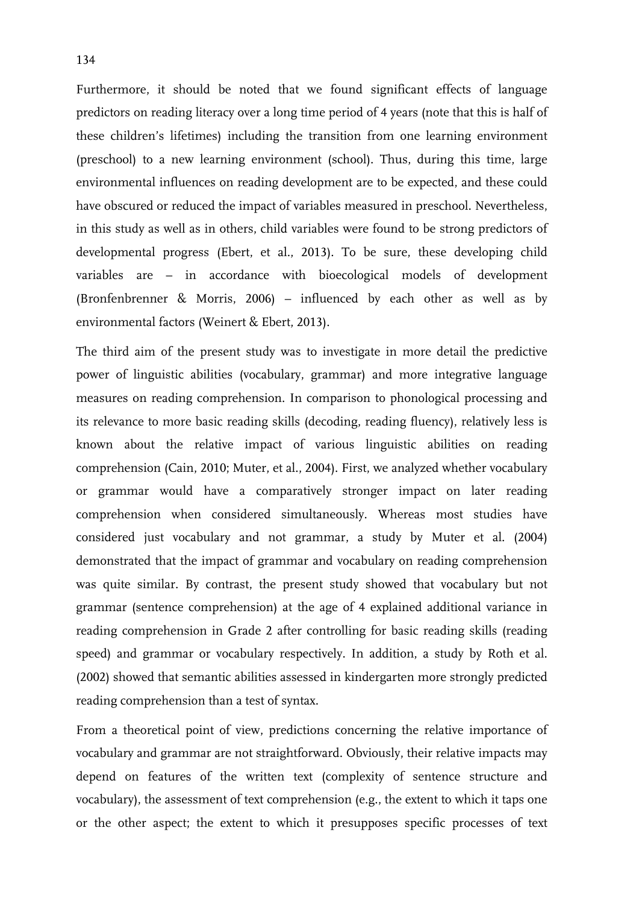Furthermore, it should be noted that we found significant effects of language predictors on reading literacy over a long time period of 4 years (note that this is half of these children's lifetimes) including the transition from one learning environment (preschool) to a new learning environment (school). Thus, during this time, large environmental influences on reading development are to be expected, and these could have obscured or reduced the impact of variables measured in preschool. Nevertheless, in this study as well as in others, child variables were found to be strong predictors of developmental progress (Ebert, et al., 2013). To be sure, these developing child variables are – in accordance with bioecological models of development (Bronfenbrenner & Morris, 2006) – influenced by each other as well as by environmental factors (Weinert & Ebert, 2013).

The third aim of the present study was to investigate in more detail the predictive power of linguistic abilities (vocabulary, grammar) and more integrative language measures on reading comprehension. In comparison to phonological processing and its relevance to more basic reading skills (decoding, reading fluency), relatively less is known about the relative impact of various linguistic abilities on reading comprehension (Cain, 2010; Muter, et al., 2004). First, we analyzed whether vocabulary or grammar would have a comparatively stronger impact on later reading comprehension when considered simultaneously. Whereas most studies have considered just vocabulary and not grammar, a study by Muter et al. (2004) demonstrated that the impact of grammar and vocabulary on reading comprehension was quite similar. By contrast, the present study showed that vocabulary but not grammar (sentence comprehension) at the age of 4 explained additional variance in reading comprehension in Grade 2 after controlling for basic reading skills (reading speed) and grammar or vocabulary respectively. In addition, a study by Roth et al. (2002) showed that semantic abilities assessed in kindergarten more strongly predicted reading comprehension than a test of syntax.

From a theoretical point of view, predictions concerning the relative importance of vocabulary and grammar are not straightforward. Obviously, their relative impacts may depend on features of the written text (complexity of sentence structure and vocabulary), the assessment of text comprehension (e.g., the extent to which it taps one or the other aspect; the extent to which it presupposes specific processes of text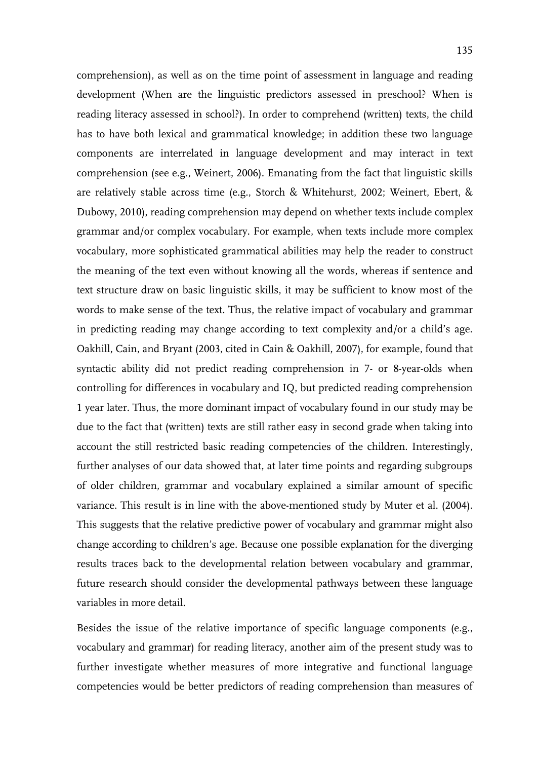comprehension), as well as on the time point of assessment in language and reading development (When are the linguistic predictors assessed in preschool? When is reading literacy assessed in school?). In order to comprehend (written) texts, the child has to have both lexical and grammatical knowledge; in addition these two language components are interrelated in language development and may interact in text comprehension (see e.g., Weinert, 2006). Emanating from the fact that linguistic skills are relatively stable across time (e.g., Storch & Whitehurst, 2002; Weinert, Ebert, & Dubowy, 2010), reading comprehension may depend on whether texts include complex grammar and/or complex vocabulary. For example, when texts include more complex vocabulary, more sophisticated grammatical abilities may help the reader to construct the meaning of the text even without knowing all the words, whereas if sentence and text structure draw on basic linguistic skills, it may be sufficient to know most of the words to make sense of the text. Thus, the relative impact of vocabulary and grammar in predicting reading may change according to text complexity and/or a child's age. Oakhill, Cain, and Bryant (2003, cited in Cain & Oakhill, 2007), for example, found that syntactic ability did not predict reading comprehension in 7- or 8-year-olds when controlling for differences in vocabulary and IQ, but predicted reading comprehension 1 year later. Thus, the more dominant impact of vocabulary found in our study may be due to the fact that (written) texts are still rather easy in second grade when taking into account the still restricted basic reading competencies of the children. Interestingly, further analyses of our data showed that, at later time points and regarding subgroups of older children, grammar and vocabulary explained a similar amount of specific variance. This result is in line with the above-mentioned study by Muter et al. (2004). This suggests that the relative predictive power of vocabulary and grammar might also change according to children's age. Because one possible explanation for the diverging results traces back to the developmental relation between vocabulary and grammar, future research should consider the developmental pathways between these language variables in more detail.

Besides the issue of the relative importance of specific language components (e.g., vocabulary and grammar) for reading literacy, another aim of the present study was to further investigate whether measures of more integrative and functional language competencies would be better predictors of reading comprehension than measures of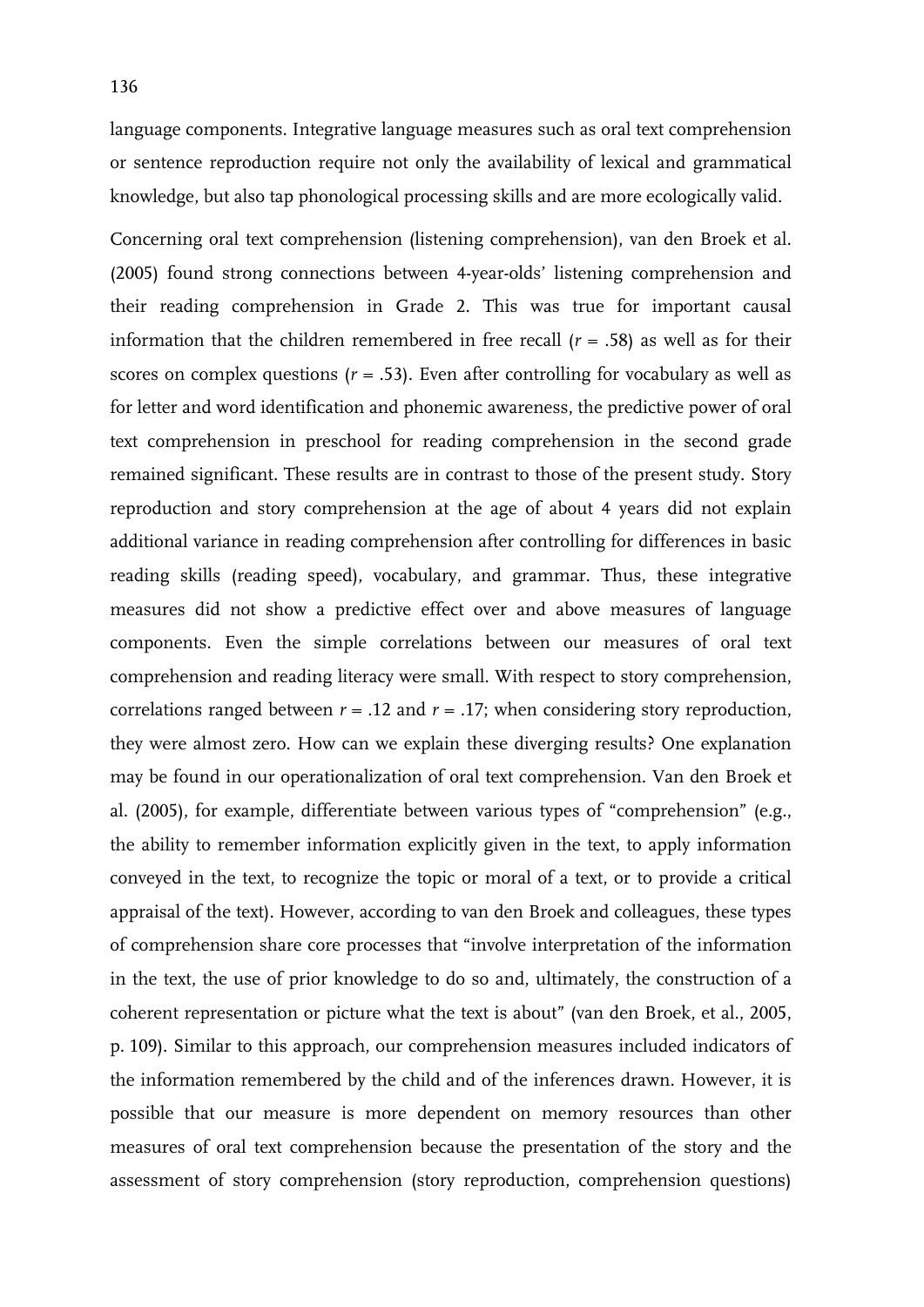language components. Integrative language measures such as oral text comprehension or sentence reproduction require not only the availability of lexical and grammatical knowledge, but also tap phonological processing skills and are more ecologically valid.

Concerning oral text comprehension (listening comprehension), van den Broek et al. (2005) found strong connections between 4-year-olds' listening comprehension and their reading comprehension in Grade 2. This was true for important causal information that the children remembered in free recall ($r = .58$) as well as for their scores on complex questions ($r = .53$). Even after controlling for vocabulary as well as for letter and word identification and phonemic awareness, the predictive power of oral text comprehension in preschool for reading comprehension in the second grade remained significant. These results are in contrast to those of the present study. Story reproduction and story comprehension at the age of about 4 years did not explain additional variance in reading comprehension after controlling for differences in basic reading skills (reading speed), vocabulary, and grammar. Thus, these integrative measures did not show a predictive effect over and above measures of language components. Even the simple correlations between our measures of oral text comprehension and reading literacy were small. With respect to story comprehension, correlations ranged between $r = .12$ and $r = .17$; when considering story reproduction, they were almost zero. How can we explain these diverging results? One explanation may be found in our operationalization of oral text comprehension. Van den Broek et al. (2005), for example, differentiate between various types of "comprehension" (e.g., the ability to remember information explicitly given in the text, to apply information conveyed in the text, to recognize the topic or moral of a text, or to provide a critical appraisal of the text). However, according to van den Broek and colleagues, these types of comprehension share core processes that "involve interpretation of the information in the text, the use of prior knowledge to do so and, ultimately, the construction of a coherent representation or picture what the text is about" (van den Broek, et al., 2005, p. 109). Similar to this approach, our comprehension measures included indicators of the information remembered by the child and of the inferences drawn. However, it is possible that our measure is more dependent on memory resources than other measures of oral text comprehension because the presentation of the story and the assessment of story comprehension (story reproduction, comprehension questions)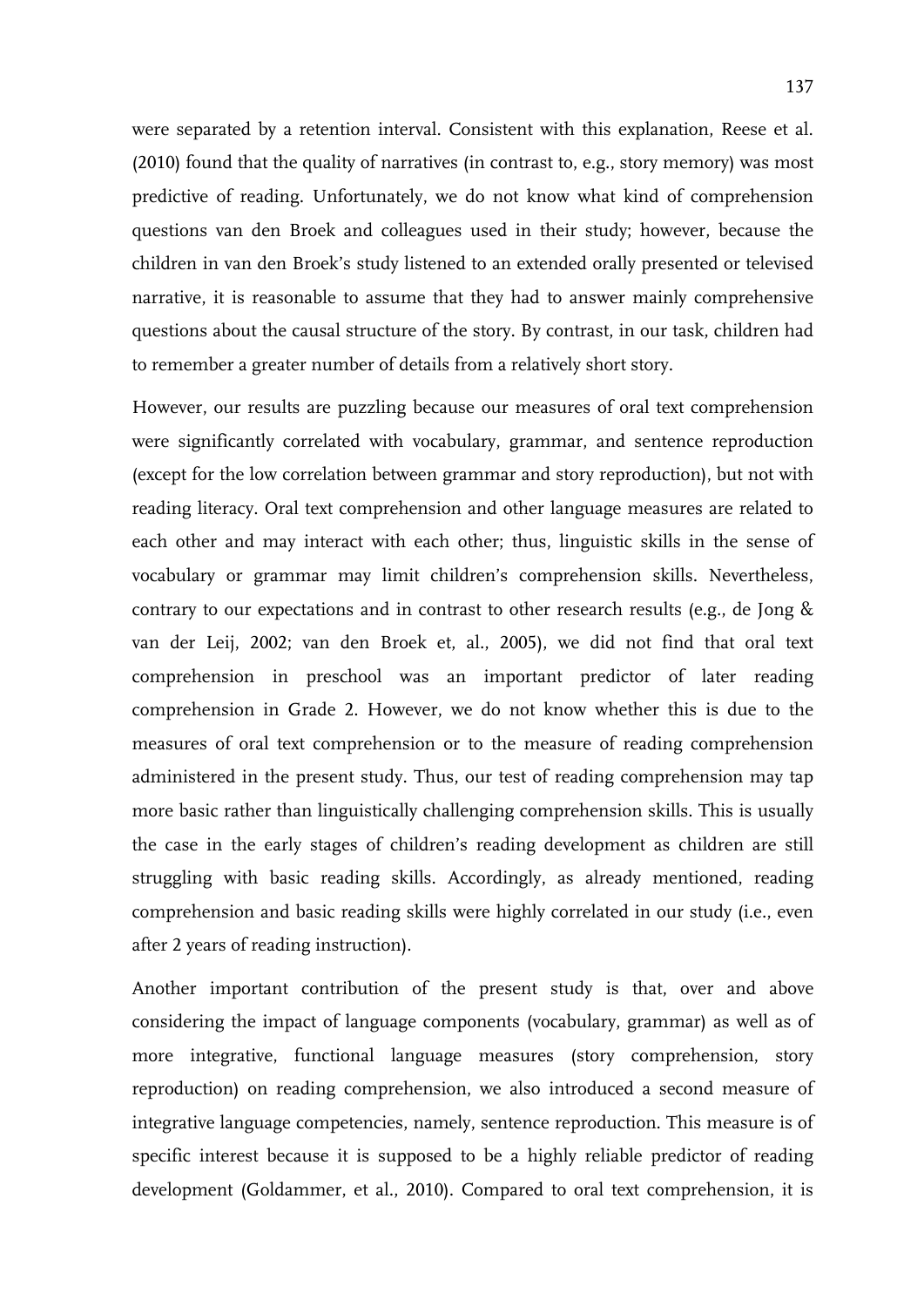were separated by a retention interval. Consistent with this explanation, Reese et al. (2010) found that the quality of narratives (in contrast to, e.g., story memory) was most predictive of reading. Unfortunately, we do not know what kind of comprehension questions van den Broek and colleagues used in their study; however, because the children in van den Broek's study listened to an extended orally presented or televised narrative, it is reasonable to assume that they had to answer mainly comprehensive questions about the causal structure of the story. By contrast, in our task, children had to remember a greater number of details from a relatively short story.

However, our results are puzzling because our measures of oral text comprehension were significantly correlated with vocabulary, grammar, and sentence reproduction (except for the low correlation between grammar and story reproduction), but not with reading literacy. Oral text comprehension and other language measures are related to each other and may interact with each other; thus, linguistic skills in the sense of vocabulary or grammar may limit children's comprehension skills. Nevertheless, contrary to our expectations and in contrast to other research results (e.g., de Jong & van der Leij, 2002; van den Broek et, al., 2005), we did not find that oral text comprehension in preschool was an important predictor of later reading comprehension in Grade 2. However, we do not know whether this is due to the measures of oral text comprehension or to the measure of reading comprehension administered in the present study. Thus, our test of reading comprehension may tap more basic rather than linguistically challenging comprehension skills. This is usually the case in the early stages of children's reading development as children are still struggling with basic reading skills. Accordingly, as already mentioned, reading comprehension and basic reading skills were highly correlated in our study (i.e., even after 2 years of reading instruction).

Another important contribution of the present study is that, over and above considering the impact of language components (vocabulary, grammar) as well as of more integrative, functional language measures (story comprehension, story reproduction) on reading comprehension, we also introduced a second measure of integrative language competencies, namely, sentence reproduction. This measure is of specific interest because it is supposed to be a highly reliable predictor of reading development (Goldammer, et al., 2010). Compared to oral text comprehension, it is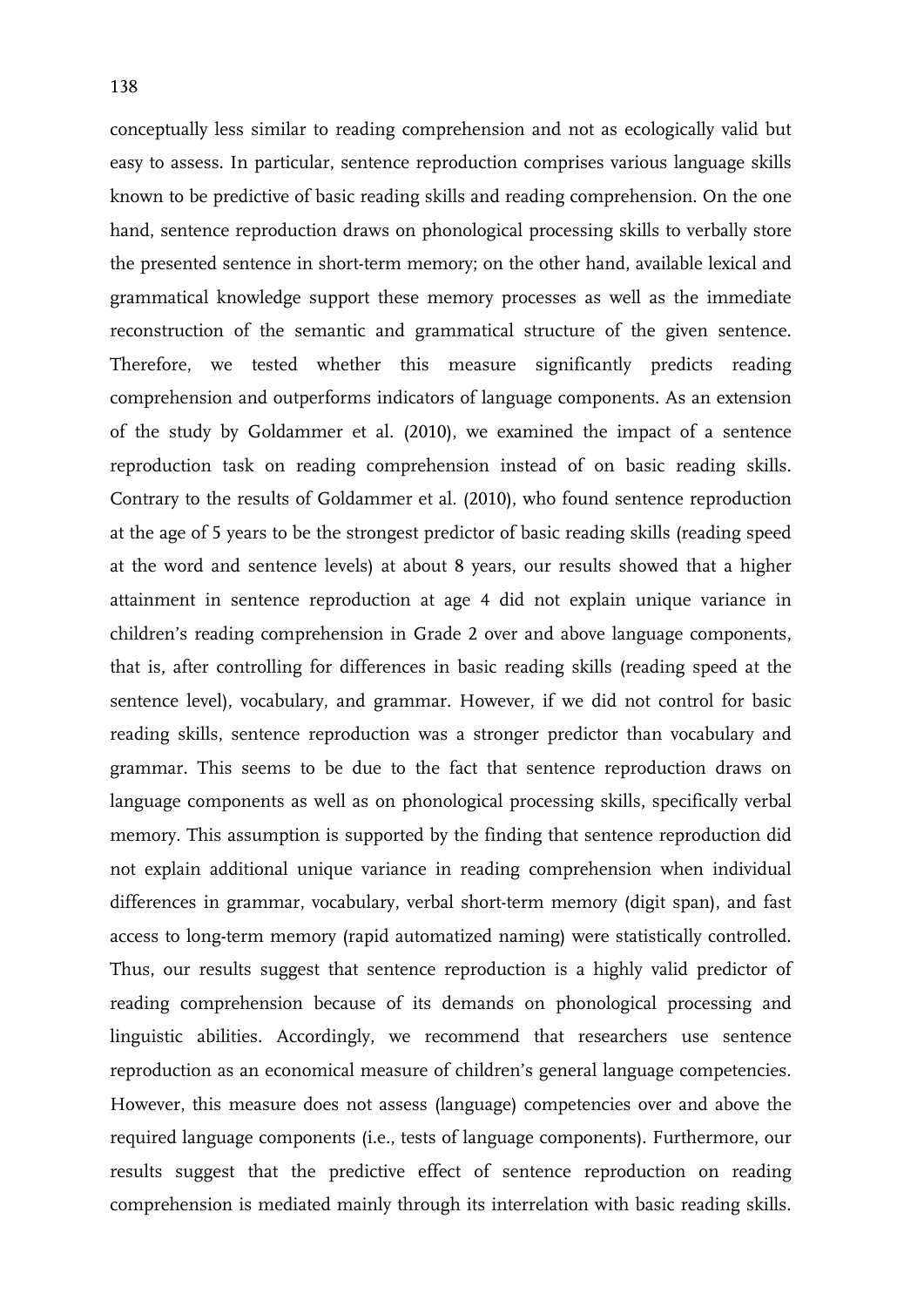conceptually less similar to reading comprehension and not as ecologically valid but easy to assess. In particular, sentence reproduction comprises various language skills known to be predictive of basic reading skills and reading comprehension. On the one hand, sentence reproduction draws on phonological processing skills to verbally store the presented sentence in short-term memory; on the other hand, available lexical and grammatical knowledge support these memory processes as well as the immediate reconstruction of the semantic and grammatical structure of the given sentence. Therefore, we tested whether this measure significantly predicts reading comprehension and outperforms indicators of language components. As an extension of the study by Goldammer et al. (2010), we examined the impact of a sentence reproduction task on reading comprehension instead of on basic reading skills. Contrary to the results of Goldammer et al. (2010), who found sentence reproduction at the age of 5 years to be the strongest predictor of basic reading skills (reading speed at the word and sentence levels) at about 8 years, our results showed that a higher attainment in sentence reproduction at age 4 did not explain unique variance in children's reading comprehension in Grade 2 over and above language components, that is, after controlling for differences in basic reading skills (reading speed at the sentence level), vocabulary, and grammar. However, if we did not control for basic reading skills, sentence reproduction was a stronger predictor than vocabulary and grammar. This seems to be due to the fact that sentence reproduction draws on language components as well as on phonological processing skills, specifically verbal memory. This assumption is supported by the finding that sentence reproduction did not explain additional unique variance in reading comprehension when individual differences in grammar, vocabulary, verbal short-term memory (digit span), and fast access to long-term memory (rapid automatized naming) were statistically controlled. Thus, our results suggest that sentence reproduction is a highly valid predictor of reading comprehension because of its demands on phonological processing and linguistic abilities. Accordingly, we recommend that researchers use sentence reproduction as an economical measure of children's general language competencies. However, this measure does not assess (language) competencies over and above the required language components (i.e., tests of language components). Furthermore, our results suggest that the predictive effect of sentence reproduction on reading comprehension is mediated mainly through its interrelation with basic reading skills.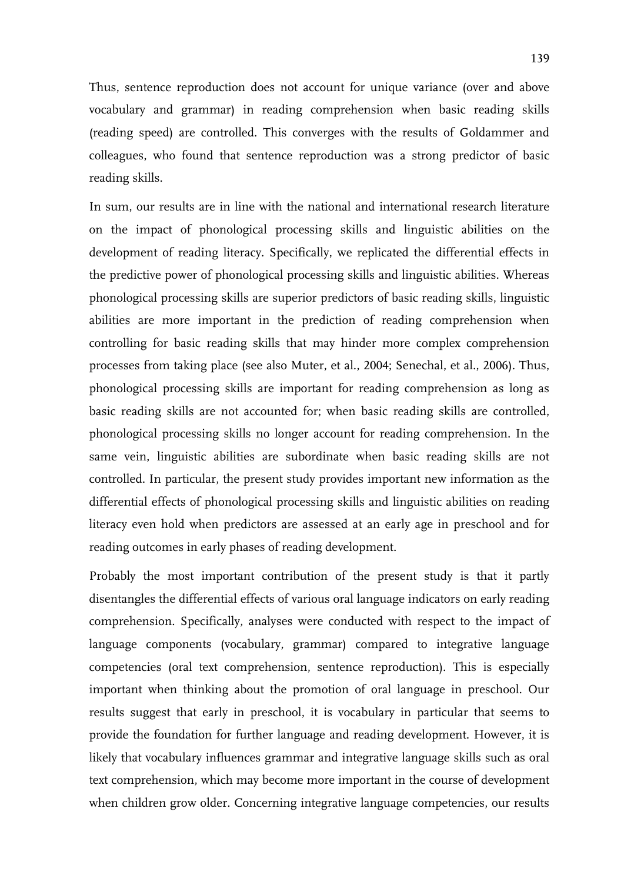Thus, sentence reproduction does not account for unique variance (over and above vocabulary and grammar) in reading comprehension when basic reading skills (reading speed) are controlled. This converges with the results of Goldammer and colleagues, who found that sentence reproduction was a strong predictor of basic reading skills.

In sum, our results are in line with the national and international research literature on the impact of phonological processing skills and linguistic abilities on the development of reading literacy. Specifically, we replicated the differential effects in the predictive power of phonological processing skills and linguistic abilities. Whereas phonological processing skills are superior predictors of basic reading skills, linguistic abilities are more important in the prediction of reading comprehension when controlling for basic reading skills that may hinder more complex comprehension processes from taking place (see also Muter, et al., 2004; Senechal, et al., 2006). Thus, phonological processing skills are important for reading comprehension as long as basic reading skills are not accounted for; when basic reading skills are controlled, phonological processing skills no longer account for reading comprehension. In the same vein, linguistic abilities are subordinate when basic reading skills are not controlled. In particular, the present study provides important new information as the differential effects of phonological processing skills and linguistic abilities on reading literacy even hold when predictors are assessed at an early age in preschool and for reading outcomes in early phases of reading development.

Probably the most important contribution of the present study is that it partly disentangles the differential effects of various oral language indicators on early reading comprehension. Specifically, analyses were conducted with respect to the impact of language components (vocabulary, grammar) compared to integrative language competencies (oral text comprehension, sentence reproduction). This is especially important when thinking about the promotion of oral language in preschool. Our results suggest that early in preschool, it is vocabulary in particular that seems to provide the foundation for further language and reading development. However, it is likely that vocabulary influences grammar and integrative language skills such as oral text comprehension, which may become more important in the course of development when children grow older. Concerning integrative language competencies, our results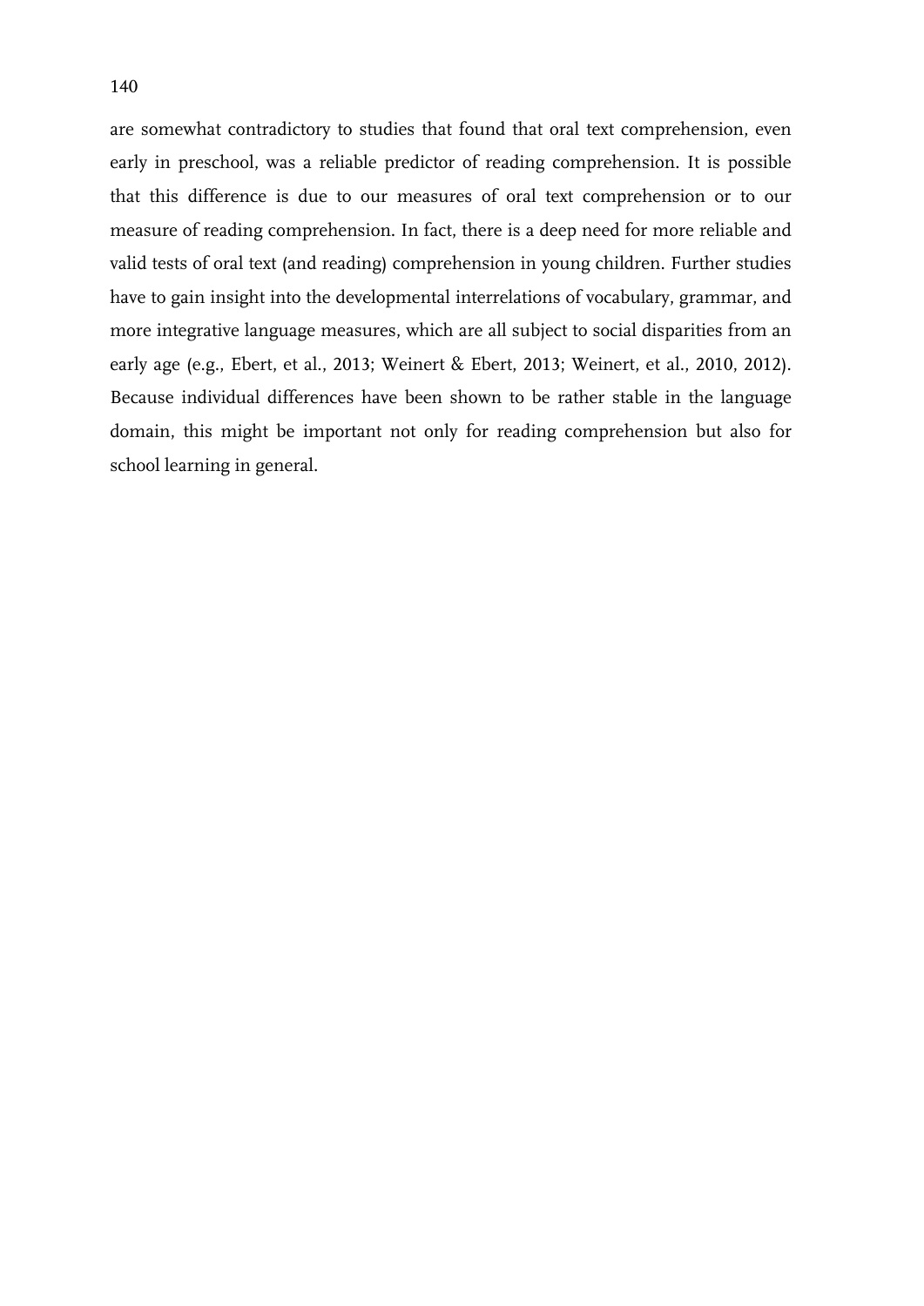are somewhat contradictory to studies that found that oral text comprehension, even early in preschool, was a reliable predictor of reading comprehension. It is possible that this difference is due to our measures of oral text comprehension or to our measure of reading comprehension. In fact, there is a deep need for more reliable and valid tests of oral text (and reading) comprehension in young children. Further studies have to gain insight into the developmental interrelations of vocabulary, grammar, and more integrative language measures, which are all subject to social disparities from an early age (e.g., Ebert, et al., 2013; Weinert & Ebert, 2013; Weinert, et al., 2010, 2012). Because individual differences have been shown to be rather stable in the language domain, this might be important not only for reading comprehension but also for school learning in general.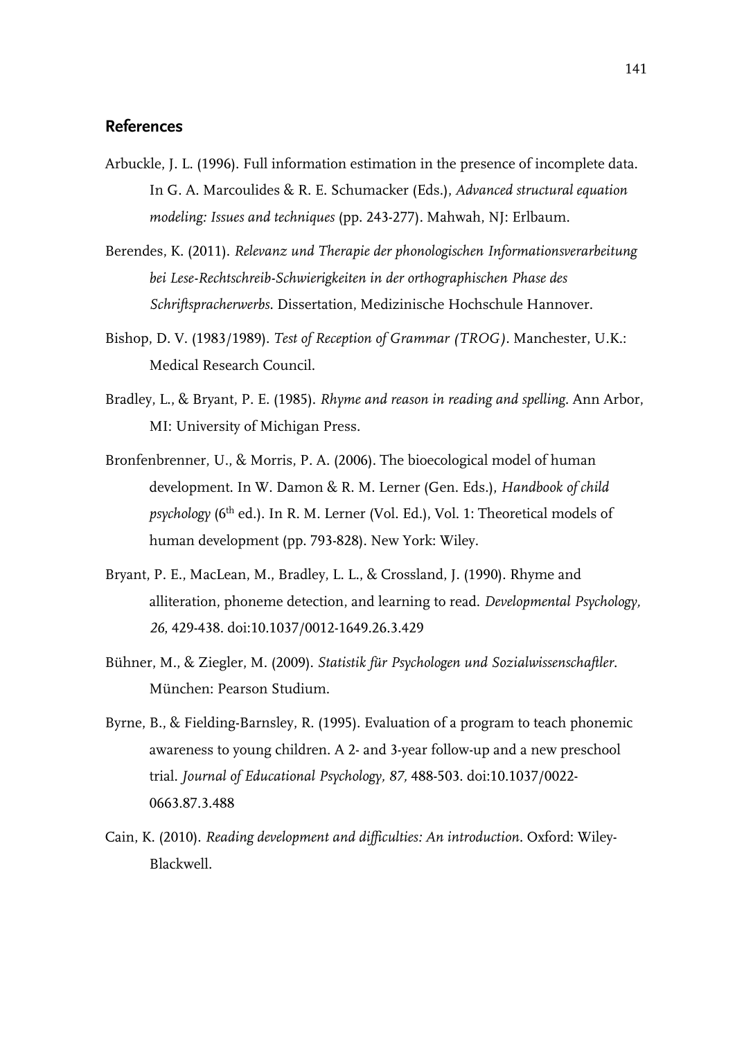## References

Arbuckle, J. L. (1996). Full information estimation in the presence of incomplete data. In G. A. Marcoulides & R. E. Schumacker (Eds.), *Advanced structural equation modeling: Issues and techniques* (pp. 243-277). Mahwah, NJ: Erlbaum.

Berendes, K. (2011). *Relevanz und Therapie der phonologischen Informationsverarbeitung bei Lese-Rechtschreib-Schwierigkeiten in der orthographischen Phase des Schriftspracherwerbs*. Dissertation, Medizinische Hochschule Hannover.

Bishop, D. V. (1983/1989). *Test of Reception of Grammar (TROG)*. Manchester, U.K.: Medical Research Council.

Bradley, L., & Bryant, P. E. (1985). *Rhyme and reason in reading and spelling*. Ann Arbor, MI: University of Michigan Press.

Bronfenbrenner, U., & Morris, P. A. (2006). The bioecological model of human development. In W. Damon & R. M. Lerner (Gen. Eds.), *Handbook of child psychology* (6th ed.). In R. M. Lerner (Vol. Ed.), Vol. 1: Theoretical models of human development (pp. 793-828). New York: Wiley.

Bryant, P. E., MacLean, M., Bradley, L. L., & Crossland, J. (1990). Rhyme and alliteration, phoneme detection, and learning to read. *Developmental Psychology, 26,* 429-438. doi:10.1037/0012-1649.26.3.429

Bühner, M., & Ziegler, M. (2009). *Statistik für Psychologen und Sozialwissenschaftler*. München: Pearson Studium.

Byrne, B., & Fielding-Barnsley, R. (1995). Evaluation of a program to teach phonemic awareness to young children. A 2- and 3-year follow-up and a new preschool trial. *Journal of Educational Psychology, 87,* 488-503. doi:10.1037/0022-0663.87.3.488

Cain, K. (2010). *Reading development and difficulties: An introduction*. Oxford: Wiley-Blackwell.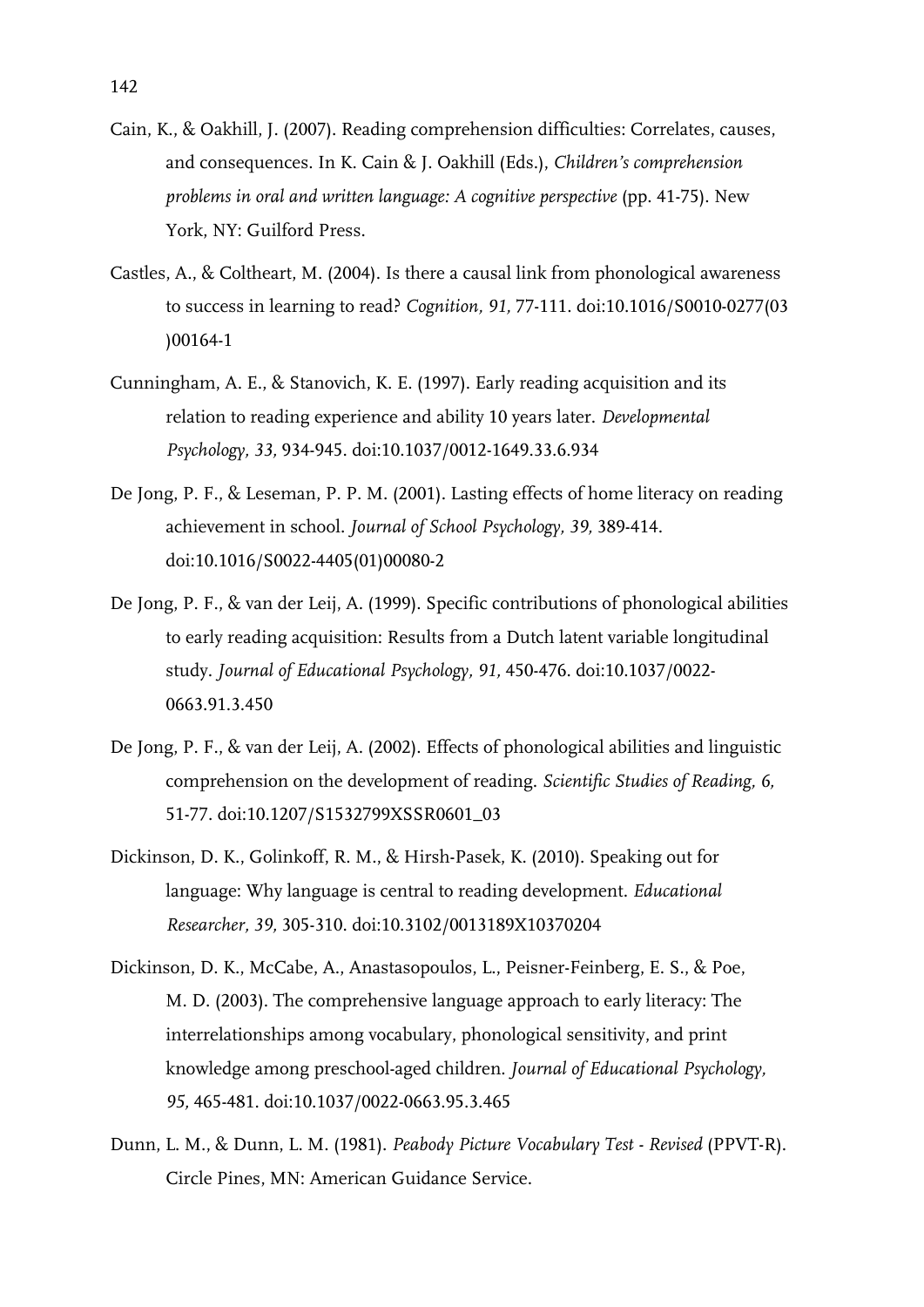Cain, K., & Oakhill, J. (2007). Reading comprehension difficulties: Correlates, causes, and consequences. In K. Cain & J. Oakhill (Eds.), *Children's comprehension problems in oral and written language: A cognitive perspective* (pp. 41-75). New York, NY: Guilford Press.

Castles, A., & Coltheart, M. (2004). Is there a causal link from phonological awareness to success in learning to read? *Cognition, 91,* 77-111. doi:10.1016/S0010-0277(03)00164-1

Cunningham, A. E., & Stanovich, K. E. (1997). Early reading acquisition and its relation to reading experience and ability 10 years later. *Developmental Psychology, 33,* 934-945. doi:10.1037/0012-1649.33.6.934

De Jong, P. F., & Leseman, P. P. M. (2001). Lasting effects of home literacy on reading achievement in school. *Journal of School Psychology, 39,* 389-414. doi:10.1016/S0022-4405(01)00080-2

De Jong, P. F., & van der Leij, A. (1999). Specific contributions of phonological abilities to early reading acquisition: Results from a Dutch latent variable longitudinal study. *Journal of Educational Psychology, 91,* 450-476. doi:10.1037/0022-0663.91.3.450

De Jong, P. F., & van der Leij, A. (2002). Effects of phonological abilities and linguistic comprehension on the development of reading. *Scientific Studies of Reading, 6,* 51-77. doi:10.1207/S1532799XSSR0601_03

Dickinson, D. K., Golinkoff, R. M., & Hirsh-Pasek, K. (2010). Speaking out for language: Why language is central to reading development. *Educational Researcher, 39,* 305-310. doi:10.3102/0013189X10370204

Dickinson, D. K., McCabe, A., Anastasopoulos, L., Peisner-Feinberg, E. S., & Poe, M. D. (2003). The comprehensive language approach to early literacy: The interrelationships among vocabulary, phonological sensitivity, and print knowledge among preschool-aged children. *Journal of Educational Psychology, 95,* 465-481. doi:10.1037/0022-0663.95.3.465

Dunn, L. M., & Dunn, L. M. (1981). *Peabody Picture Vocabulary Test - Revised* (PPVT-R). Circle Pines, MN: American Guidance Service.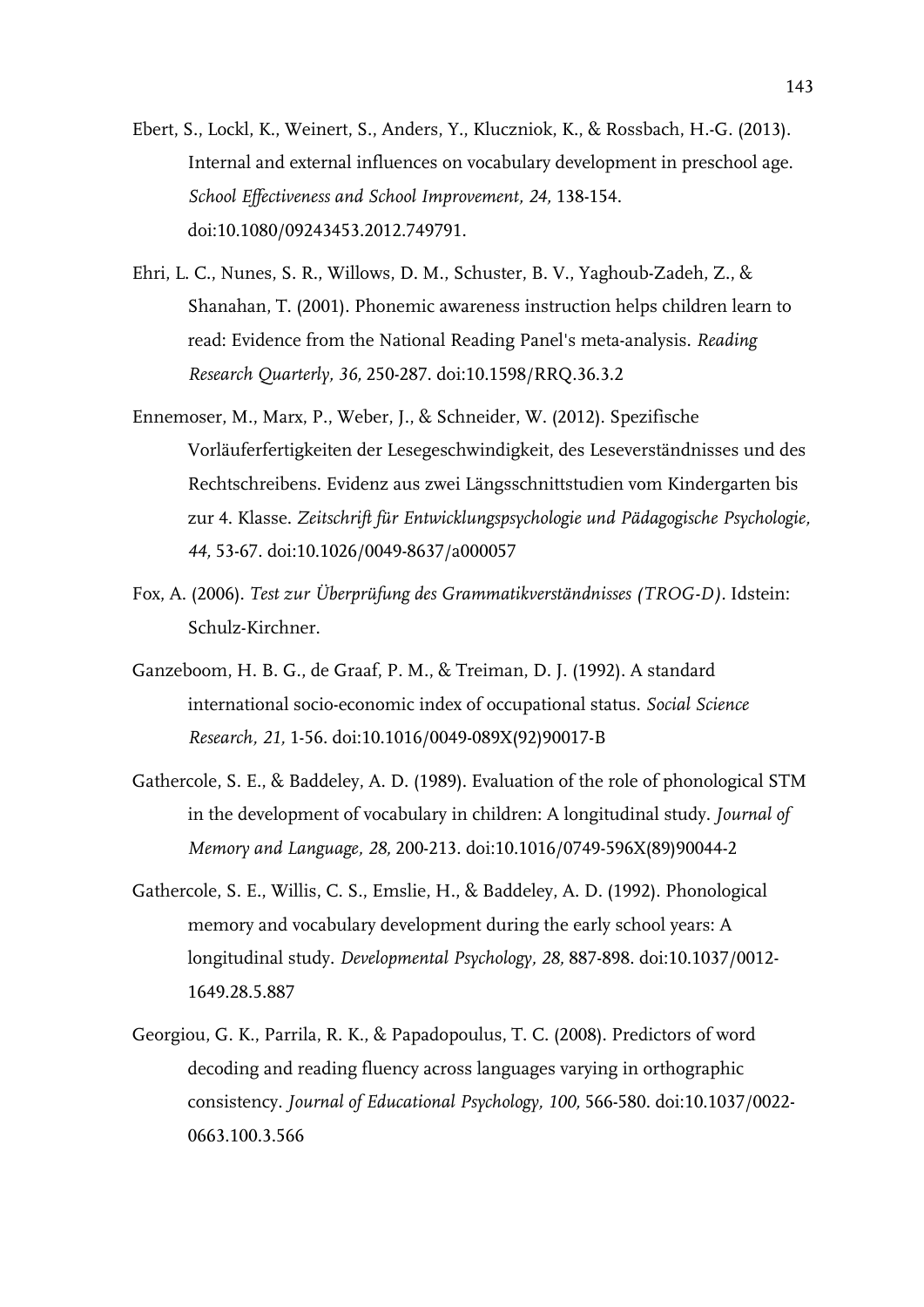Ebert, S., Lockl, K., Weinert, S., Anders, Y., Kluczniok, K., & Rossbach, H.-G. (2013). Internal and external influences on vocabulary development in preschool age. *School Effectiveness and School Improvement, 24,* 138-154. doi:10.1080/09243453.2012.749791.

Ehri, L. C., Nunes, S. R., Willows, D. M., Schuster, B. V., Yaghoub-Zadeh, Z., & Shanahan, T. (2001). Phonemic awareness instruction helps children learn to read: Evidence from the National Reading Panel's meta-analysis. *Reading Research Quarterly, 36,* 250-287. doi:10.1598/RRQ.36.3.2

Ennemoser, M., Marx, P., Weber, J., & Schneider, W. (2012). Spezifische Vorläuferfertigkeiten der Lesegeschwindigkeit, des Leseverständnisses und des Rechtschreibens. Evidenz aus zwei Längsschnittstudien vom Kindergarten bis zur 4. Klasse. *Zeitschrift für Entwicklungspsychologie und Pädagogische Psychologie, 44,* 53-67. doi:10.1026/0049-8637/a000057

Fox, A. (2006). *Test zur Überprüfung des Grammatikverständnisses (TROG-D)*. Idstein: Schulz-Kirchner.

Ganzeboom, H. B. G., de Graaf, P. M., & Treiman, D. J. (1992). A standard international socio-economic index of occupational status. *Social Science Research, 21,* 1-56. doi:10.1016/0049-089X(92)90017-B

Gathercole, S. E., & Baddeley, A. D. (1989). Evaluation of the role of phonological STM in the development of vocabulary in children: A longitudinal study. *Journal of Memory and Language, 28,* 200-213. doi:10.1016/0749-596X(89)90044-2

Gathercole, S. E., Willis, C. S., Emslie, H., & Baddeley, A. D. (1992). Phonological memory and vocabulary development during the early school years: A longitudinal study. *Developmental Psychology, 28,* 887-898. doi:10.1037/0012-1649.28.5.887

Georgiou, G. K., Parrila, R. K., & Papadopoulus, T. C. (2008). Predictors of word decoding and reading fluency across languages varying in orthographic consistency. *Journal of Educational Psychology, 100,* 566-580. doi:10.1037/0022-0663.100.3.566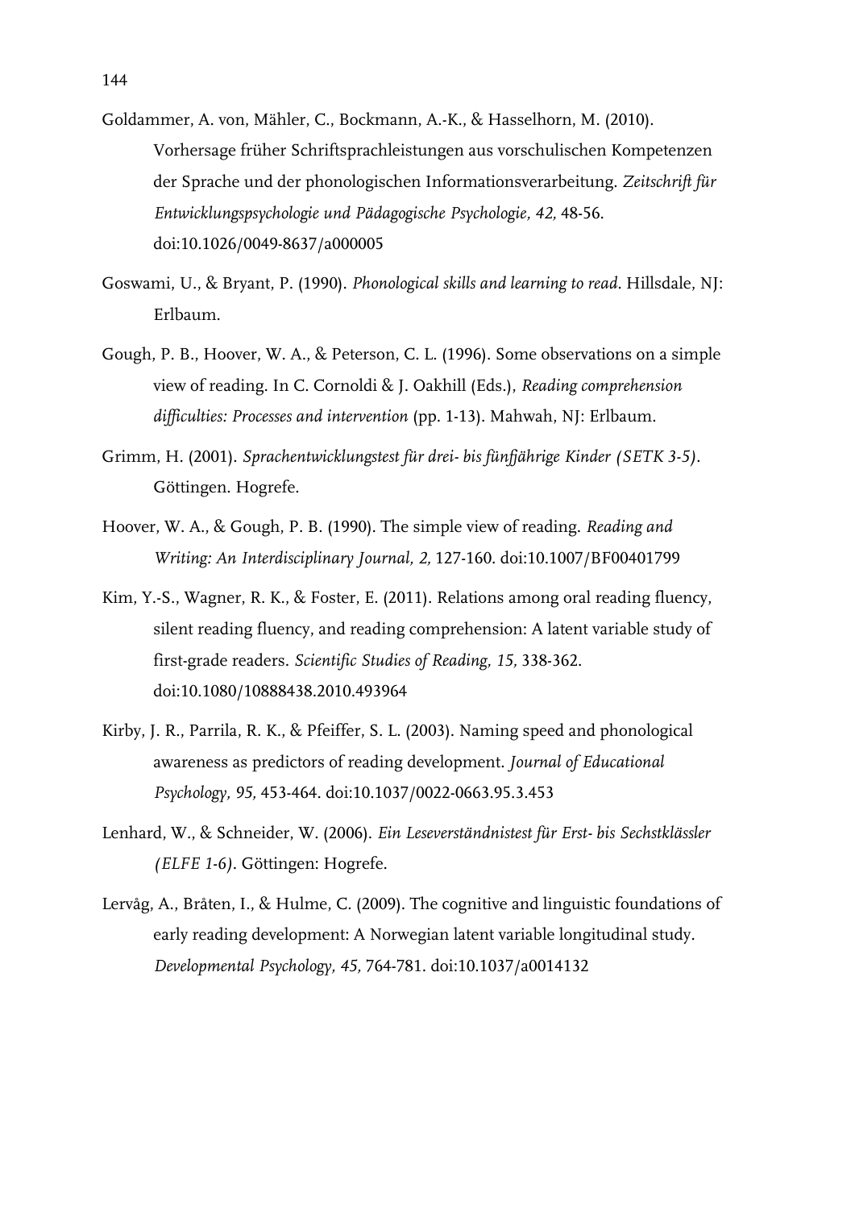Goldammer, A. von, Mähler, C., Bockmann, A.-K., & Hasselhorn, M. (2010). Vorhersage früher Schriftsprachleistungen aus vorschulischen Kompetenzen der Sprache und der phonologischen Informationsverarbeitung. *Zeitschrift für Entwicklungspsychologie und Pädagogische Psychologie, 42,* 48-56. doi:10.1026/0049-8637/a000005

Goswami, U., & Bryant, P. (1990). *Phonological skills and learning to read*. Hillsdale, NJ: Erlbaum.

Gough, P. B., Hoover, W. A., & Peterson, C. L. (1996). Some observations on a simple view of reading. In C. Cornoldi & J. Oakhill (Eds.), *Reading comprehension difficulties: Processes and intervention* (pp. 1-13). Mahwah, NJ: Erlbaum.

Grimm, H. (2001). *Sprachentwicklungstest für drei- bis fünfjährige Kinder (SETK 3-5)*. Göttingen. Hogrefe.

Hoover, W. A., & Gough, P. B. (1990). The simple view of reading. *Reading and Writing: An Interdisciplinary Journal, 2,* 127-160. doi:10.1007/BF00401799

Kim, Y.-S., Wagner, R. K., & Foster, E. (2011). Relations among oral reading fluency, silent reading fluency, and reading comprehension: A latent variable study of first-grade readers. *Scientific Studies of Reading, 15,* 338-362. doi:10.1080/10888438.2010.493964

Kirby, J. R., Parrila, R. K., & Pfeiffer, S. L. (2003). Naming speed and phonological awareness as predictors of reading development. *Journal of Educational Psychology, 95,* 453-464. doi:10.1037/0022-0663.95.3.453

Lenhard, W., & Schneider, W. (2006). *Ein Leseverständnistest für Erst- bis Sechstklässler (ELFE 1-6)*. Göttingen: Hogrefe.

Lervåg, A., Bråten, I., & Hulme, C. (2009). The cognitive and linguistic foundations of early reading development: A Norwegian latent variable longitudinal study. *Developmental Psychology, 45,* 764-781. doi:10.1037/a0014132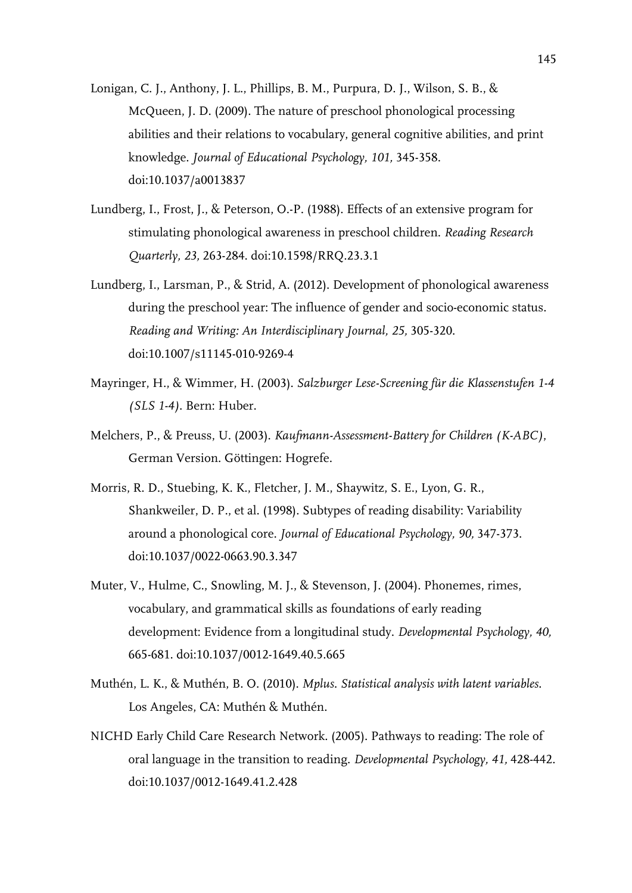Lonigan, C. J., Anthony, J. L., Phillips, B. M., Purpura, D. J., Wilson, S. B., & McQueen, J. D. (2009). The nature of preschool phonological processing abilities and their relations to vocabulary, general cognitive abilities, and print knowledge. *Journal of Educational Psychology, 101,* 345-358. doi:10.1037/a0013837

Lundberg, I., Frost, J., & Peterson, O.-P. (1988). Effects of an extensive program for stimulating phonological awareness in preschool children. *Reading Research Quarterly, 23,* 263-284. doi:10.1598/RRQ.23.3.1

Lundberg, I., Larsman, P., & Strid, A. (2012). Development of phonological awareness during the preschool year: The influence of gender and socio-economic status. *Reading and Writing: An Interdisciplinary Journal, 25,* 305-320. doi:10.1007/s11145-010-9269-4

Mayringer, H., & Wimmer, H. (2003). *Salzburger Lese-Screening für die Klassenstufen 1-4 (SLS 1-4)*. Bern: Huber.

Melchers, P., & Preuss, U. (2003). *Kaufmann-Assessment-Battery for Children (K-ABC)*, German Version. Göttingen: Hogrefe.

Morris, R. D., Stuebing, K. K., Fletcher, J. M., Shaywitz, S. E., Lyon, G. R., Shankweiler, D. P., et al. (1998). Subtypes of reading disability: Variability around a phonological core. *Journal of Educational Psychology, 90,* 347-373. doi:10.1037/0022-0663.90.3.347

Muter, V., Hulme, C., Snowling, M. J., & Stevenson, J. (2004). Phonemes, rimes, vocabulary, and grammatical skills as foundations of early reading development: Evidence from a longitudinal study. *Developmental Psychology, 40,* 665-681. doi:10.1037/0012-1649.40.5.665

Muthén, L. K., & Muthén, B. O. (2010). *Mplus. Statistical analysis with latent variables.* Los Angeles, CA: Muthén & Muthén.

NICHD Early Child Care Research Network. (2005). Pathways to reading: The role of oral language in the transition to reading. *Developmental Psychology, 41,* 428-442. doi:10.1037/0012-1649.41.2.428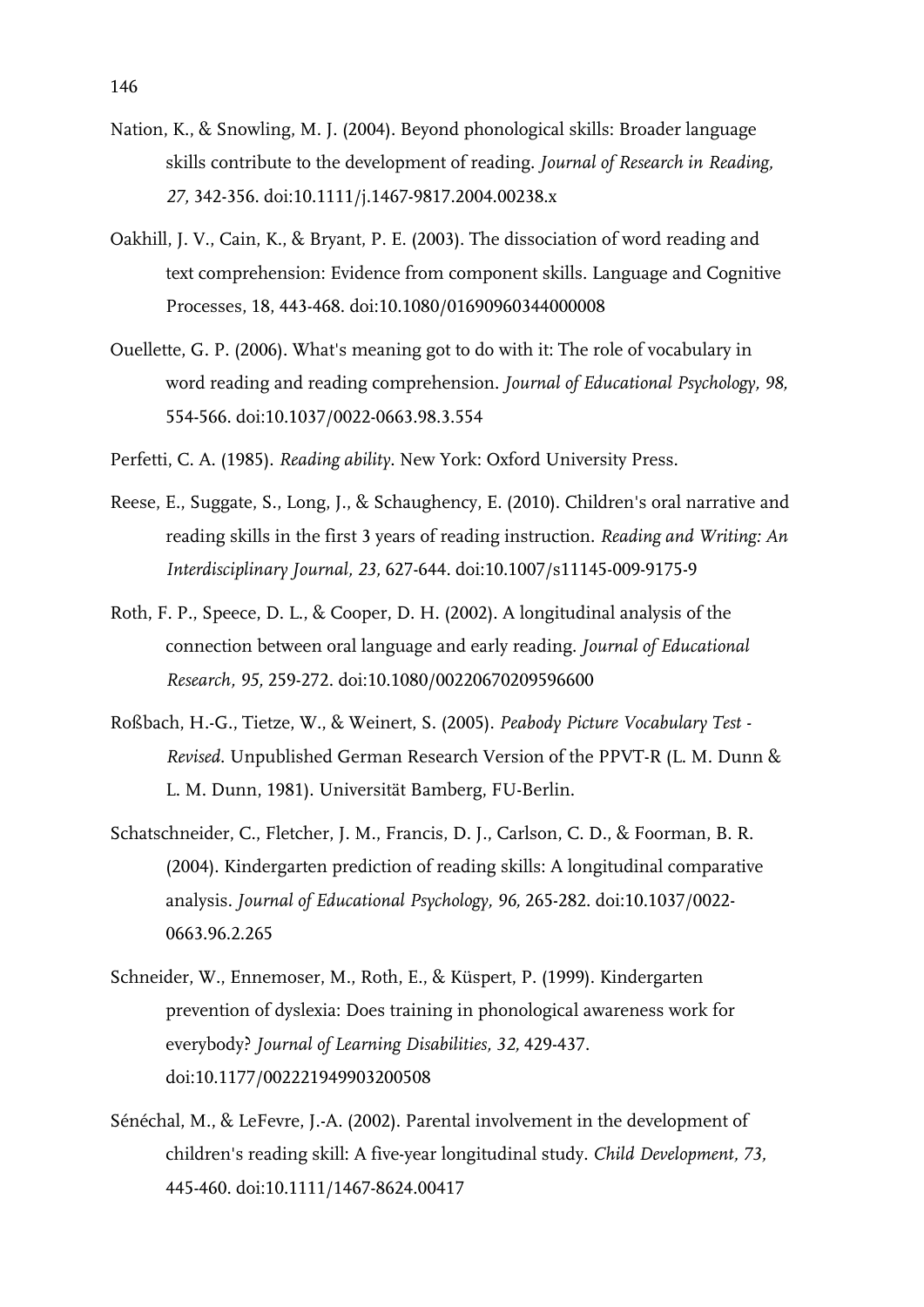Nation, K., & Snowling, M. J. (2004). Beyond phonological skills: Broader language skills contribute to the development of reading. *Journal of Research in Reading, 27,* 342-356. doi:10.1111/j.1467-9817.2004.00238.x

Oakhill, J. V., Cain, K., & Bryant, P. E. (2003). The dissociation of word reading and text comprehension: Evidence from component skills. Language and Cognitive Processes, 18, 443-468. doi:10.1080/01690960344000008

Ouellette, G. P. (2006). What's meaning got to do with it: The role of vocabulary in word reading and reading comprehension. *Journal of Educational Psychology, 98,* 554-566. doi:10.1037/0022-0663.98.3.554

Perfetti, C. A. (1985). *Reading ability*. New York: Oxford University Press.

Reese, E., Suggate, S., Long, J., & Schaughency, E. (2010). Children's oral narrative and reading skills in the first 3 years of reading instruction. *Reading and Writing: An Interdisciplinary Journal, 23,* 627-644. doi:10.1007/s11145-009-9175-9

Roth, F. P., Speece, D. L., & Cooper, D. H. (2002). A longitudinal analysis of the connection between oral language and early reading. *Journal of Educational Research, 95,* 259-272. doi:10.1080/00220670209596600

Roßbach, H.-G., Tietze, W., & Weinert, S. (2005). *Peabody Picture Vocabulary Test - Revised*. Unpublished German Research Version of the PPVT-R (L. M. Dunn & L. M. Dunn, 1981). Universität Bamberg, FU-Berlin.

Schatschneider, C., Fletcher, J. M., Francis, D. J., Carlson, C. D., & Foorman, B. R. (2004). Kindergarten prediction of reading skills: A longitudinal comparative analysis. *Journal of Educational Psychology, 96,* 265-282. doi:10.1037/0022-0663.96.2.265

Schneider, W., Ennemoser, M., Roth, E., & Küspert, P. (1999). Kindergarten prevention of dyslexia: Does training in phonological awareness work for everybody? *Journal of Learning Disabilities, 32,* 429-437. doi:10.1177/002221949903200508

Sénéchal, M., & LeFevre, J.-A. (2002). Parental involvement in the development of children's reading skill: A five-year longitudinal study. *Child Development, 73,* 445-460. doi:10.1111/1467-8624.00417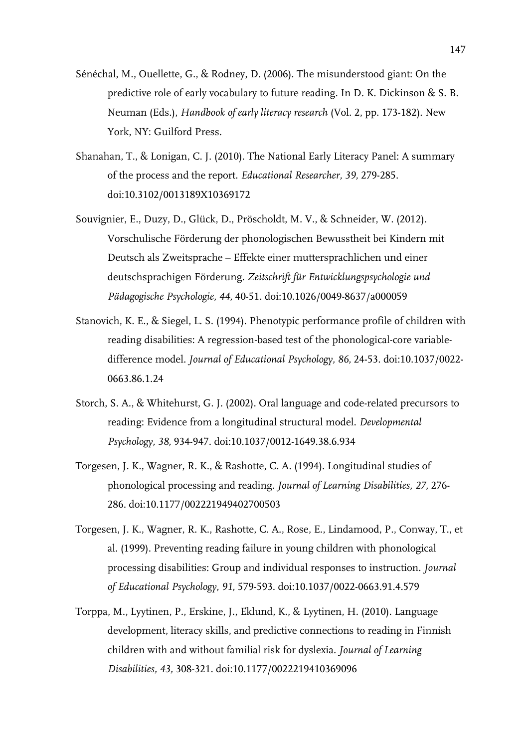Sénéchal, M., Ouellette, G., & Rodney, D. (2006). The misunderstood giant: On the predictive role of early vocabulary to future reading. In D. K. Dickinson & S. B. Neuman (Eds.), *Handbook of early literacy research* (Vol. 2, pp. 173-182). New York, NY: Guilford Press.

Shanahan, T., & Lonigan, C. J. (2010). The National Early Literacy Panel: A summary of the process and the report. *Educational Researcher, 39,* 279-285. doi:10.3102/0013189X10369172

Souvignier, E., Duzy, D., Glück, D., Pröscholdt, M. V., & Schneider, W. (2012). Vorschulische Förderung der phonologischen Bewusstheit bei Kindern mit Deutsch als Zweitsprache – Effekte einer muttersprachlichen und einer deutschsprachigen Förderung. *Zeitschrift für Entwicklungspsychologie und Pädagogische Psychologie, 44,* 40-51. doi:10.1026/0049-8637/a000059

Stanovich, K. E., & Siegel, L. S. (1994). Phenotypic performance profile of children with reading disabilities: A regression-based test of the phonological-core variable-difference model. *Journal of Educational Psychology, 86,* 24-53. doi:10.1037/0022-0663.86.1.24

Storch, S. A., & Whitehurst, G. J. (2002). Oral language and code-related precursors to reading: Evidence from a longitudinal structural model. *Developmental Psychology, 38,* 934-947. doi:10.1037/0012-1649.38.6.934

Torgesen, J. K., Wagner, R. K., & Rashotte, C. A. (1994). Longitudinal studies of phonological processing and reading. *Journal of Learning Disabilities, 27,* 276-286. doi:10.1177/002221949402700503

Torgesen, J. K., Wagner, R. K., Rashotte, C. A., Rose, E., Lindamood, P., Conway, T., et al. (1999). Preventing reading failure in young children with phonological processing disabilities: Group and individual responses to instruction. *Journal of Educational Psychology, 91,* 579-593. doi:10.1037/0022-0663.91.4.579

Torppa, M., Lyytinen, P., Erskine, J., Eklund, K., & Lyytinen, H. (2010). Language development, literacy skills, and predictive connections to reading in Finnish children with and without familial risk for dyslexia. *Journal of Learning Disabilities, 43,* 308-321. doi:10.1177/0022219410369096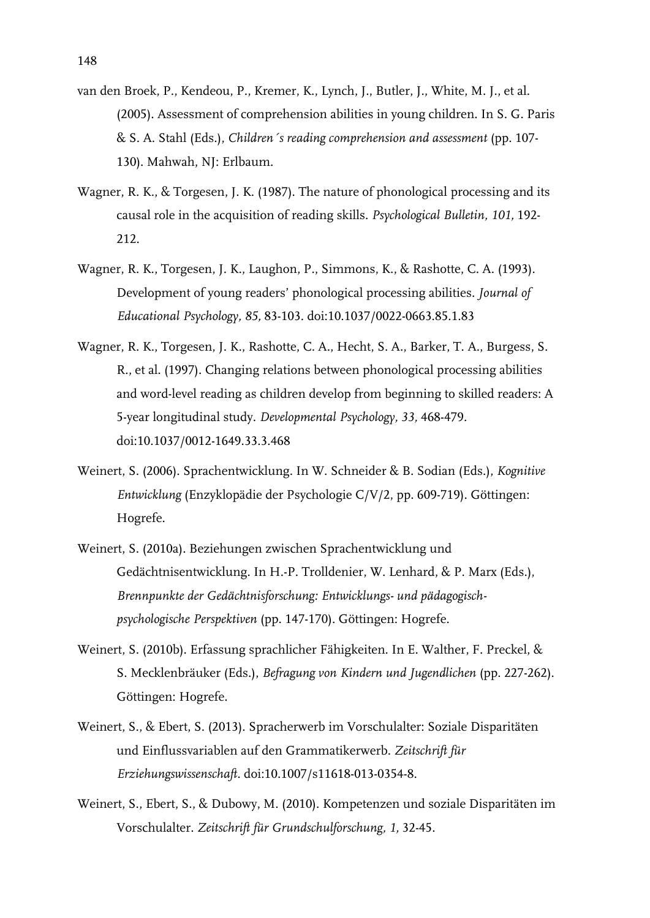van den Broek, P., Kendeou, P., Kremer, K., Lynch, J., Butler, J., White, M. J., et al. (2005). Assessment of comprehension abilities in young children. In S. G. Paris & S. A. Stahl (Eds.), *Children´s reading comprehension and assessment* (pp. 107-130). Mahwah, NJ: Erlbaum.

Wagner, R. K., & Torgesen, J. K. (1987). The nature of phonological processing and its causal role in the acquisition of reading skills. *Psychological Bulletin, 101,* 192-212.

Wagner, R. K., Torgesen, J. K., Laughon, P., Simmons, K., & Rashotte, C. A. (1993). Development of young readers' phonological processing abilities. *Journal of Educational Psychology, 85,* 83-103. doi:10.1037/0022-0663.85.1.83

Wagner, R. K., Torgesen, J. K., Rashotte, C. A., Hecht, S. A., Barker, T. A., Burgess, S. R., et al. (1997). Changing relations between phonological processing abilities and word-level reading as children develop from beginning to skilled readers: A 5-year longitudinal study. *Developmental Psychology, 33,* 468-479. doi:10.1037/0012-1649.33.3.468

Weinert, S. (2006). Sprachentwicklung. In W. Schneider & B. Sodian (Eds.), *Kognitive Entwicklung* (Enzyklopädie der Psychologie C/V/2, pp. 609-719). Göttingen: Hogrefe.

Weinert, S. (2010a). Beziehungen zwischen Sprachentwicklung und Gedächtnisentwicklung. In H.-P. Trolldenier, W. Lenhard, & P. Marx (Eds.), *Brennpunkte der Gedächtnisforschung: Entwicklungs- und pädagogisch-psychologische Perspektiven* (pp. 147-170). Göttingen: Hogrefe.

Weinert, S. (2010b). Erfassung sprachlicher Fähigkeiten. In E. Walther, F. Preckel, & S. Mecklenbräuker (Eds.), *Befragung von Kindern und Jugendlichen* (pp. 227-262). Göttingen: Hogrefe.

Weinert, S., & Ebert, S. (2013). Spracherwerb im Vorschulalter: Soziale Disparitäten und Einflussvariablen auf den Grammatikerwerb. *Zeitschrift für Erziehungswissenschaft*. doi:10.1007/s11618-013-0354-8.

Weinert, S., Ebert, S., & Dubowy, M. (2010). Kompetenzen und soziale Disparitäten im Vorschulalter. *Zeitschrift für Grundschulforschung, 1,* 32-45.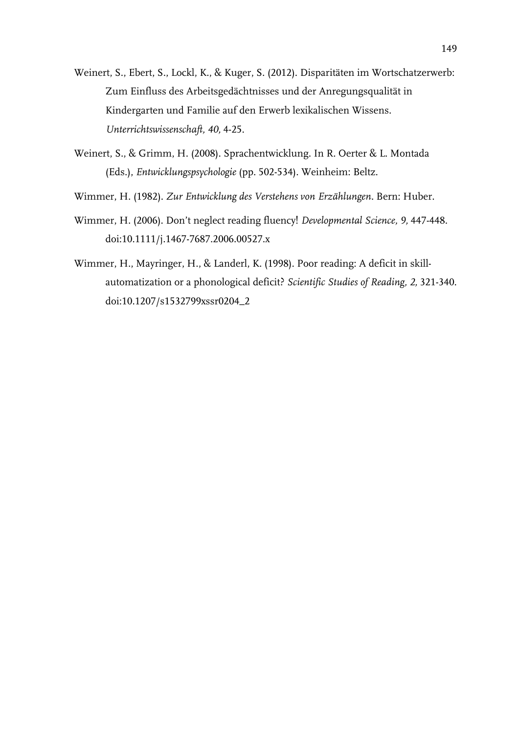Weinert, S., Ebert, S., Lockl, K., & Kuger, S. (2012). Disparitäten im Wortschatzerwerb: Zum Einfluss des Arbeitsgedächtnisses und der Anregungsqualität in Kindergarten und Familie auf den Erwerb lexikalischen Wissens. *Unterrichtswissenschaft, 40,* 4-25.

Weinert, S., & Grimm, H. (2008). Sprachentwicklung. In R. Oerter & L. Montada (Eds.), *Entwicklungspsychologie* (pp. 502-534). Weinheim: Beltz.

Wimmer, H. (1982). *Zur Entwicklung des Verstehens von Erzählungen*. Bern: Huber.

Wimmer, H. (2006). Don't neglect reading fluency! *Developmental Science, 9,* 447-448. doi:10.1111/j.1467-7687.2006.00527.x

Wimmer, H., Mayringer, H., & Landerl, K. (1998). Poor reading: A deficit in skill-automatization or a phonological deficit? *Scientific Studies of Reading, 2,* 321-340. doi:10.1207/s1532799xssr0204_2